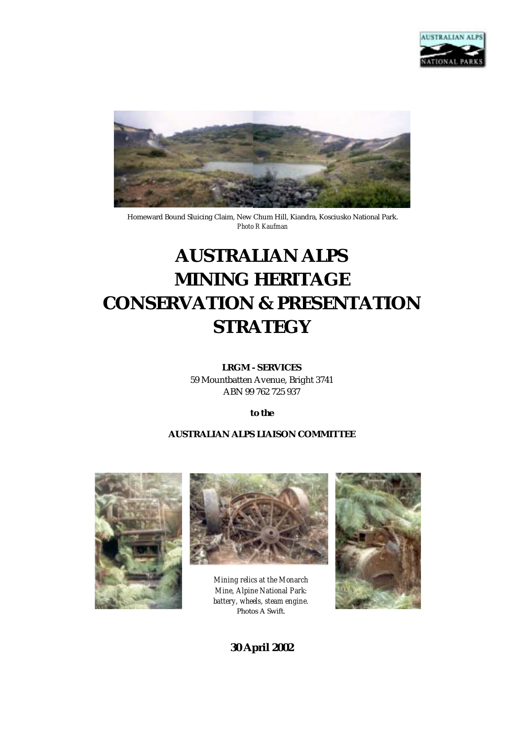Homeward Bound Sluicing Claim, New Chum Hill, Kiandra, Kosciusko National Park.
*Photo R Kaufman*

# AUSTRALIAN ALPS MINING HERITAGE CONSERVATION & PRESENTATION STRATEGY

**LRGM - SERVICES**
59 Mountbatten Avenue, Bright 3741
ABN 99 762 725 937

**to the**

**AUSTRALIAN ALPS LIAISON COMMITTEE**

*Mining relics at the Monarch Mine, Alpine National Park: battery, wheels, steam engine.*
Photos A Swift.

**30 April 2002**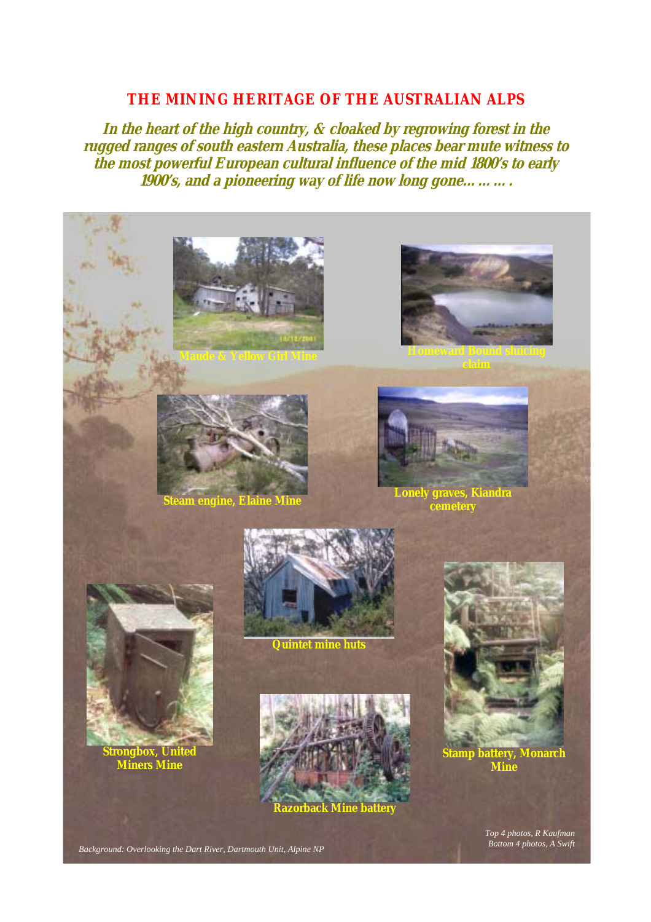# THE MINING HERITAGE OF THE AUSTRALIAN ALPS

***In the heart of the high country, & cloaked by regrowing forest in the rugged ranges of south eastern Australia, these places bear mute witness to the most powerful European cultural influence of the mid 1800's to early 1900's, and a pioneering way of life now long gone…… … .***

**Maude & Yellow Girl Mine**

**Homeward Bound sluicing claim**

**Steam engine, Elaine Mine**

**Lonely graves, Kiandra cemetery**

**Quintet mine huts**

**Strongbox, United Miners Mine**

**Stamp battery, Monarch Mine**

**Razorback Mine battery**

*Top 4 photos, R Kaufman*
*Bottom 4 photos, A Swift*

*Background: Overlooking the Dart River, Dartmouth Unit, Alpine NP*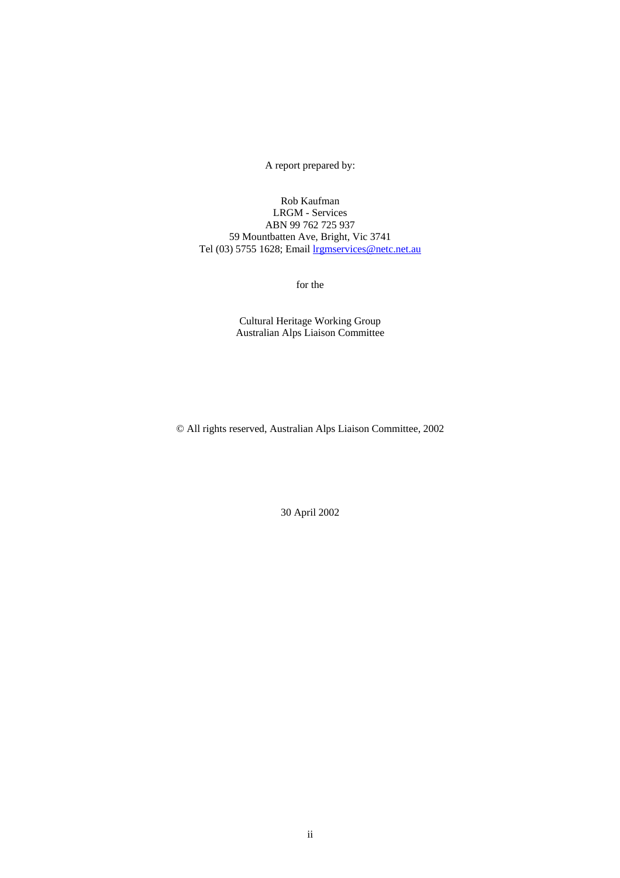A report prepared by:

Rob Kaufman
LRGM - Services
ABN 99 762 725 937
59 Mountbatten Ave, Bright, Vic 3741
Tel (03) 5755 1628; Email lrgmservices@netc.net.au

for the

Cultural Heritage Working Group
Australian Alps Liaison Committee

© All rights reserved, Australian Alps Liaison Committee, 2002

30 April 2002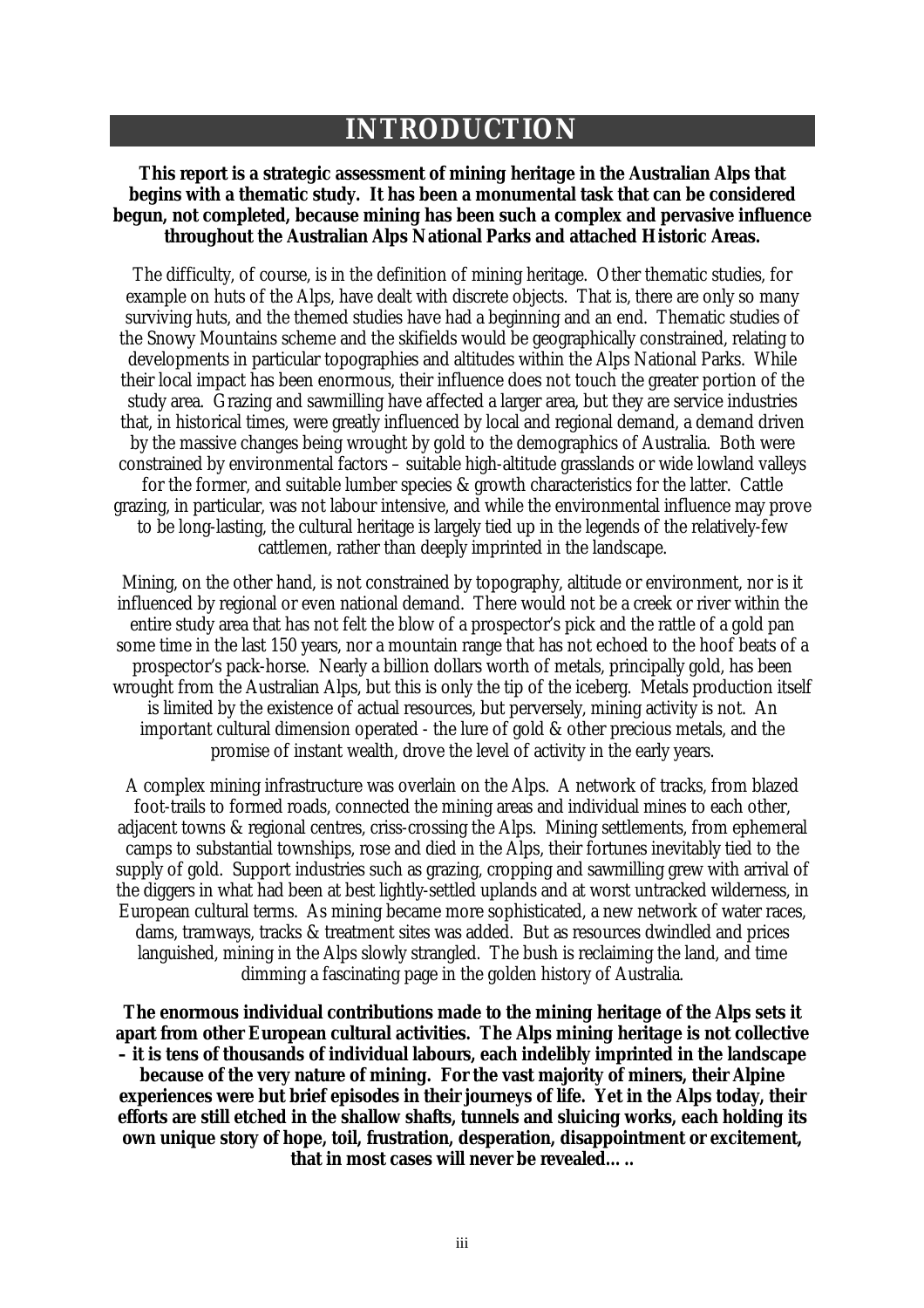# INTRODUCTION

**This report is a strategic assessment of mining heritage in the Australian Alps that begins with a thematic study. It has been a monumental task that can be considered begun, not completed, because mining has been such a complex and pervasive influence throughout the Australian Alps National Parks and attached Historic Areas.**

The difficulty, of course, is in the definition of mining heritage. Other thematic studies, for example on huts of the Alps, have dealt with discrete objects. That is, there are only so many surviving huts, and the themed studies have had a beginning and an end. Thematic studies of the Snowy Mountains scheme and the skifields would be geographically constrained, relating to developments in particular topographies and altitudes within the Alps National Parks. While their local impact has been enormous, their influence does not touch the greater portion of the study area. Grazing and sawmilling have affected a larger area, but they are service industries that, in historical times, were greatly influenced by local and regional demand, a demand driven by the massive changes being wrought by gold to the demographics of Australia. Both were constrained by environmental factors – suitable high-altitude grasslands or wide lowland valleys for the former, and suitable lumber species & growth characteristics for the latter. Cattle grazing, in particular, was not labour intensive, and while the environmental influence may prove to be long-lasting, the cultural heritage is largely tied up in the legends of the relatively-few cattlemen, rather than deeply imprinted in the landscape.

Mining, on the other hand, is not constrained by topography, altitude or environment, nor is it influenced by regional or even national demand. There would not be a creek or river within the entire study area that has not felt the blow of a prospector's pick and the rattle of a gold pan some time in the last 150 years, nor a mountain range that has not echoed to the hoof beats of a prospector's pack-horse. Nearly a billion dollars worth of metals, principally gold, has been wrought from the Australian Alps, but this is only the tip of the iceberg. Metals production itself is limited by the existence of actual resources, but perversely, mining activity is not. An important cultural dimension operated - the lure of gold & other precious metals, and the promise of instant wealth, drove the level of activity in the early years.

A complex mining infrastructure was overlain on the Alps. A network of tracks, from blazed foot-trails to formed roads, connected the mining areas and individual mines to each other, adjacent towns & regional centres, criss-crossing the Alps. Mining settlements, from ephemeral camps to substantial townships, rose and died in the Alps, their fortunes inevitably tied to the supply of gold. Support industries such as grazing, cropping and sawmilling grew with arrival of the diggers in what had been at best lightly-settled uplands and at worst untracked wilderness, in European cultural terms. As mining became more sophisticated, a new network of water races, dams, tramways, tracks & treatment sites was added. But as resources dwindled and prices languished, mining in the Alps slowly strangled. The bush is reclaiming the land, and time dimming a fascinating page in the golden history of Australia.

**The enormous individual contributions made to the mining heritage of the Alps sets it apart from other European cultural activities. The Alps mining heritage is not collective – it is tens of thousands of individual labours, each indelibly imprinted in the landscape because of the very nature of mining. For the vast majority of miners, their Alpine experiences were but brief episodes in their journeys of life. Yet in the Alps today, their efforts are still etched in the shallow shafts, tunnels and sluicing works, each holding its own unique story of hope, toil, frustration, desperation, disappointment or excitement, that in most cases will never be revealed…..**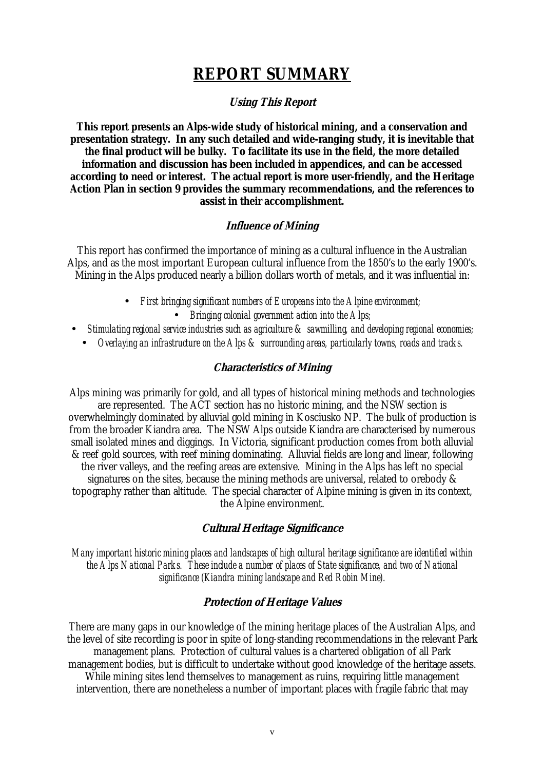# REPORT SUMMARY

### *Using This Report*

**This report presents an Alps-wide study of historical mining, and a conservation and presentation strategy. In any such detailed and wide-ranging study, it is inevitable that the final product will be bulky. To facilitate its use in the field, the more detailed information and discussion has been included in appendices, and can be accessed according to need or interest. The actual report is more user-friendly, and the Heritage Action Plan in section 9 provides the summary recommendations, and the references to assist in their accomplishment.**

### *Influence of Mining*

This report has confirmed the importance of mining as a cultural influence in the Australian Alps, and as the most important European cultural influence from the 1850's to the early 1900's. Mining in the Alps produced nearly a billion dollars worth of metals, and it was influential in:

- *First bringing significant numbers of Europeans into the Alpine environment;*
- *Bringing colonial government action into the Alps;*
- *Stimulating regional service industries such as agriculture & sawmilling, and developing regional economies;*
- *Overlaying an infrastructure on the Alps & surrounding areas, particularly towns, roads and tracks.*

### *Characteristics of Mining*

Alps mining was primarily for gold, and all types of historical mining methods and technologies are represented. The ACT section has no historic mining, and the NSW section is overwhelmingly dominated by alluvial gold mining in Kosciusko NP. The bulk of production is from the broader Kiandra area. The NSW Alps outside Kiandra are characterised by numerous small isolated mines and diggings. In Victoria, significant production comes from both alluvial & reef gold sources, with reef mining dominating. Alluvial fields are long and linear, following the river valleys, and the reefing areas are extensive. Mining in the Alps has left no special signatures on the sites, because the mining methods are universal, related to orebody & topography rather than altitude. The special character of Alpine mining is given in its context, the Alpine environment.

### *Cultural Heritage Significance*

*Many important historic mining places and landscapes of high cultural heritage significance are identified within the Alps National Parks. These include a number of places of State significance, and two of National significance (Kiandra mining landscape and Red Robin Mine).*

### *Protection of Heritage Values*

There are many gaps in our knowledge of the mining heritage places of the Australian Alps, and the level of site recording is poor in spite of long-standing recommendations in the relevant Park management plans. Protection of cultural values is a chartered obligation of all Park management bodies, but is difficult to undertake without good knowledge of the heritage assets. While mining sites lend themselves to management as ruins, requiring little management intervention, there are nonetheless a number of important places with fragile fabric that may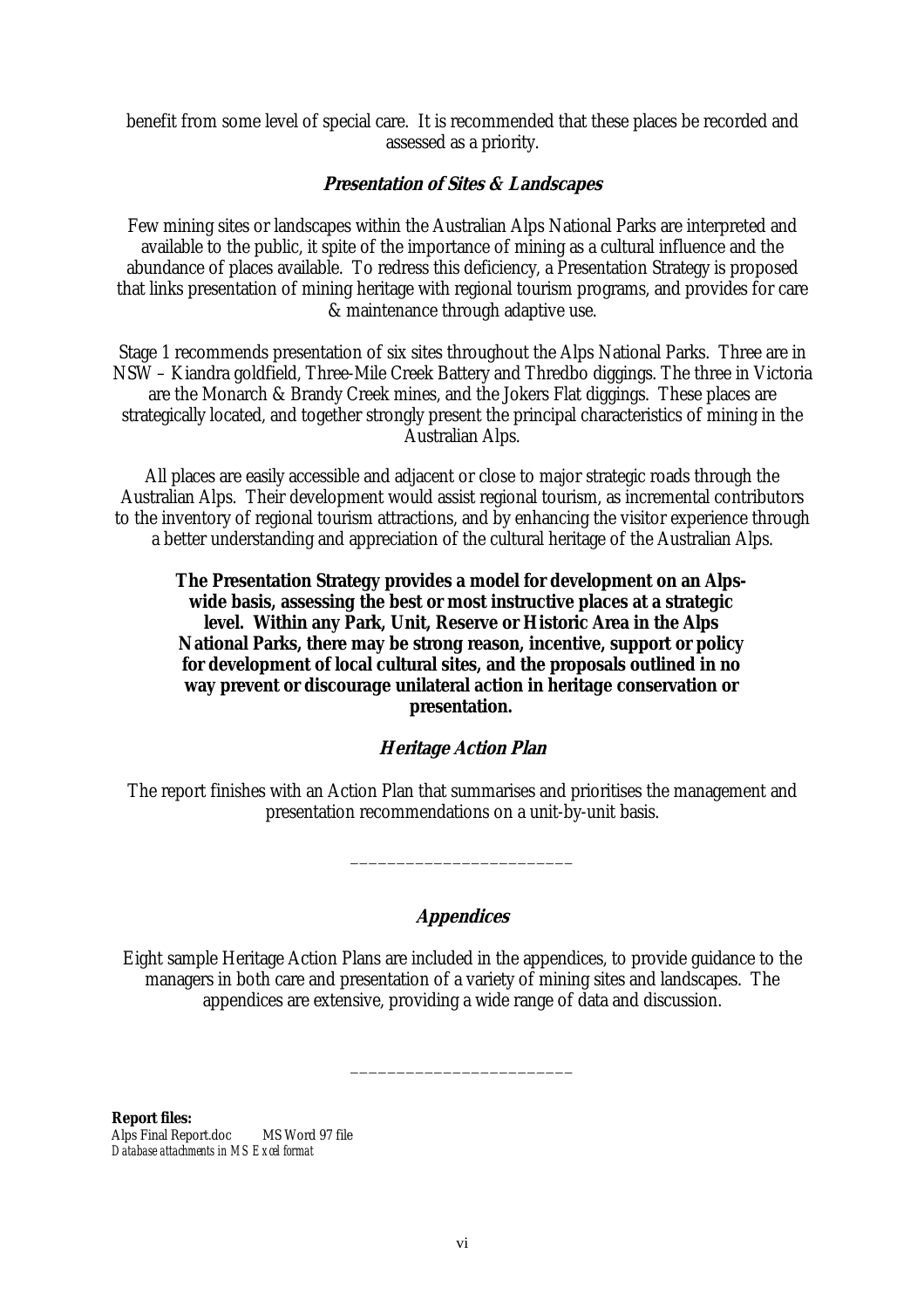benefit from some level of special care. It is recommended that these places be recorded and assessed as a priority.

### *Presentation of Sites & Landscapes*

Few mining sites or landscapes within the Australian Alps National Parks are interpreted and available to the public, it spite of the importance of mining as a cultural influence and the abundance of places available. To redress this deficiency, a Presentation Strategy is proposed that links presentation of mining heritage with regional tourism programs, and provides for care & maintenance through adaptive use.

Stage 1 recommends presentation of six sites throughout the Alps National Parks. Three are in NSW – Kiandra goldfield, Three-Mile Creek Battery and Thredbo diggings. The three in Victoria are the Monarch & Brandy Creek mines, and the Jokers Flat diggings. These places are strategically located, and together strongly present the principal characteristics of mining in the Australian Alps.

All places are easily accessible and adjacent or close to major strategic roads through the Australian Alps. Their development would assist regional tourism, as incremental contributors to the inventory of regional tourism attractions, and by enhancing the visitor experience through a better understanding and appreciation of the cultural heritage of the Australian Alps.

**The Presentation Strategy provides a model for development on an Alps-wide basis, assessing the best or most instructive places at a strategic level. Within any Park, Unit, Reserve or Historic Area in the Alps National Parks, there may be strong reason, incentive, support or policy for development of local cultural sites, and the proposals outlined in no way prevent or discourage unilateral action in heritage conservation or presentation.**

### *Heritage Action Plan*

The report finishes with an Action Plan that summarises and prioritises the management and presentation recommendations on a unit-by-unit basis.

_______________________

### *Appendices*

Eight sample Heritage Action Plans are included in the appendices, to provide guidance to the managers in both care and presentation of a variety of mining sites and landscapes. The appendices are extensive, providing a wide range of data and discussion.

_______________________

**Report files:**
Alps Final Report.doc MS Word 97 file
*Database attachments in MS Excel format*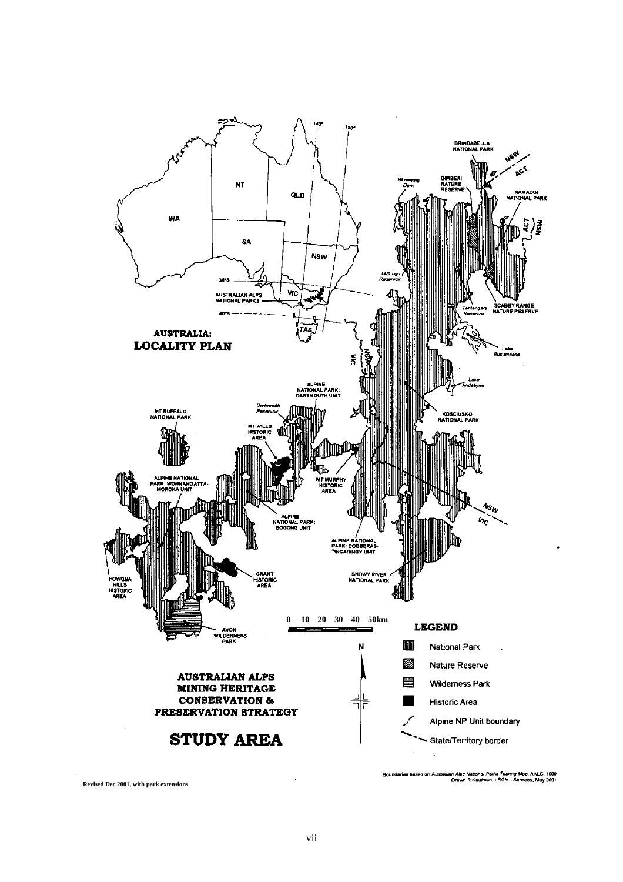**AUSTRALIA: LOCALITY PLAN**

**AUSTRALIAN ALPS MINING HERITAGE CONSERVATION & PRESERVATION STRATEGY**

# STUDY AREA

**LEGEND**

- National Park
- Nature Reserve
- Wilderness Park
- Historic Area
- Alpine NP Unit boundary
- State/Territory border

Boundaries based on *Australian Alps National Parks Touring Map*, AALC, 1999
Drawn R Kaufman, LRGM - Services, May 2001

Revised Dec 2001, with park extensions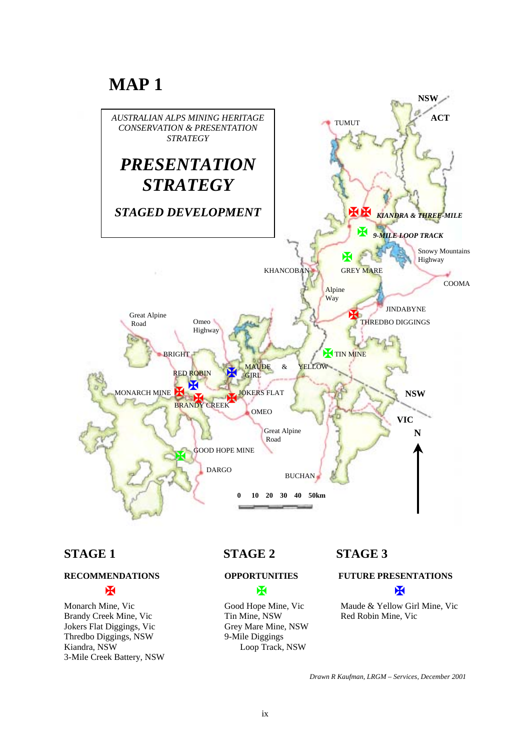# MAP 1

*AUSTRALIAN ALPS MINING HERITAGE CONSERVATION & PRESENTATION STRATEGY*

***PRESENTATION STRATEGY***

***STAGED DEVELOPMENT***

NSW ACT TUMUT

*KIANDRA & THREE-MILE*

*9-MILE LOOP TRACK*

Snowy Mountains Highway

KHANCOBAN GREY MARE COOMA

Alpine Way

JINDABYNE

THREDBO DIGGINGS

Great Alpine Road

Omeo Highway

BRIGHT

TIN MINE

MAUDE & YELLOW GIRL

RED ROBIN

MONARCH MINE

JOKERS FLAT

BRANDY CREEK

NSW

OMEO

VIC

N

Great Alpine Road

GOOD HOPE MINE

DARGO

BUCHAN

0 10 20 30 40 50km

## STAGE 1

**RECOMMENDATIONS**

Monarch Mine, Vic
Brandy Creek Mine, Vic
Jokers Flat Diggings, Vic
Thredbo Diggings, NSW
Kiandra, NSW
3-Mile Creek Battery, NSW

## STAGE 2

**OPPORTUNITIES**

Good Hope Mine, Vic
Tin Mine, NSW
Grey Mare Mine, NSW
9-Mile Diggings Loop Track, NSW

## STAGE 3

**FUTURE PRESENTATIONS**

Maude & Yellow Girl Mine, Vic
Red Robin Mine, Vic

*Drawn R Kaufman, LRGM – Services, December 2001*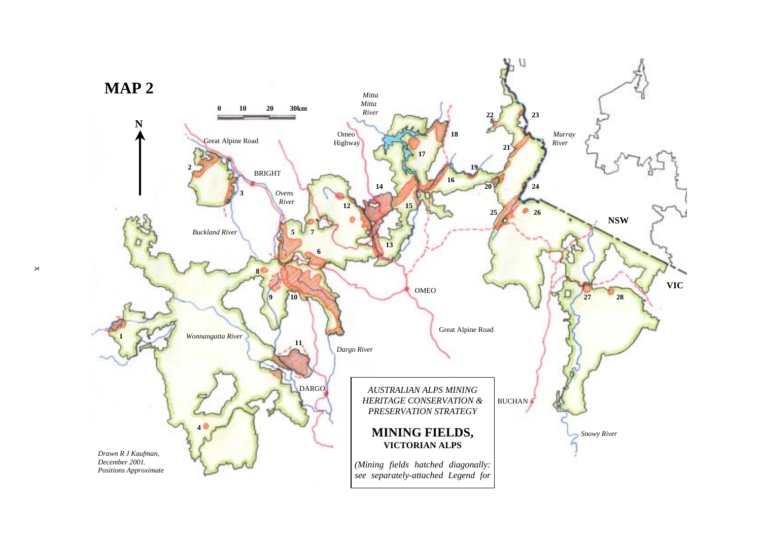# MAP 2

*AUSTRALIAN ALPS MINING HERITAGE CONSERVATION & PRESERVATION STRATEGY*

**MINING FIELDS,**
**VICTORIAN ALPS**

*(Mining fields hatched diagonally: see separately-attached Legend for*

*Drawn R J Kaufman,*
*December 2001.*
*Positions Approximate*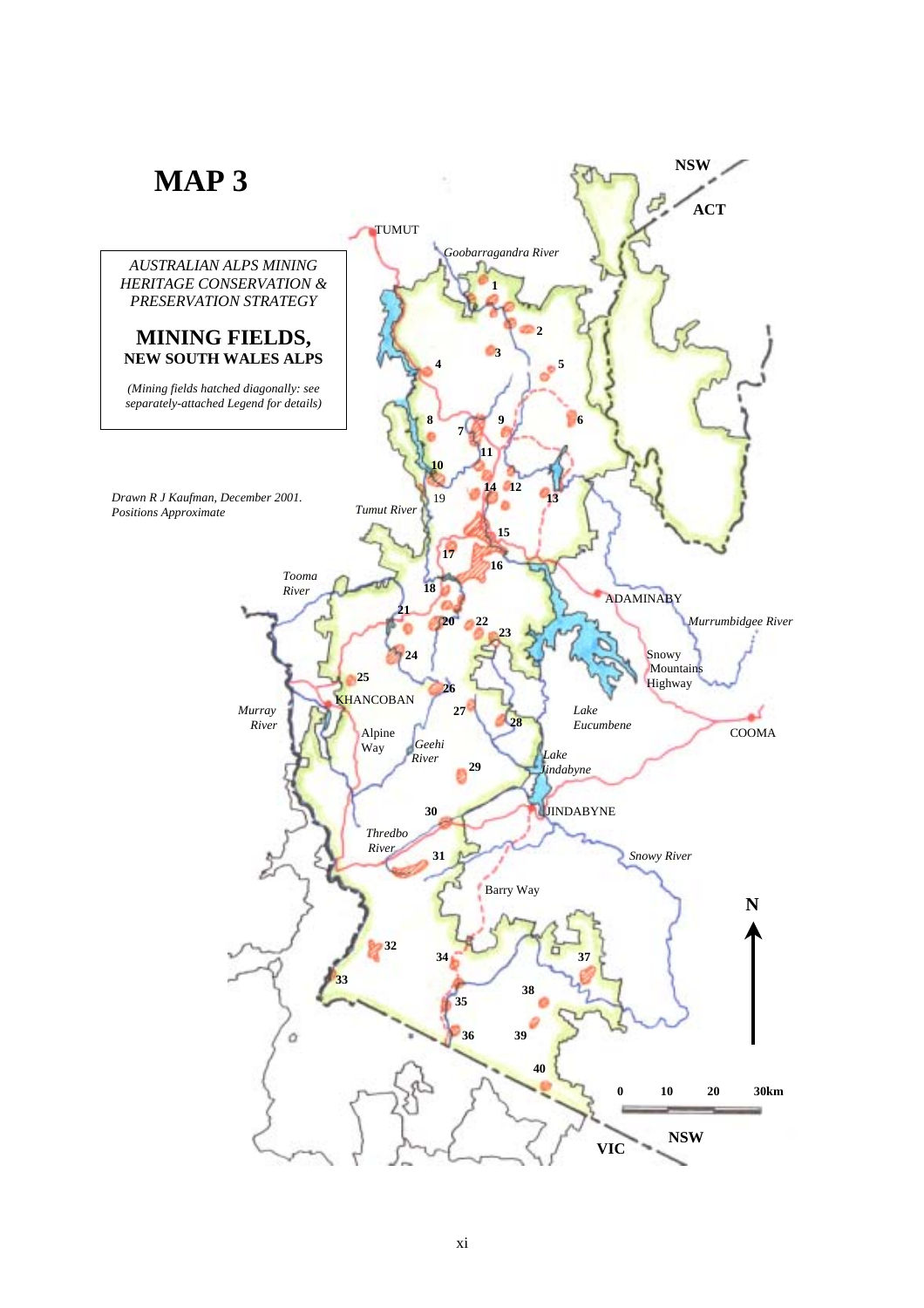# MAP 3

*AUSTRALIAN ALPS MINING HERITAGE CONSERVATION & PRESERVATION STRATEGY*

## MINING FIELDS,
**NEW SOUTH WALES ALPS**

*(Mining fields hatched diagonally: see separately-attached Legend for details)*

*Drawn R J Kaufman, December 2001. Positions Approximate*

NSW

ACT

TUMUT

*Goobarragandra River*

1 2 3 4 5 6 7 8 9 10 11 12 13 14 15 16 17 18 19 20 21 22 23 24 25 26 27 28 29 30 31 32 33 34 35 36 37 38 39 40

*Tumut River*

*Tooma River*

ADAMINABY

*Murrumbidgee River*

Snowy Mountains Highway

KHANCOBAN

*Murray River*

Alpine Way

*Geehi River*

*Lake Eucumbene*

COOMA

*Lake Jindabyne*

JINDABYNE

*Thredbo River*

*Snowy River*

Barry Way

N

0 10 20 30km

NSW

VIC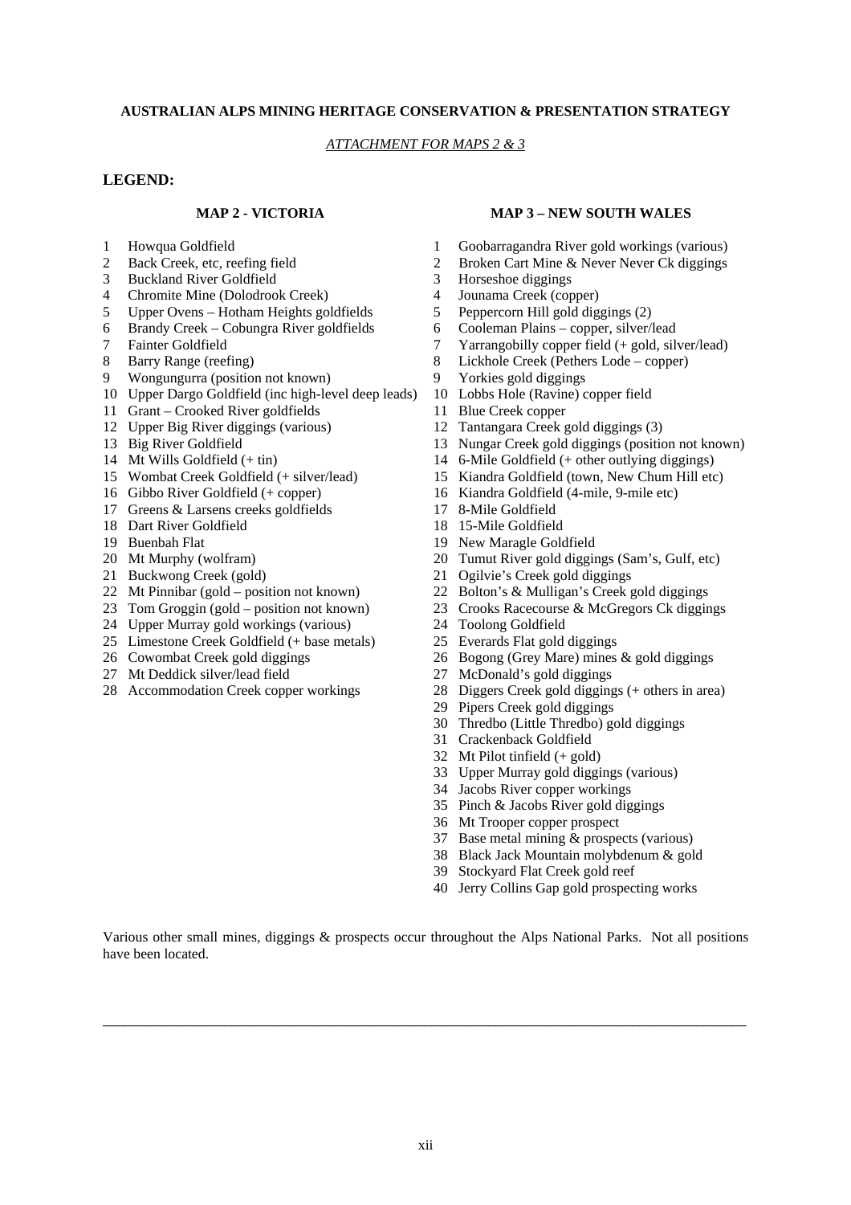**AUSTRALIAN ALPS MINING HERITAGE CONSERVATION & PRESENTATION STRATEGY**

*ATTACHMENT FOR MAPS 2 & 3*

## LEGEND:

### MAP 2 - VICTORIA

1. Howqua Goldfield
2. Back Creek, etc, reefing field
3. Buckland River Goldfield
4. Chromite Mine (Dolodrook Creek)
5. Upper Ovens – Hotham Heights goldfields
6. Brandy Creek – Cobungra River goldfields
7. Fainter Goldfield
8. Barry Range (reefing)
9. Wongungurra (position not known)
10. Upper Dargo Goldfield (inc high-level deep leads)
11. Grant – Crooked River goldfields
12. Upper Big River diggings (various)
13. Big River Goldfield
14. Mt Wills Goldfield (+ tin)
15. Wombat Creek Goldfield (+ silver/lead)
16. Gibbo River Goldfield (+ copper)
17. Greens & Larsens creeks goldfields
18. Dart River Goldfield
19. Buenbah Flat
20. Mt Murphy (wolfram)
21. Buckwong Creek (gold)
22. Mt Pinnibar (gold – position not known)
23. Tom Groggin (gold – position not known)
24. Upper Murray gold workings (various)
25. Limestone Creek Goldfield (+ base metals)
26. Cowombat Creek gold diggings
27. Mt Deddick silver/lead field
28. Accommodation Creek copper workings

### MAP 3 – NEW SOUTH WALES

1. Goobarragandra River gold workings (various)
2. Broken Cart Mine & Never Never Ck diggings
3. Horseshoe diggings
4. Jounama Creek (copper)
5. Peppercorn Hill gold diggings (2)
6. Cooleman Plains – copper, silver/lead
7. Yarrangobilly copper field (+ gold, silver/lead)
8. Lickhole Creek (Pethers Lode – copper)
9. Yorkies gold diggings
10. Lobbs Hole (Ravine) copper field
11. Blue Creek copper
12. Tantangara Creek gold diggings (3)
13. Nungar Creek gold diggings (position not known)
14. 6-Mile Goldfield (+ other outlying diggings)
15. Kiandra Goldfield (town, New Chum Hill etc)
16. Kiandra Goldfield (4-mile, 9-mile etc)
17. 8-Mile Goldfield
18. 15-Mile Goldfield
19. New Maragle Goldfield
20. Tumut River gold diggings (Sam's, Gulf, etc)
21. Ogilvie's Creek gold diggings
22. Bolton's & Mulligan's Creek gold diggings
23. Crooks Racecourse & McGregors Ck diggings
24. Toolong Goldfield
25. Everards Flat gold diggings
26. Bogong (Grey Mare) mines & gold diggings
27. McDonald's gold diggings
28. Diggers Creek gold diggings (+ others in area)
29. Pipers Creek gold diggings
30. Thredbo (Little Thredbo) gold diggings
31. Crackenback Goldfield
32. Mt Pilot tinfield (+ gold)
33. Upper Murray gold diggings (various)
34. Jacobs River copper workings
35. Pinch & Jacobs River gold diggings
36. Mt Trooper copper prospect
37. Base metal mining & prospects (various)
38. Black Jack Mountain molybdenum & gold
39. Stockyard Flat Creek gold reef
40. Jerry Collins Gap gold prospecting works

Various other small mines, diggings & prospects occur throughout the Alps National Parks. Not all positions have been located.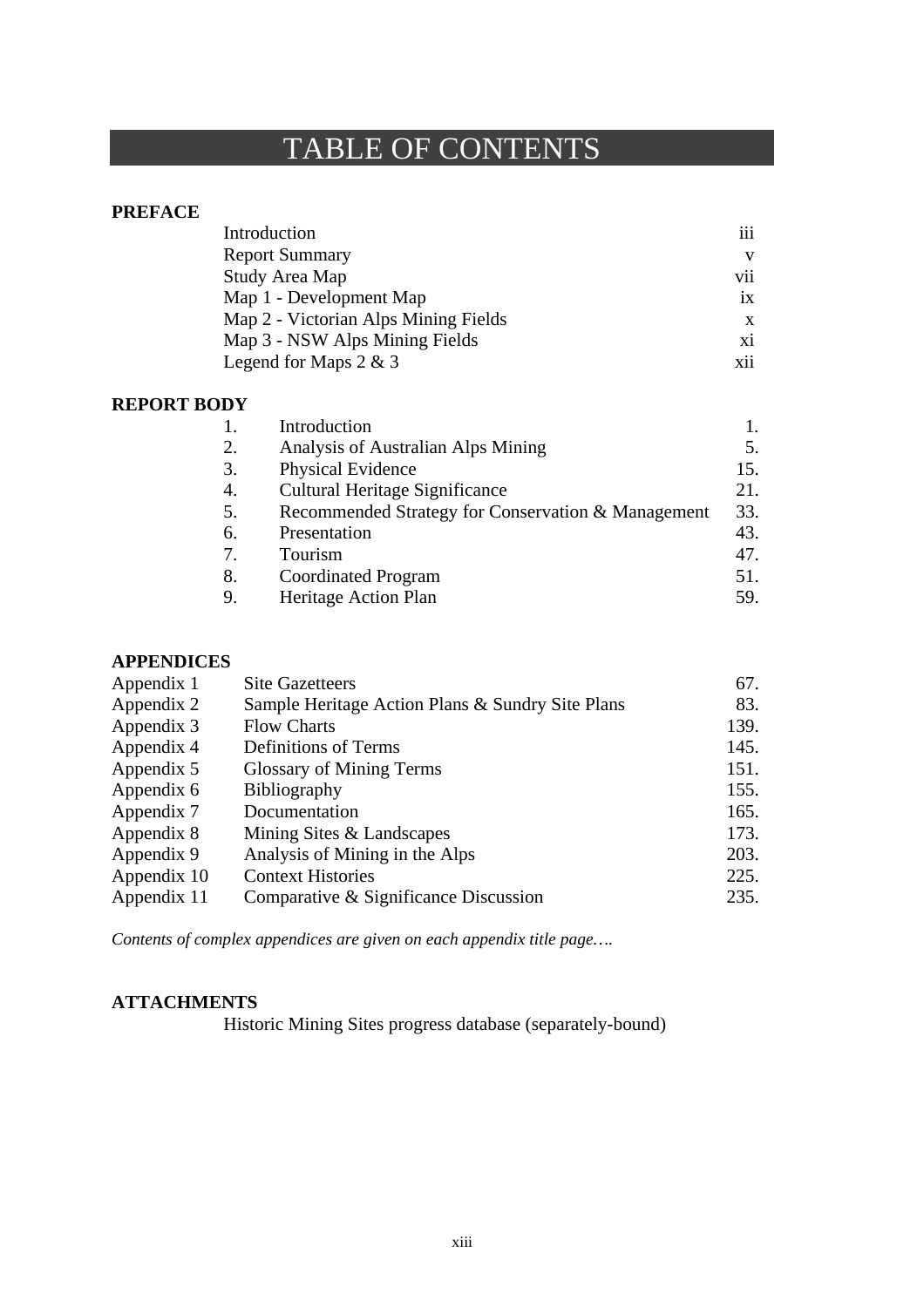# TABLE OF CONTENTS

**PREFACE**

| | |
|---|---|
| Introduction | iii |
| Report Summary | v |
| Study Area Map | vii |
| Map 1 - Development Map | ix |
| Map 2 - Victorian Alps Mining Fields | x |
| Map 3 - NSW Alps Mining Fields | xi |
| Legend for Maps 2 & 3 | xii |

**REPORT BODY**

| | | |
|---|---|---|
| 1. | Introduction | 1. |
| 2. | Analysis of Australian Alps Mining | 5. |
| 3. | Physical Evidence | 15. |
| 4. | Cultural Heritage Significance | 21. |
| 5. | Recommended Strategy for Conservation & Management | 33. |
| 6. | Presentation | 43. |
| 7. | Tourism | 47. |
| 8. | Coordinated Program | 51. |
| 9. | Heritage Action Plan | 59. |

**APPENDICES**

| | | |
|---|---|---|
| Appendix 1 | Site Gazetteers | 67. |
| Appendix 2 | Sample Heritage Action Plans & Sundry Site Plans | 83. |
| Appendix 3 | Flow Charts | 139. |
| Appendix 4 | Definitions of Terms | 145. |
| Appendix 5 | Glossary of Mining Terms | 151. |
| Appendix 6 | Bibliography | 155. |
| Appendix 7 | Documentation | 165. |
| Appendix 8 | Mining Sites & Landscapes | 173. |
| Appendix 9 | Analysis of Mining in the Alps | 203. |
| Appendix 10 | Context Histories | 225. |
| Appendix 11 | Comparative & Significance Discussion | 235. |

*Contents of complex appendices are given on each appendix title page….*

**ATTACHMENTS**

Historic Mining Sites progress database (separately-bound)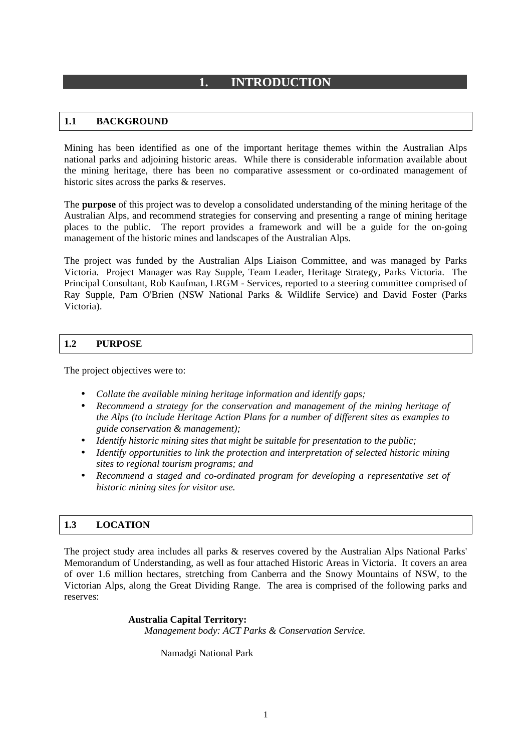# 1. INTRODUCTION

## 1.1 BACKGROUND

Mining has been identified as one of the important heritage themes within the Australian Alps national parks and adjoining historic areas. While there is considerable information available about the mining heritage, there has been no comparative assessment or co-ordinated management of historic sites across the parks & reserves.

The **purpose** of this project was to develop a consolidated understanding of the mining heritage of the Australian Alps, and recommend strategies for conserving and presenting a range of mining heritage places to the public. The report provides a framework and will be a guide for the on-going management of the historic mines and landscapes of the Australian Alps.

The project was funded by the Australian Alps Liaison Committee, and was managed by Parks Victoria. Project Manager was Ray Supple, Team Leader, Heritage Strategy, Parks Victoria. The Principal Consultant, Rob Kaufman, LRGM - Services, reported to a steering committee comprised of Ray Supple, Pam O'Brien (NSW National Parks & Wildlife Service) and David Foster (Parks Victoria).

## 1.2 PURPOSE

The project objectives were to:

- *Collate the available mining heritage information and identify gaps;*
- *Recommend a strategy for the conservation and management of the mining heritage of the Alps (to include Heritage Action Plans for a number of different sites as examples to guide conservation & management);*
- *Identify historic mining sites that might be suitable for presentation to the public;*
- *Identify opportunities to link the protection and interpretation of selected historic mining sites to regional tourism programs; and*
- *Recommend a staged and co-ordinated program for developing a representative set of historic mining sites for visitor use.*

## 1.3 LOCATION

The project study area includes all parks & reserves covered by the Australian Alps National Parks' Memorandum of Understanding, as well as four attached Historic Areas in Victoria. It covers an area of over 1.6 million hectares, stretching from Canberra and the Snowy Mountains of NSW, to the Victorian Alps, along the Great Dividing Range. The area is comprised of the following parks and reserves:

**Australia Capital Territory:**
*Management body: ACT Parks & Conservation Service.*

Namadgi National Park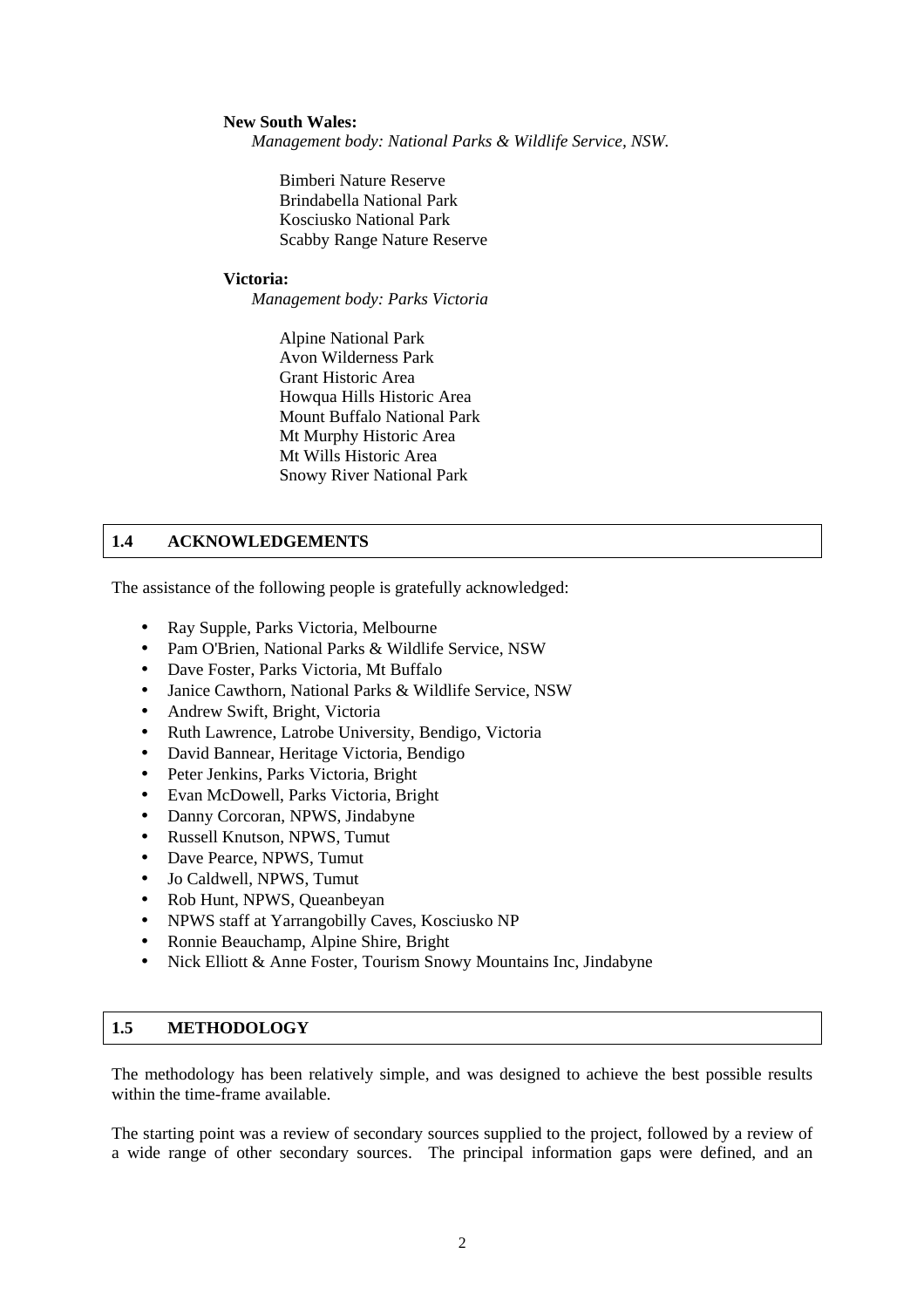**New South Wales:**

*Management body: National Parks & Wildlife Service, NSW.*

Bimberi Nature Reserve
Brindabella National Park
Kosciusko National Park
Scabby Range Nature Reserve

**Victoria:**

*Management body: Parks Victoria*

Alpine National Park
Avon Wilderness Park
Grant Historic Area
Howqua Hills Historic Area
Mount Buffalo National Park
Mt Murphy Historic Area
Mt Wills Historic Area
Snowy River National Park

## 1.4 ACKNOWLEDGEMENTS

The assistance of the following people is gratefully acknowledged:

- Ray Supple, Parks Victoria, Melbourne
- Pam O'Brien, National Parks & Wildlife Service, NSW
- Dave Foster, Parks Victoria, Mt Buffalo
- Janice Cawthorn, National Parks & Wildlife Service, NSW
- Andrew Swift, Bright, Victoria
- Ruth Lawrence, Latrobe University, Bendigo, Victoria
- David Bannear, Heritage Victoria, Bendigo
- Peter Jenkins, Parks Victoria, Bright
- Evan McDowell, Parks Victoria, Bright
- Danny Corcoran, NPWS, Jindabyne
- Russell Knutson, NPWS, Tumut
- Dave Pearce, NPWS, Tumut
- Jo Caldwell, NPWS, Tumut
- Rob Hunt, NPWS, Queanbeyan
- NPWS staff at Yarrangobilly Caves, Kosciusko NP
- Ronnie Beauchamp, Alpine Shire, Bright
- Nick Elliott & Anne Foster, Tourism Snowy Mountains Inc, Jindabyne

## 1.5 METHODOLOGY

The methodology has been relatively simple, and was designed to achieve the best possible results within the time-frame available.

The starting point was a review of secondary sources supplied to the project, followed by a review of a wide range of other secondary sources. The principal information gaps were defined, and an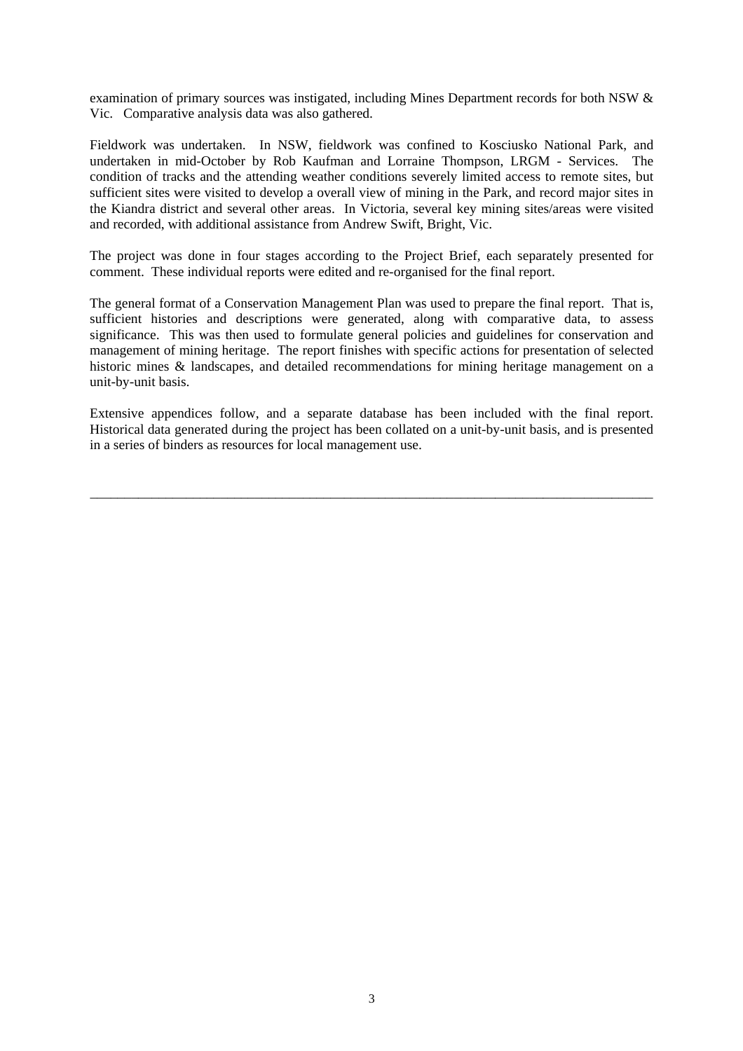examination of primary sources was instigated, including Mines Department records for both NSW & Vic. Comparative analysis data was also gathered.

Fieldwork was undertaken. In NSW, fieldwork was confined to Kosciusko National Park, and undertaken in mid-October by Rob Kaufman and Lorraine Thompson, LRGM - Services. The condition of tracks and the attending weather conditions severely limited access to remote sites, but sufficient sites were visited to develop a overall view of mining in the Park, and record major sites in the Kiandra district and several other areas. In Victoria, several key mining sites/areas were visited and recorded, with additional assistance from Andrew Swift, Bright, Vic.

The project was done in four stages according to the Project Brief, each separately presented for comment. These individual reports were edited and re-organised for the final report.

The general format of a Conservation Management Plan was used to prepare the final report. That is, sufficient histories and descriptions were generated, along with comparative data, to assess significance. This was then used to formulate general policies and guidelines for conservation and management of mining heritage. The report finishes with specific actions for presentation of selected historic mines & landscapes, and detailed recommendations for mining heritage management on a unit-by-unit basis.

Extensive appendices follow, and a separate database has been included with the final report. Historical data generated during the project has been collated on a unit-by-unit basis, and is presented in a series of binders as resources for local management use.

---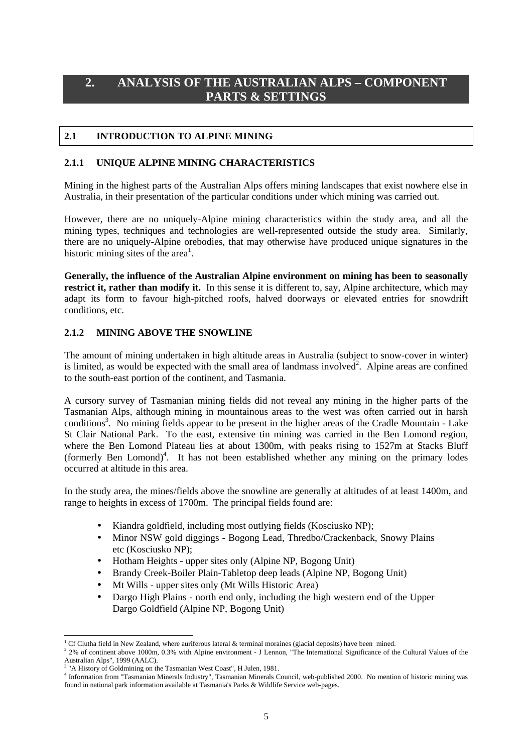# 2. ANALYSIS OF THE AUSTRALIAN ALPS – COMPONENT PARTS & SETTINGS

## 2.1 INTRODUCTION TO ALPINE MINING

### 2.1.1 UNIQUE ALPINE MINING CHARACTERISTICS

Mining in the highest parts of the Australian Alps offers mining landscapes that exist nowhere else in Australia, in their presentation of the particular conditions under which mining was carried out.

However, there are no uniquely-Alpine mining characteristics within the study area, and all the mining types, techniques and technologies are well-represented outside the study area. Similarly, there are no uniquely-Alpine orebodies, that may otherwise have produced unique signatures in the historic mining sites of the area[1].

**Generally, the influence of the Australian Alpine environment on mining has been to seasonally restrict it, rather than modify it.** In this sense it is different to, say, Alpine architecture, which may adapt its form to favour high-pitched roofs, halved doorways or elevated entries for snowdrift conditions, etc.

### 2.1.2 MINING ABOVE THE SNOWLINE

The amount of mining undertaken in high altitude areas in Australia (subject to snow-cover in winter) is limited, as would be expected with the small area of landmass involved[2]. Alpine areas are confined to the south-east portion of the continent, and Tasmania.

A cursory survey of Tasmanian mining fields did not reveal any mining in the higher parts of the Tasmanian Alps, although mining in mountainous areas to the west was often carried out in harsh conditions[3]. No mining fields appear to be present in the higher areas of the Cradle Mountain - Lake St Clair National Park. To the east, extensive tin mining was carried in the Ben Lomond region, where the Ben Lomond Plateau lies at about 1300m, with peaks rising to 1527m at Stacks Bluff (formerly Ben Lomond)[4]. It has not been established whether any mining on the primary lodes occurred at altitude in this area.

In the study area, the mines/fields above the snowline are generally at altitudes of at least 1400m, and range to heights in excess of 1700m. The principal fields found are:

- Kiandra goldfield, including most outlying fields (Kosciusko NP);
- Minor NSW gold diggings - Bogong Lead, Thredbo/Crackenback, Snowy Plains etc (Kosciusko NP);
- Hotham Heights - upper sites only (Alpine NP, Bogong Unit)
- Brandy Creek-Boiler Plain-Tabletop deep leads (Alpine NP, Bogong Unit)
- Mt Wills - upper sites only (Mt Wills Historic Area)
- Dargo High Plains - north end only, including the high western end of the Upper Dargo Goldfield (Alpine NP, Bogong Unit)

---

[1] Cf Clutha field in New Zealand, where auriferous lateral & terminal moraines (glacial deposits) have been mined.

[2] 2% of continent above 1000m, 0.3% with Alpine environment - J Lennon, "The International Significance of the Cultural Values of the Australian Alps", 1999 (AALC).

[3] "A History of Goldmining on the Tasmanian West Coast", H Julen, 1981.

[4] Information from "Tasmanian Minerals Industry", Tasmanian Minerals Council, web-published 2000. No mention of historic mining was found in national park information available at Tasmania's Parks & Wildlife Service web-pages.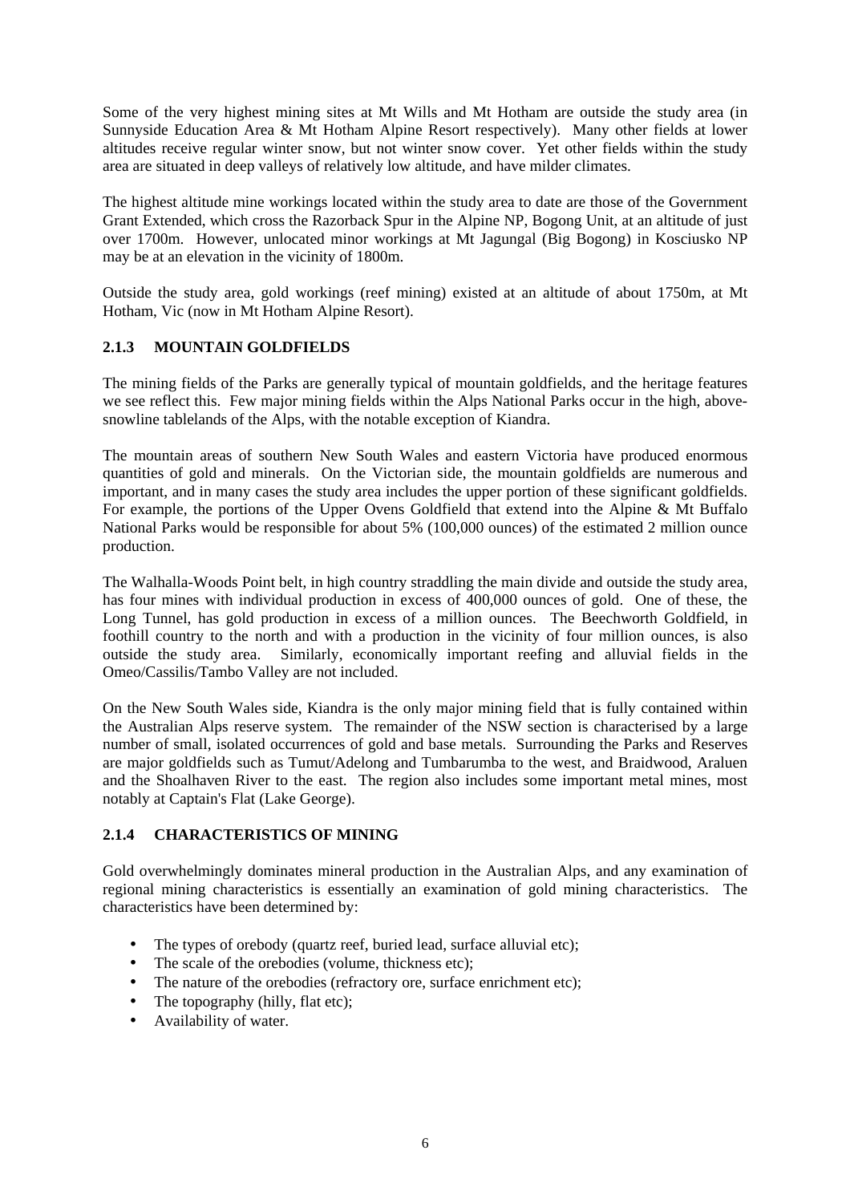Some of the very highest mining sites at Mt Wills and Mt Hotham are outside the study area (in Sunnyside Education Area & Mt Hotham Alpine Resort respectively). Many other fields at lower altitudes receive regular winter snow, but not winter snow cover. Yet other fields within the study area are situated in deep valleys of relatively low altitude, and have milder climates.

The highest altitude mine workings located within the study area to date are those of the Government Grant Extended, which cross the Razorback Spur in the Alpine NP, Bogong Unit, at an altitude of just over 1700m. However, unlocated minor workings at Mt Jagungal (Big Bogong) in Kosciusko NP may be at an elevation in the vicinity of 1800m.

Outside the study area, gold workings (reef mining) existed at an altitude of about 1750m, at Mt Hotham, Vic (now in Mt Hotham Alpine Resort).

### 2.1.3 MOUNTAIN GOLDFIELDS

The mining fields of the Parks are generally typical of mountain goldfields, and the heritage features we see reflect this. Few major mining fields within the Alps National Parks occur in the high, above-snowline tablelands of the Alps, with the notable exception of Kiandra.

The mountain areas of southern New South Wales and eastern Victoria have produced enormous quantities of gold and minerals. On the Victorian side, the mountain goldfields are numerous and important, and in many cases the study area includes the upper portion of these significant goldfields. For example, the portions of the Upper Ovens Goldfield that extend into the Alpine & Mt Buffalo National Parks would be responsible for about 5% (100,000 ounces) of the estimated 2 million ounce production.

The Walhalla-Woods Point belt, in high country straddling the main divide and outside the study area, has four mines with individual production in excess of 400,000 ounces of gold. One of these, the Long Tunnel, has gold production in excess of a million ounces. The Beechworth Goldfield, in foothill country to the north and with a production in the vicinity of four million ounces, is also outside the study area. Similarly, economically important reefing and alluvial fields in the Omeo/Cassilis/Tambo Valley are not included.

On the New South Wales side, Kiandra is the only major mining field that is fully contained within the Australian Alps reserve system. The remainder of the NSW section is characterised by a large number of small, isolated occurrences of gold and base metals. Surrounding the Parks and Reserves are major goldfields such as Tumut/Adelong and Tumbarumba to the west, and Braidwood, Araluen and the Shoalhaven River to the east. The region also includes some important metal mines, most notably at Captain's Flat (Lake George).

### 2.1.4 CHARACTERISTICS OF MINING

Gold overwhelmingly dominates mineral production in the Australian Alps, and any examination of regional mining characteristics is essentially an examination of gold mining characteristics. The characteristics have been determined by:

- The types of orebody (quartz reef, buried lead, surface alluvial etc);
- The scale of the orebodies (volume, thickness etc);
- The nature of the orebodies (refractory ore, surface enrichment etc);
- The topography (hilly, flat etc);
- Availability of water.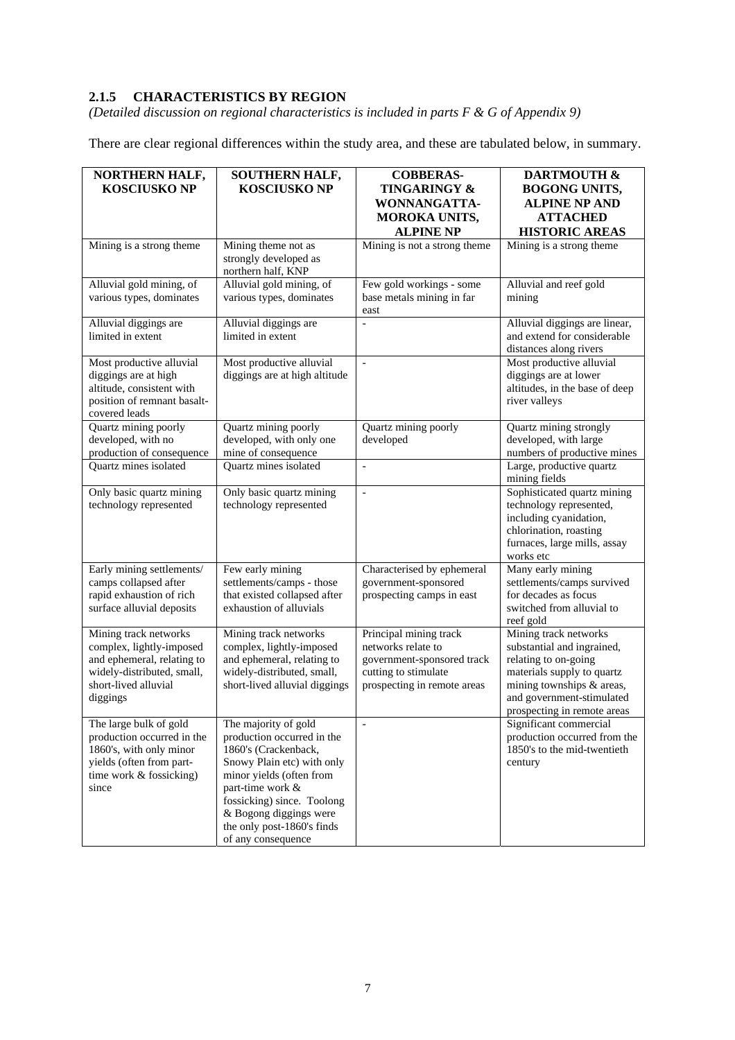### 2.1.5 CHARACTERISTICS BY REGION

*(Detailed discussion on regional characteristics is included in parts F & G of Appendix 9)*

There are clear regional differences within the study area, and these are tabulated below, in summary.

| NORTHERN HALF, KOSCIUSKO NP | SOUTHERN HALF, KOSCIUSKO NP | COBBERAS-TINGARINGY & WONNANGATTA-MOROKA UNITS, ALPINE NP | DARTMOUTH & BOGONG UNITS, ALPINE NP AND ATTACHED HISTORIC AREAS |
|---|---|---|---|
| Mining is a strong theme | Mining theme not as strongly developed as northern half, KNP | Mining is not a strong theme | Mining is a strong theme |
| Alluvial gold mining, of various types, dominates | Alluvial gold mining, of various types, dominates | Few gold workings - some base metals mining in far east | Alluvial and reef gold mining |
| Alluvial diggings are limited in extent | Alluvial diggings are limited in extent | - | Alluvial diggings are linear, and extend for considerable distances along rivers |
| Most productive alluvial diggings are at high altitude, consistent with position of remnant basalt-covered leads | Most productive alluvial diggings are at high altitude | - | Most productive alluvial diggings are at lower altitudes, in the base of deep river valleys |
| Quartz mining poorly developed, with no production of consequence | Quartz mining poorly developed, with only one mine of consequence | Quartz mining poorly developed | Quartz mining strongly developed, with large numbers of productive mines |
| Quartz mines isolated | Quartz mines isolated | - | Large, productive quartz mining fields |
| Only basic quartz mining technology represented | Only basic quartz mining technology represented | - | Sophisticated quartz mining technology represented, including cyanidation, chlorination, roasting furnaces, large mills, assay works etc |
| Early mining settlements/ camps collapsed after rapid exhaustion of rich surface alluvial deposits | Few early mining settlements/camps - those that existed collapsed after exhaustion of alluvials | Characterised by ephemeral government-sponsored prospecting camps in east | Many early mining settlements/camps survived for decades as focus switched from alluvial to reef gold |
| Mining track networks complex, lightly-imposed and ephemeral, relating to widely-distributed, small, short-lived alluvial diggings | Mining track networks complex, lightly-imposed and ephemeral, relating to widely-distributed, small, short-lived alluvial diggings | Principal mining track networks relate to government-sponsored track cutting to stimulate prospecting in remote areas | Mining track networks substantial and ingrained, relating to on-going materials supply to quartz mining townships & areas, and government-stimulated prospecting in remote areas |
| The large bulk of gold production occurred in the 1860's, with only minor yields (often from part-time work & fossicking) since | The majority of gold production occurred in the 1860's (Crackenback, Snowy Plain etc) with only minor yields (often from part-time work & fossicking) since. Toolong & Bogong diggings were the only post-1860's finds of any consequence | - | Significant commercial production occurred from the 1850's to the mid-twentieth century |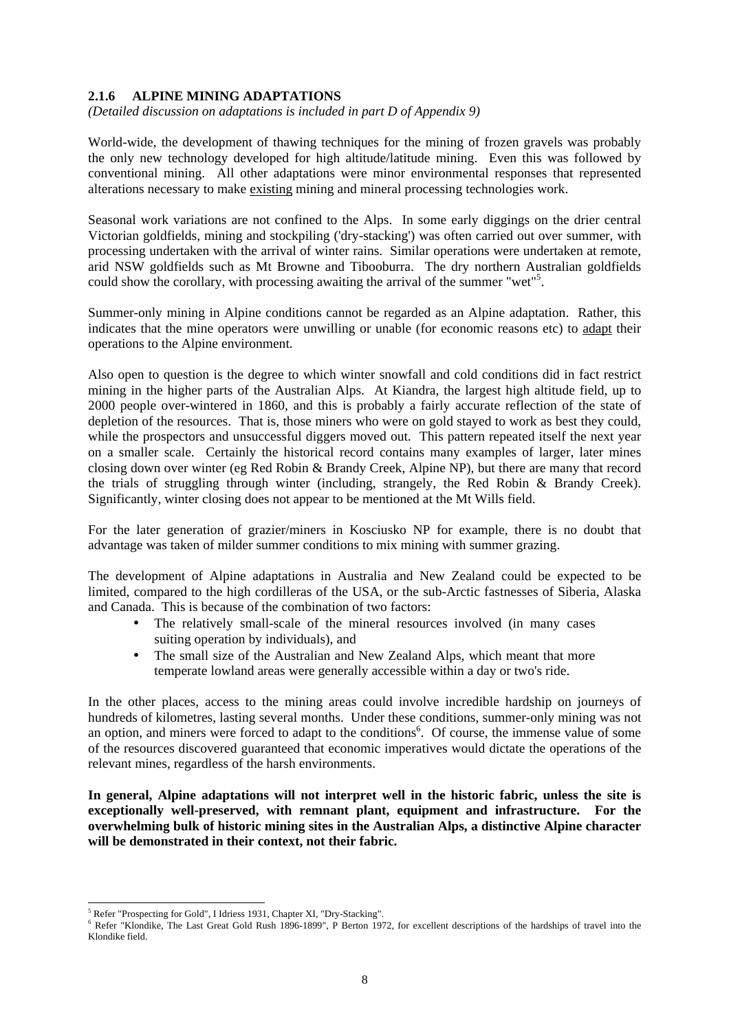### 2.1.6 ALPINE MINING ADAPTATIONS

*(Detailed discussion on adaptations is included in part D of Appendix 9)*

World-wide, the development of thawing techniques for the mining of frozen gravels was probably the only new technology developed for high altitude/latitude mining. Even this was followed by conventional mining. All other adaptations were minor environmental responses that represented alterations necessary to make existing mining and mineral processing technologies work.

Seasonal work variations are not confined to the Alps. In some early diggings on the drier central Victorian goldfields, mining and stockpiling ('dry-stacking') was often carried out over summer, with processing undertaken with the arrival of winter rains. Similar operations were undertaken at remote, arid NSW goldfields such as Mt Browne and Tibooburra. The dry northern Australian goldfields could show the corollary, with processing awaiting the arrival of the summer "wet"[5].

Summer-only mining in Alpine conditions cannot be regarded as an Alpine adaptation. Rather, this indicates that the mine operators were unwilling or unable (for economic reasons etc) to adapt their operations to the Alpine environment.

Also open to question is the degree to which winter snowfall and cold conditions did in fact restrict mining in the higher parts of the Australian Alps. At Kiandra, the largest high altitude field, up to 2000 people over-wintered in 1860, and this is probably a fairly accurate reflection of the state of depletion of the resources. That is, those miners who were on gold stayed to work as best they could, while the prospectors and unsuccessful diggers moved out. This pattern repeated itself the next year on a smaller scale. Certainly the historical record contains many examples of larger, later mines closing down over winter (eg Red Robin & Brandy Creek, Alpine NP), but there are many that record the trials of struggling through winter (including, strangely, the Red Robin & Brandy Creek). Significantly, winter closing does not appear to be mentioned at the Mt Wills field.

For the later generation of grazier/miners in Kosciusko NP for example, there is no doubt that advantage was taken of milder summer conditions to mix mining with summer grazing.

The development of Alpine adaptations in Australia and New Zealand could be expected to be limited, compared to the high cordilleras of the USA, or the sub-Arctic fastnesses of Siberia, Alaska and Canada. This is because of the combination of two factors:

- The relatively small-scale of the mineral resources involved (in many cases suiting operation by individuals), and
- The small size of the Australian and New Zealand Alps, which meant that more temperate lowland areas were generally accessible within a day or two's ride.

In the other places, access to the mining areas could involve incredible hardship on journeys of hundreds of kilometres, lasting several months. Under these conditions, summer-only mining was not an option, and miners were forced to adapt to the conditions[6]. Of course, the immense value of some of the resources discovered guaranteed that economic imperatives would dictate the operations of the relevant mines, regardless of the harsh environments.

**In general, Alpine adaptations will not interpret well in the historic fabric, unless the site is exceptionally well-preserved, with remnant plant, equipment and infrastructure. For the overwhelming bulk of historic mining sites in the Australian Alps, a distinctive Alpine character will be demonstrated in their context, not their fabric.**

---

[5] Refer "Prospecting for Gold", I Idriess 1931, Chapter XI, "Dry-Stacking".

[6] Refer "Klondike, The Last Great Gold Rush 1896-1899", P Berton 1972, for excellent descriptions of the hardships of travel into the Klondike field.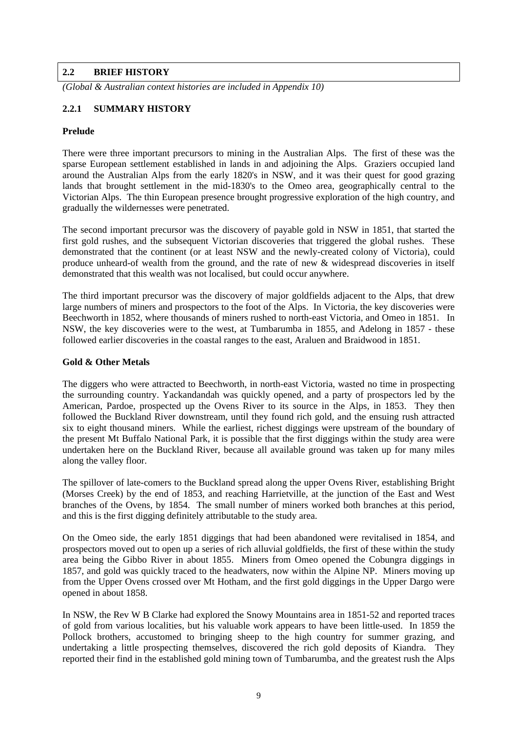## 2.2 BRIEF HISTORY

*(Global & Australian context histories are included in Appendix 10)*

### 2.2.1 SUMMARY HISTORY

**Prelude**

There were three important precursors to mining in the Australian Alps. The first of these was the sparse European settlement established in lands in and adjoining the Alps. Graziers occupied land around the Australian Alps from the early 1820's in NSW, and it was their quest for good grazing lands that brought settlement in the mid-1830's to the Omeo area, geographically central to the Victorian Alps. The thin European presence brought progressive exploration of the high country, and gradually the wildernesses were penetrated.

The second important precursor was the discovery of payable gold in NSW in 1851, that started the first gold rushes, and the subsequent Victorian discoveries that triggered the global rushes. These demonstrated that the continent (or at least NSW and the newly-created colony of Victoria), could produce unheard-of wealth from the ground, and the rate of new & widespread discoveries in itself demonstrated that this wealth was not localised, but could occur anywhere.

The third important precursor was the discovery of major goldfields adjacent to the Alps, that drew large numbers of miners and prospectors to the foot of the Alps. In Victoria, the key discoveries were Beechworth in 1852, where thousands of miners rushed to north-east Victoria, and Omeo in 1851. In NSW, the key discoveries were to the west, at Tumbarumba in 1855, and Adelong in 1857 - these followed earlier discoveries in the coastal ranges to the east, Araluen and Braidwood in 1851.

**Gold & Other Metals**

The diggers who were attracted to Beechworth, in north-east Victoria, wasted no time in prospecting the surrounding country. Yackandandah was quickly opened, and a party of prospectors led by the American, Pardoe, prospected up the Ovens River to its source in the Alps, in 1853. They then followed the Buckland River downstream, until they found rich gold, and the ensuing rush attracted six to eight thousand miners. While the earliest, richest diggings were upstream of the boundary of the present Mt Buffalo National Park, it is possible that the first diggings within the study area were undertaken here on the Buckland River, because all available ground was taken up for many miles along the valley floor.

The spillover of late-comers to the Buckland spread along the upper Ovens River, establishing Bright (Morses Creek) by the end of 1853, and reaching Harrietville, at the junction of the East and West branches of the Ovens, by 1854. The small number of miners worked both branches at this period, and this is the first digging definitely attributable to the study area.

On the Omeo side, the early 1851 diggings that had been abandoned were revitalised in 1854, and prospectors moved out to open up a series of rich alluvial goldfields, the first of these within the study area being the Gibbo River in about 1855. Miners from Omeo opened the Cobungra diggings in 1857, and gold was quickly traced to the headwaters, now within the Alpine NP. Miners moving up from the Upper Ovens crossed over Mt Hotham, and the first gold diggings in the Upper Dargo were opened in about 1858.

In NSW, the Rev W B Clarke had explored the Snowy Mountains area in 1851-52 and reported traces of gold from various localities, but his valuable work appears to have been little-used. In 1859 the Pollock brothers, accustomed to bringing sheep to the high country for summer grazing, and undertaking a little prospecting themselves, discovered the rich gold deposits of Kiandra. They reported their find in the established gold mining town of Tumbarumba, and the greatest rush the Alps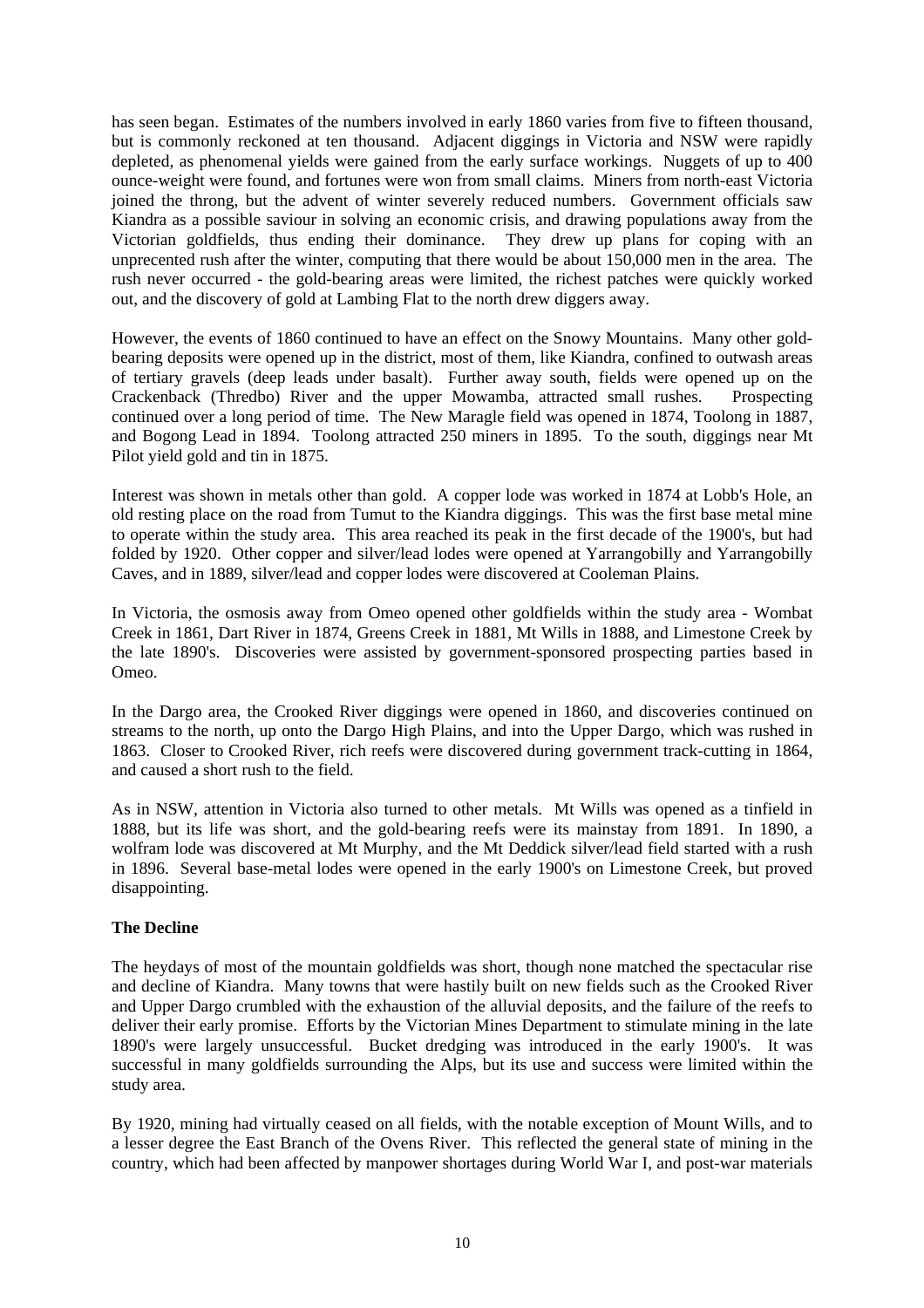has seen began. Estimates of the numbers involved in early 1860 varies from five to fifteen thousand, but is commonly reckoned at ten thousand. Adjacent diggings in Victoria and NSW were rapidly depleted, as phenomenal yields were gained from the early surface workings. Nuggets of up to 400 ounce-weight were found, and fortunes were won from small claims. Miners from north-east Victoria joined the throng, but the advent of winter severely reduced numbers. Government officials saw Kiandra as a possible saviour in solving an economic crisis, and drawing populations away from the Victorian goldfields, thus ending their dominance. They drew up plans for coping with an unprecented rush after the winter, computing that there would be about 150,000 men in the area. The rush never occurred - the gold-bearing areas were limited, the richest patches were quickly worked out, and the discovery of gold at Lambing Flat to the north drew diggers away.

However, the events of 1860 continued to have an effect on the Snowy Mountains. Many other gold-bearing deposits were opened up in the district, most of them, like Kiandra, confined to outwash areas of tertiary gravels (deep leads under basalt). Further away south, fields were opened up on the Crackenback (Thredbo) River and the upper Mowamba, attracted small rushes. Prospecting continued over a long period of time. The New Maragle field was opened in 1874, Toolong in 1887, and Bogong Lead in 1894. Toolong attracted 250 miners in 1895. To the south, diggings near Mt Pilot yield gold and tin in 1875.

Interest was shown in metals other than gold. A copper lode was worked in 1874 at Lobb's Hole, an old resting place on the road from Tumut to the Kiandra diggings. This was the first base metal mine to operate within the study area. This area reached its peak in the first decade of the 1900's, but had folded by 1920. Other copper and silver/lead lodes were opened at Yarrangobilly and Yarrangobilly Caves, and in 1889, silver/lead and copper lodes were discovered at Cooleman Plains.

In Victoria, the osmosis away from Omeo opened other goldfields within the study area - Wombat Creek in 1861, Dart River in 1874, Greens Creek in 1881, Mt Wills in 1888, and Limestone Creek by the late 1890's. Discoveries were assisted by government-sponsored prospecting parties based in Omeo.

In the Dargo area, the Crooked River diggings were opened in 1860, and discoveries continued on streams to the north, up onto the Dargo High Plains, and into the Upper Dargo, which was rushed in 1863. Closer to Crooked River, rich reefs were discovered during government track-cutting in 1864, and caused a short rush to the field.

As in NSW, attention in Victoria also turned to other metals. Mt Wills was opened as a tinfield in 1888, but its life was short, and the gold-bearing reefs were its mainstay from 1891. In 1890, a wolfram lode was discovered at Mt Murphy, and the Mt Deddick silver/lead field started with a rush in 1896. Several base-metal lodes were opened in the early 1900's on Limestone Creek, but proved disappointing.

**The Decline**

The heydays of most of the mountain goldfields was short, though none matched the spectacular rise and decline of Kiandra. Many towns that were hastily built on new fields such as the Crooked River and Upper Dargo crumbled with the exhaustion of the alluvial deposits, and the failure of the reefs to deliver their early promise. Efforts by the Victorian Mines Department to stimulate mining in the late 1890's were largely unsuccessful. Bucket dredging was introduced in the early 1900's. It was successful in many goldfields surrounding the Alps, but its use and success were limited within the study area.

By 1920, mining had virtually ceased on all fields, with the notable exception of Mount Wills, and to a lesser degree the East Branch of the Ovens River. This reflected the general state of mining in the country, which had been affected by manpower shortages during World War I, and post-war materials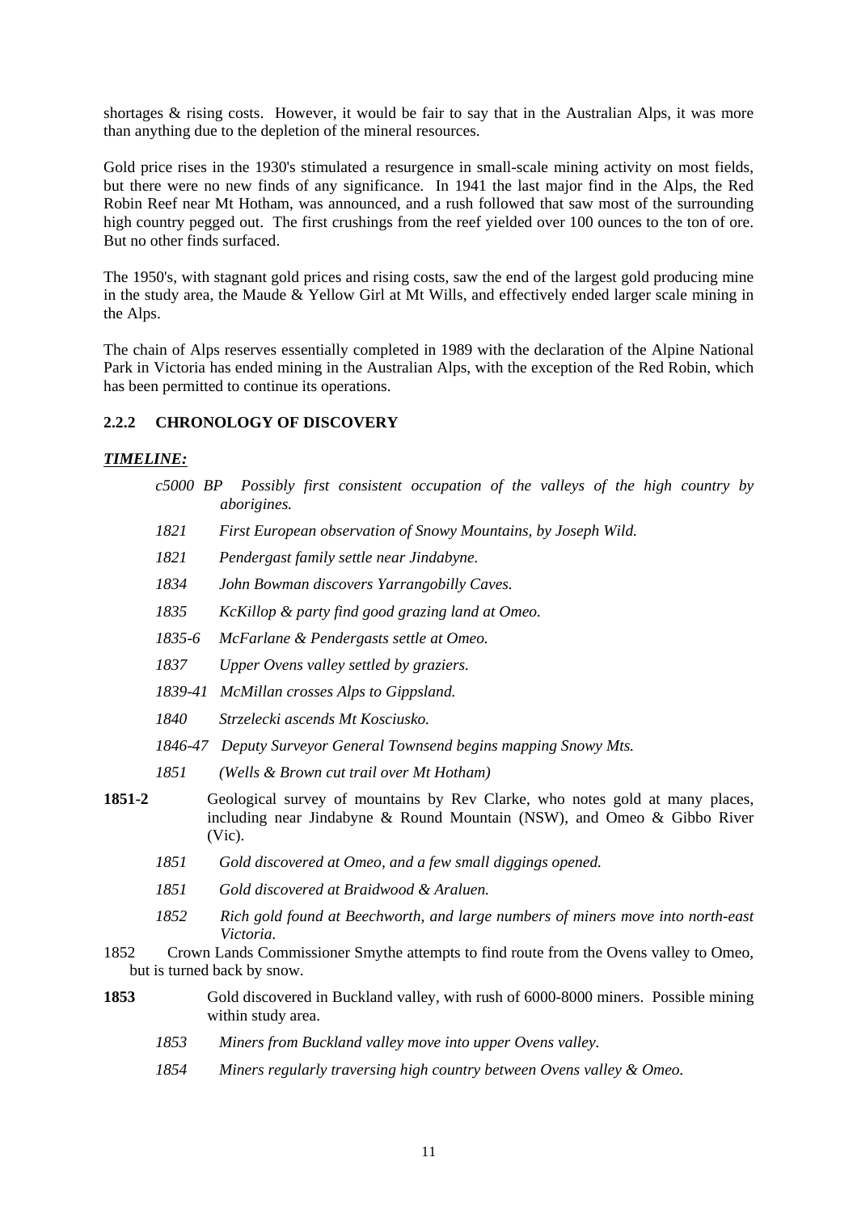shortages & rising costs. However, it would be fair to say that in the Australian Alps, it was more than anything due to the depletion of the mineral resources.

Gold price rises in the 1930's stimulated a resurgence in small-scale mining activity on most fields, but there were no new finds of any significance. In 1941 the last major find in the Alps, the Red Robin Reef near Mt Hotham, was announced, and a rush followed that saw most of the surrounding high country pegged out. The first crushings from the reef yielded over 100 ounces to the ton of ore. But no other finds surfaced.

The 1950's, with stagnant gold prices and rising costs, saw the end of the largest gold producing mine in the study area, the Maude & Yellow Girl at Mt Wills, and effectively ended larger scale mining in the Alps.

The chain of Alps reserves essentially completed in 1989 with the declaration of the Alpine National Park in Victoria has ended mining in the Australian Alps, with the exception of the Red Robin, which has been permitted to continue its operations.

### 2.2.2 CHRONOLOGY OF DISCOVERY

***TIMELINE:***

*c5000 BP Possibly first consistent occupation of the valleys of the high country by aborigines.*

*1821 First European observation of Snowy Mountains, by Joseph Wild.*

*1821 Pendergast family settle near Jindabyne.*

*1834 John Bowman discovers Yarrangobilly Caves.*

*1835 KcKillop & party find good grazing land at Omeo.*

*1835-6 McFarlane & Pendergasts settle at Omeo.*

*1837 Upper Ovens valley settled by graziers.*

*1839-41 McMillan crosses Alps to Gippsland.*

*1840 Strzelecki ascends Mt Kosciusko.*

*1846-47 Deputy Surveyor General Townsend begins mapping Snowy Mts.*

*1851 (Wells & Brown cut trail over Mt Hotham)*

**1851-2** Geological survey of mountains by Rev Clarke, who notes gold at many places, including near Jindabyne & Round Mountain (NSW), and Omeo & Gibbo River (Vic).

*1851 Gold discovered at Omeo, and a few small diggings opened.*

*1851 Gold discovered at Braidwood & Araluen.*

*1852 Rich gold found at Beechworth, and large numbers of miners move into north-east Victoria.*

1852 Crown Lands Commissioner Smythe attempts to find route from the Ovens valley to Omeo, but is turned back by snow.

**1853** Gold discovered in Buckland valley, with rush of 6000-8000 miners. Possible mining within study area.

*1853 Miners from Buckland valley move into upper Ovens valley.*

*1854 Miners regularly traversing high country between Ovens valley & Omeo.*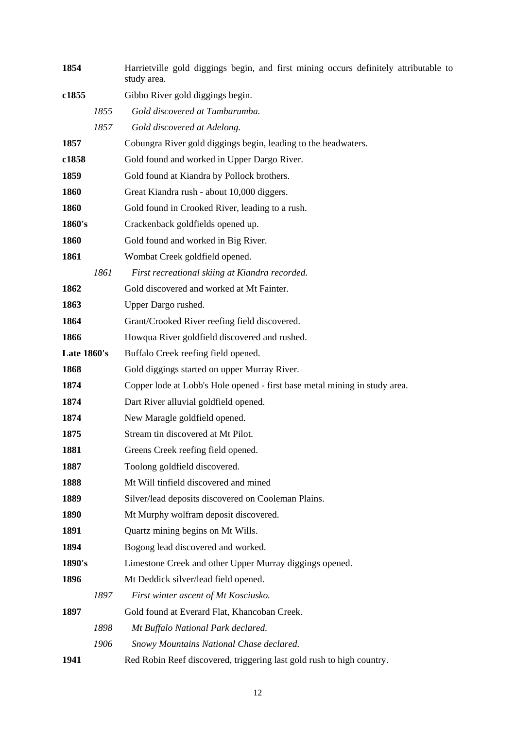**1854** Harrietville gold diggings begin, and first mining occurs definitely attributable to study area.

**c1855** Gibbo River gold diggings begin.

*1855* *Gold discovered at Tumbarumba.*

*1857* *Gold discovered at Adelong.*

**1857** Cobungra River gold diggings begin, leading to the headwaters.

**c1858** Gold found and worked in Upper Dargo River.

**1859** Gold found at Kiandra by Pollock brothers.

**1860** Great Kiandra rush - about 10,000 diggers.

**1860** Gold found in Crooked River, leading to a rush.

**1860's** Crackenback goldfields opened up.

**1860** Gold found and worked in Big River.

**1861** Wombat Creek goldfield opened.

*1861* *First recreational skiing at Kiandra recorded.*

**1862** Gold discovered and worked at Mt Fainter.

**1863** Upper Dargo rushed.

**1864** Grant/Crooked River reefing field discovered.

**1866** Howqua River goldfield discovered and rushed.

**Late 1860's** Buffalo Creek reefing field opened.

**1868** Gold diggings started on upper Murray River.

**1874** Copper lode at Lobb's Hole opened - first base metal mining in study area.

**1874** Dart River alluvial goldfield opened.

**1874** New Maragle goldfield opened.

**1875** Stream tin discovered at Mt Pilot.

**1881** Greens Creek reefing field opened.

**1887** Toolong goldfield discovered.

**1888** Mt Will tinfield discovered and mined

**1889** Silver/lead deposits discovered on Cooleman Plains.

**1890** Mt Murphy wolfram deposit discovered.

**1891** Quartz mining begins on Mt Wills.

**1894** Bogong lead discovered and worked.

**1890's** Limestone Creek and other Upper Murray diggings opened.

**1896** Mt Deddick silver/lead field opened.

*1897* *First winter ascent of Mt Kosciusko.*

**1897** Gold found at Everard Flat, Khancoban Creek.

*1898* *Mt Buffalo National Park declared.*

*1906* *Snowy Mountains National Chase declared.*

**1941** Red Robin Reef discovered, triggering last gold rush to high country.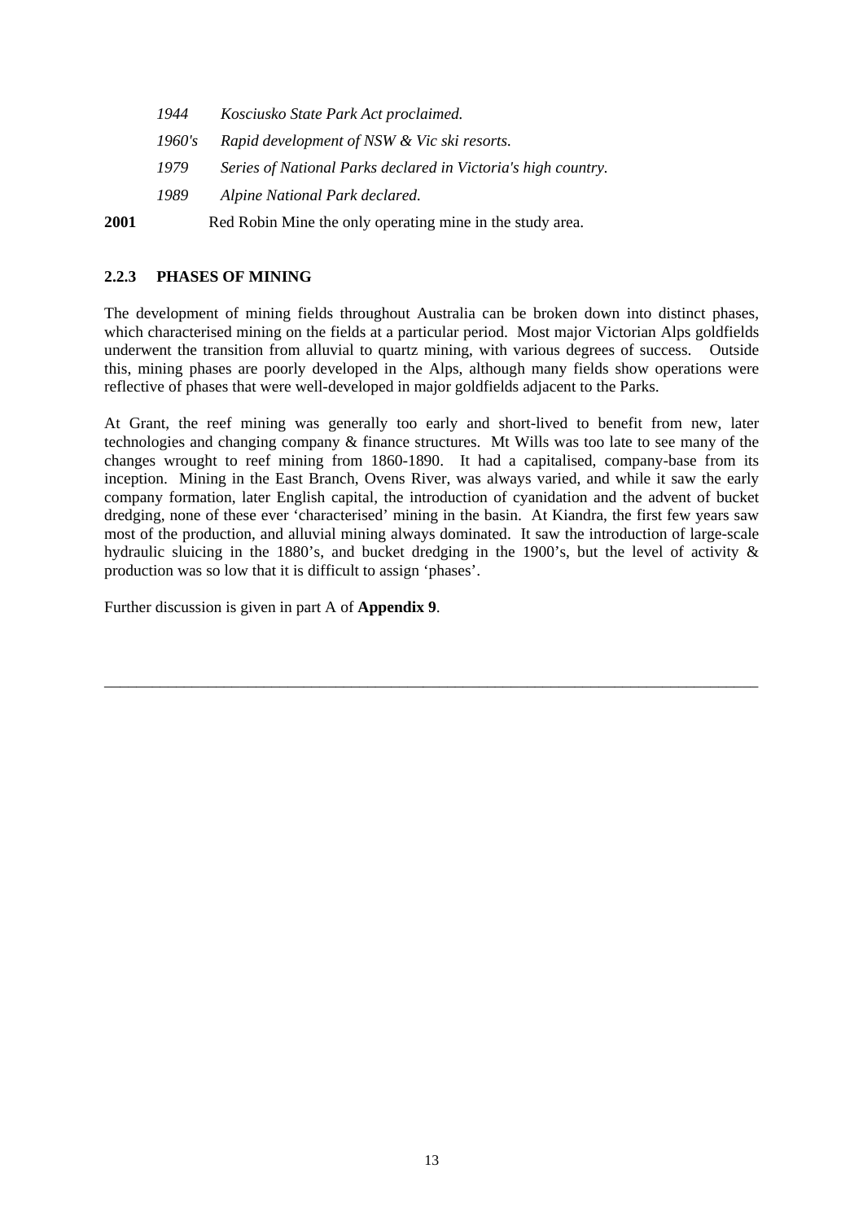*1944 Kosciusko State Park Act proclaimed.*

*1960's Rapid development of NSW & Vic ski resorts.*

*1979 Series of National Parks declared in Victoria's high country.*

*1989 Alpine National Park declared.*

**2001** Red Robin Mine the only operating mine in the study area.

### 2.2.3 PHASES OF MINING

The development of mining fields throughout Australia can be broken down into distinct phases, which characterised mining on the fields at a particular period. Most major Victorian Alps goldfields underwent the transition from alluvial to quartz mining, with various degrees of success. Outside this, mining phases are poorly developed in the Alps, although many fields show operations were reflective of phases that were well-developed in major goldfields adjacent to the Parks.

At Grant, the reef mining was generally too early and short-lived to benefit from new, later technologies and changing company & finance structures. Mt Wills was too late to see many of the changes wrought to reef mining from 1860-1890. It had a capitalised, company-base from its inception. Mining in the East Branch, Ovens River, was always varied, and while it saw the early company formation, later English capital, the introduction of cyanidation and the advent of bucket dredging, none of these ever 'characterised' mining in the basin. At Kiandra, the first few years saw most of the production, and alluvial mining always dominated. It saw the introduction of large-scale hydraulic sluicing in the 1880's, and bucket dredging in the 1900's, but the level of activity & production was so low that it is difficult to assign 'phases'.

Further discussion is given in part A of **Appendix 9**.

---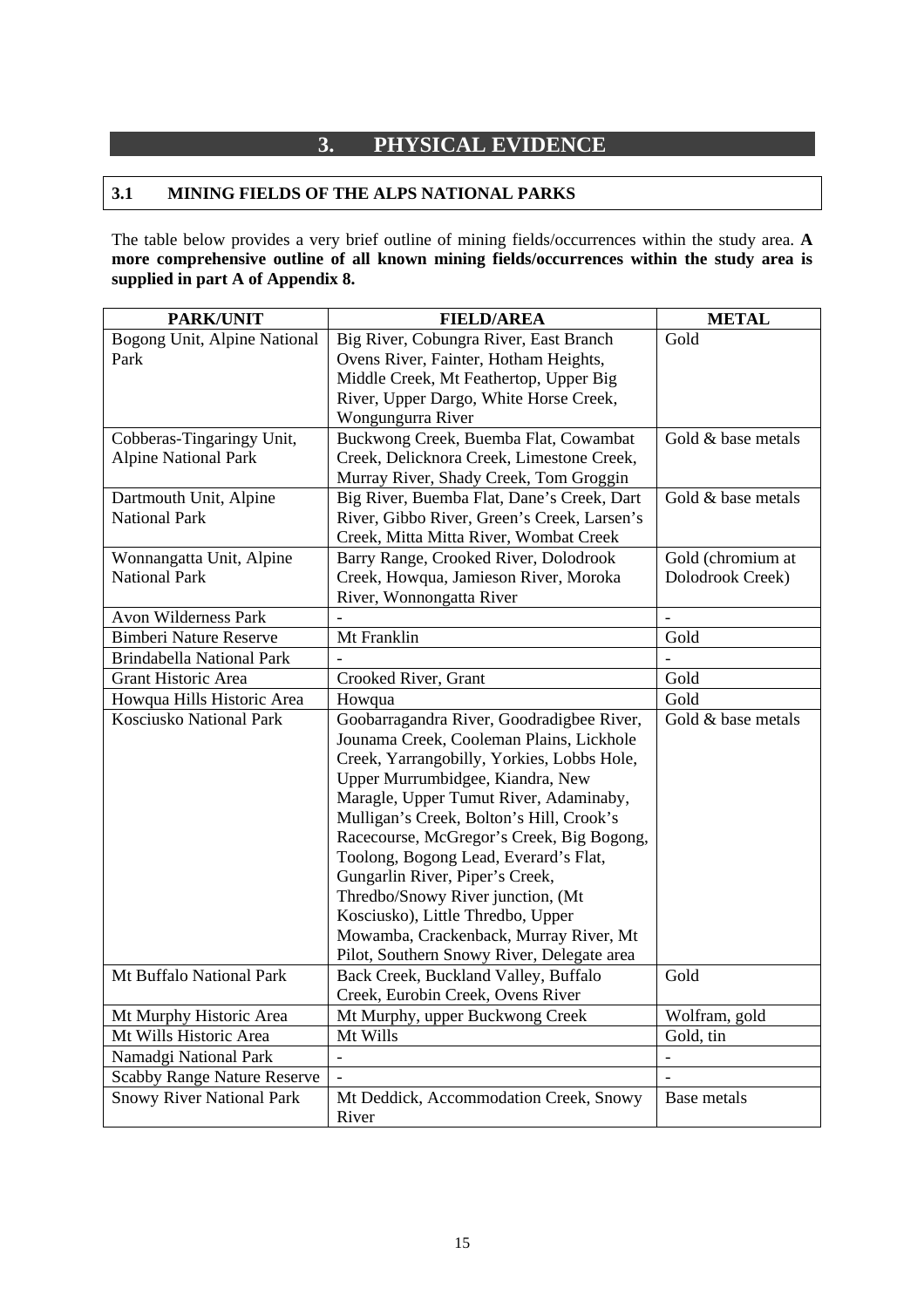# 3. PHYSICAL EVIDENCE

## 3.1 MINING FIELDS OF THE ALPS NATIONAL PARKS

The table below provides a very brief outline of mining fields/occurrences within the study area. **A more comprehensive outline of all known mining fields/occurrences within the study area is supplied in part A of Appendix 8.**

| PARK/UNIT | FIELD/AREA | METAL |
|---|---|---|
| Bogong Unit, Alpine National Park | Big River, Cobungra River, East Branch Ovens River, Fainter, Hotham Heights, Middle Creek, Mt Feathertop, Upper Big River, Upper Dargo, White Horse Creek, Wongungurra River | Gold |
| Cobberas-Tingaringy Unit, Alpine National Park | Buckwong Creek, Buemba Flat, Cowambat Creek, Delicknora Creek, Limestone Creek, Murray River, Shady Creek, Tom Groggin | Gold & base metals |
| Dartmouth Unit, Alpine National Park | Big River, Buemba Flat, Dane's Creek, Dart River, Gibbo River, Green's Creek, Larsen's Creek, Mitta Mitta River, Wombat Creek | Gold & base metals |
| Wonnangatta Unit, Alpine National Park | Barry Range, Crooked River, Dolodrook Creek, Howqua, Jamieson River, Moroka River, Wonnongatta River | Gold (chromium at Dolodrook Creek) |
| Avon Wilderness Park | - | - |
| Bimberi Nature Reserve | Mt Franklin | Gold |
| Brindabella National Park | - | - |
| Grant Historic Area | Crooked River, Grant | Gold |
| Howqua Hills Historic Area | Howqua | Gold |
| Kosciusko National Park | Goobarragandra River, Goodradigbee River, Jounama Creek, Cooleman Plains, Lickhole Creek, Yarrangobilly, Yorkies, Lobbs Hole, Upper Murrumbidgee, Kiandra, New Maragle, Upper Tumut River, Adaminaby, Mulligan's Creek, Bolton's Hill, Crook's Racecourse, McGregor's Creek, Big Bogong, Toolong, Bogong Lead, Everard's Flat, Gungarlin River, Piper's Creek, Thredbo/Snowy River junction, (Mt Kosciusko), Little Thredbo, Upper Mowamba, Crackenback, Murray River, Mt Pilot, Southern Snowy River, Delegate area | Gold & base metals |
| Mt Buffalo National Park | Back Creek, Buckland Valley, Buffalo Creek, Eurobin Creek, Ovens River | Gold |
| Mt Murphy Historic Area | Mt Murphy, upper Buckwong Creek | Wolfram, gold |
| Mt Wills Historic Area | Mt Wills | Gold, tin |
| Namadgi National Park | - | - |
| Scabby Range Nature Reserve | - | - |
| Snowy River National Park | Mt Deddick, Accommodation Creek, Snowy River | Base metals |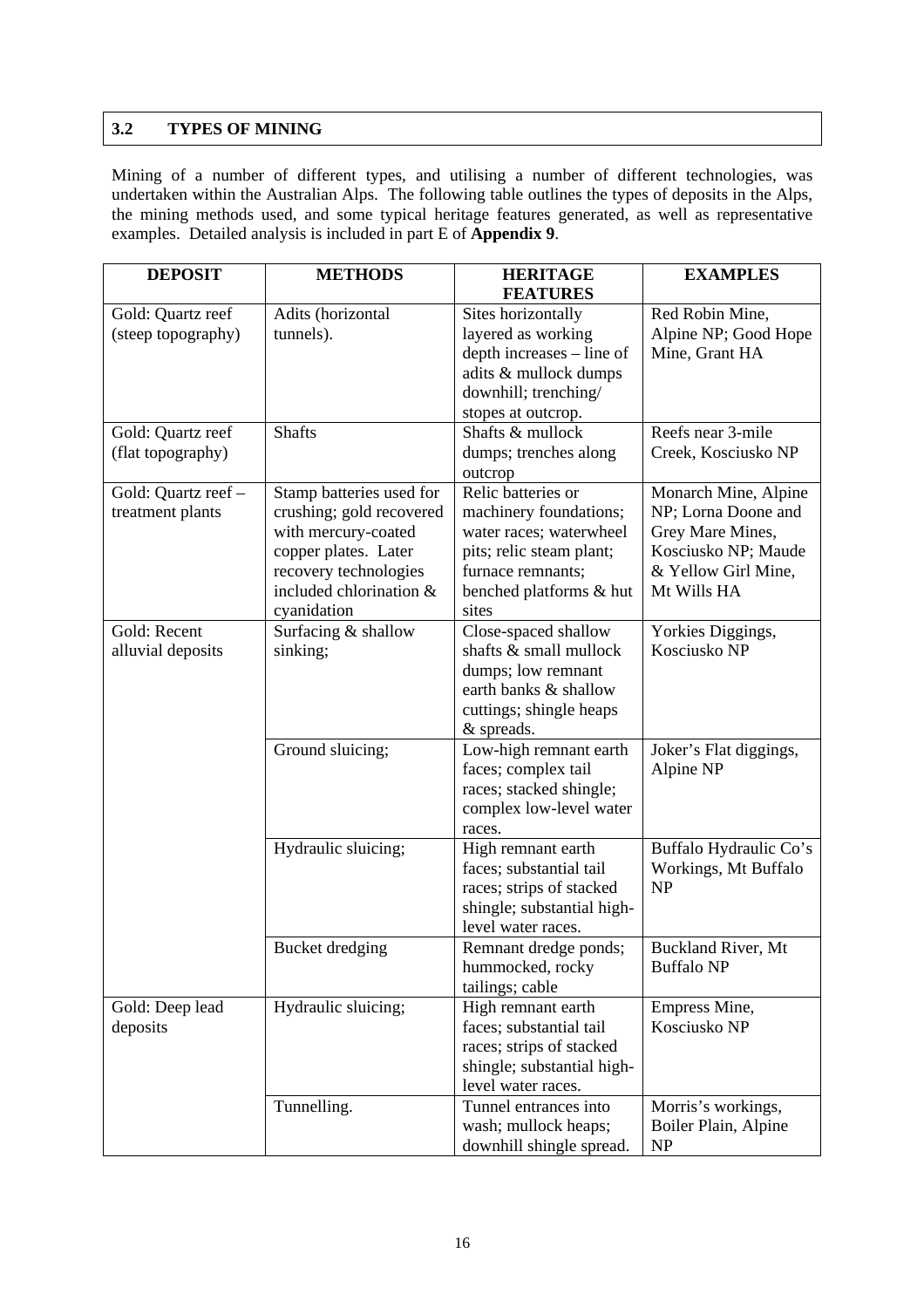## 3.2 TYPES OF MINING

Mining of a number of different types, and utilising a number of different technologies, was undertaken within the Australian Alps. The following table outlines the types of deposits in the Alps, the mining methods used, and some typical heritage features generated, as well as representative examples. Detailed analysis is included in part E of **Appendix 9**.

| DEPOSIT | METHODS | HERITAGE FEATURES | EXAMPLES |
|---|---|---|---|
| Gold: Quartz reef (steep topography) | Adits (horizontal tunnels). | Sites horizontally layered as working depth increases – line of adits & mullock dumps downhill; trenching/ stopes at outcrop. | Red Robin Mine, Alpine NP; Good Hope Mine, Grant HA |
| Gold: Quartz reef (flat topography) | Shafts | Shafts & mullock dumps; trenches along outcrop | Reefs near 3-mile Creek, Kosciusko NP |
| Gold: Quartz reef – treatment plants | Stamp batteries used for crushing; gold recovered with mercury-coated copper plates. Later recovery technologies included chlorination & cyanidation | Relic batteries or machinery foundations; water races; waterwheel pits; relic steam plant; furnace remnants; benched platforms & hut sites | Monarch Mine, Alpine NP; Lorna Doone and Grey Mare Mines, Kosciusko NP; Maude & Yellow Girl Mine, Mt Wills HA |
| Gold: Recent alluvial deposits | Surfacing & shallow sinking; | Close-spaced shallow shafts & small mullock dumps; low remnant earth banks & shallow cuttings; shingle heaps & spreads. | Yorkies Diggings, Kosciusko NP |
| | Ground sluicing; | Low-high remnant earth faces; complex tail races; stacked shingle; complex low-level water races. | Joker's Flat diggings, Alpine NP |
| | Hydraulic sluicing; | High remnant earth faces; substantial tail races; strips of stacked shingle; substantial high-level water races. | Buffalo Hydraulic Co's Workings, Mt Buffalo NP |
| | Bucket dredging | Remnant dredge ponds; hummocked, rocky tailings; cable | Buckland River, Mt Buffalo NP |
| Gold: Deep lead deposits | Hydraulic sluicing; | High remnant earth faces; substantial tail races; strips of stacked shingle; substantial high-level water races. | Empress Mine, Kosciusko NP |
| | Tunnelling. | Tunnel entrances into wash; mullock heaps; downhill shingle spread. | Morris's workings, Boiler Plain, Alpine NP |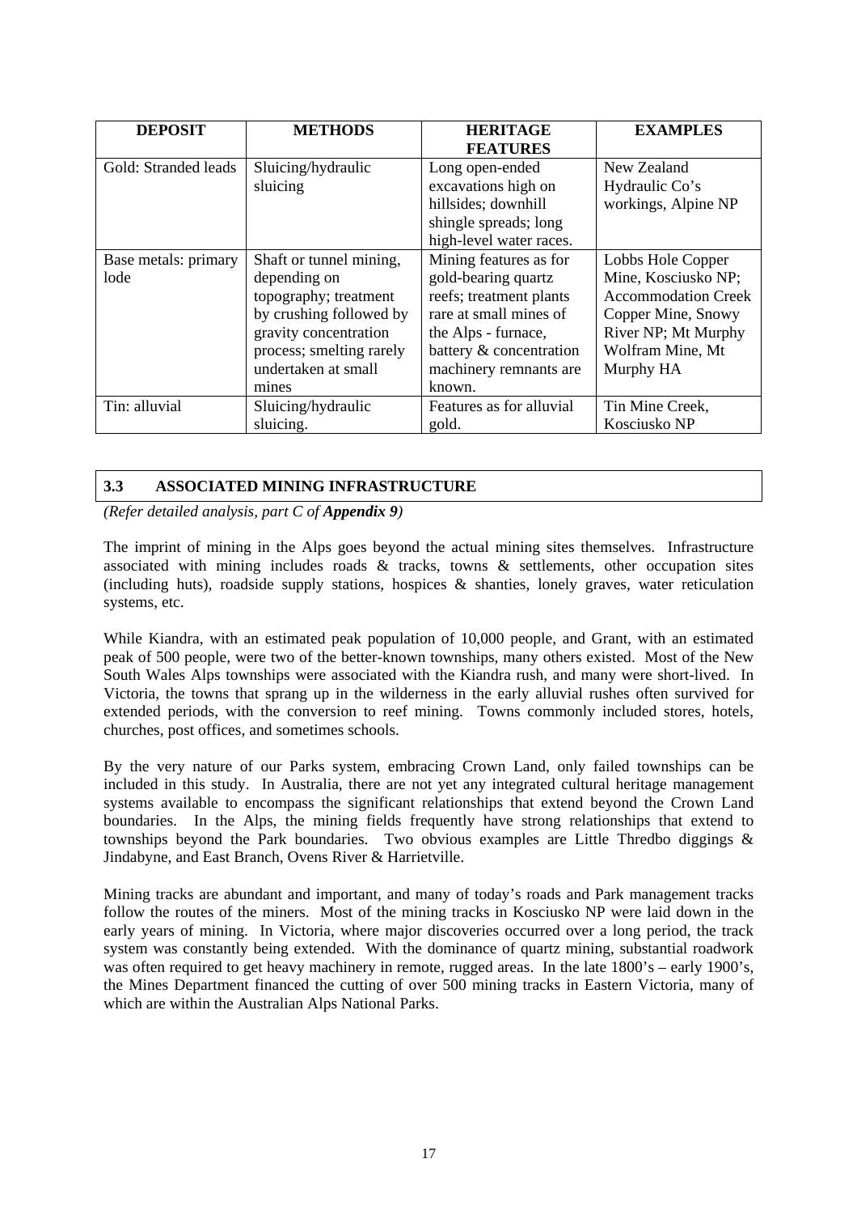| DEPOSIT | METHODS | HERITAGE FEATURES | EXAMPLES |
|---|---|---|---|
| Gold: Stranded leads | Sluicing/hydraulic sluicing | Long open-ended excavations high on hillsides; downhill shingle spreads; long high-level water races. | New Zealand Hydraulic Co's workings, Alpine NP |
| Base metals: primary lode | Shaft or tunnel mining, depending on topography; treatment by crushing followed by gravity concentration process; smelting rarely undertaken at small mines | Mining features as for gold-bearing quartz reefs; treatment plants rare at small mines of the Alps - furnace, battery & concentration machinery remnants are known. | Lobbs Hole Copper Mine, Kosciusko NP; Accommodation Creek Copper Mine, Snowy River NP; Mt Murphy Wolfram Mine, Mt Murphy HA |
| Tin: alluvial | Sluicing/hydraulic sluicing. | Features as for alluvial gold. | Tin Mine Creek, Kosciusko NP |

## 3.3 ASSOCIATED MINING INFRASTRUCTURE

*(Refer detailed analysis, part C of **Appendix 9**)*

The imprint of mining in the Alps goes beyond the actual mining sites themselves. Infrastructure associated with mining includes roads & tracks, towns & settlements, other occupation sites (including huts), roadside supply stations, hospices & shanties, lonely graves, water reticulation systems, etc.

While Kiandra, with an estimated peak population of 10,000 people, and Grant, with an estimated peak of 500 people, were two of the better-known townships, many others existed. Most of the New South Wales Alps townships were associated with the Kiandra rush, and many were short-lived. In Victoria, the towns that sprang up in the wilderness in the early alluvial rushes often survived for extended periods, with the conversion to reef mining. Towns commonly included stores, hotels, churches, post offices, and sometimes schools.

By the very nature of our Parks system, embracing Crown Land, only failed townships can be included in this study. In Australia, there are not yet any integrated cultural heritage management systems available to encompass the significant relationships that extend beyond the Crown Land boundaries. In the Alps, the mining fields frequently have strong relationships that extend to townships beyond the Park boundaries. Two obvious examples are Little Thredbo diggings & Jindabyne, and East Branch, Ovens River & Harrietville.

Mining tracks are abundant and important, and many of today's roads and Park management tracks follow the routes of the miners. Most of the mining tracks in Kosciusko NP were laid down in the early years of mining. In Victoria, where major discoveries occurred over a long period, the track system was constantly being extended. With the dominance of quartz mining, substantial roadwork was often required to get heavy machinery in remote, rugged areas. In the late 1800's – early 1900's, the Mines Department financed the cutting of over 500 mining tracks in Eastern Victoria, many of which are within the Australian Alps National Parks.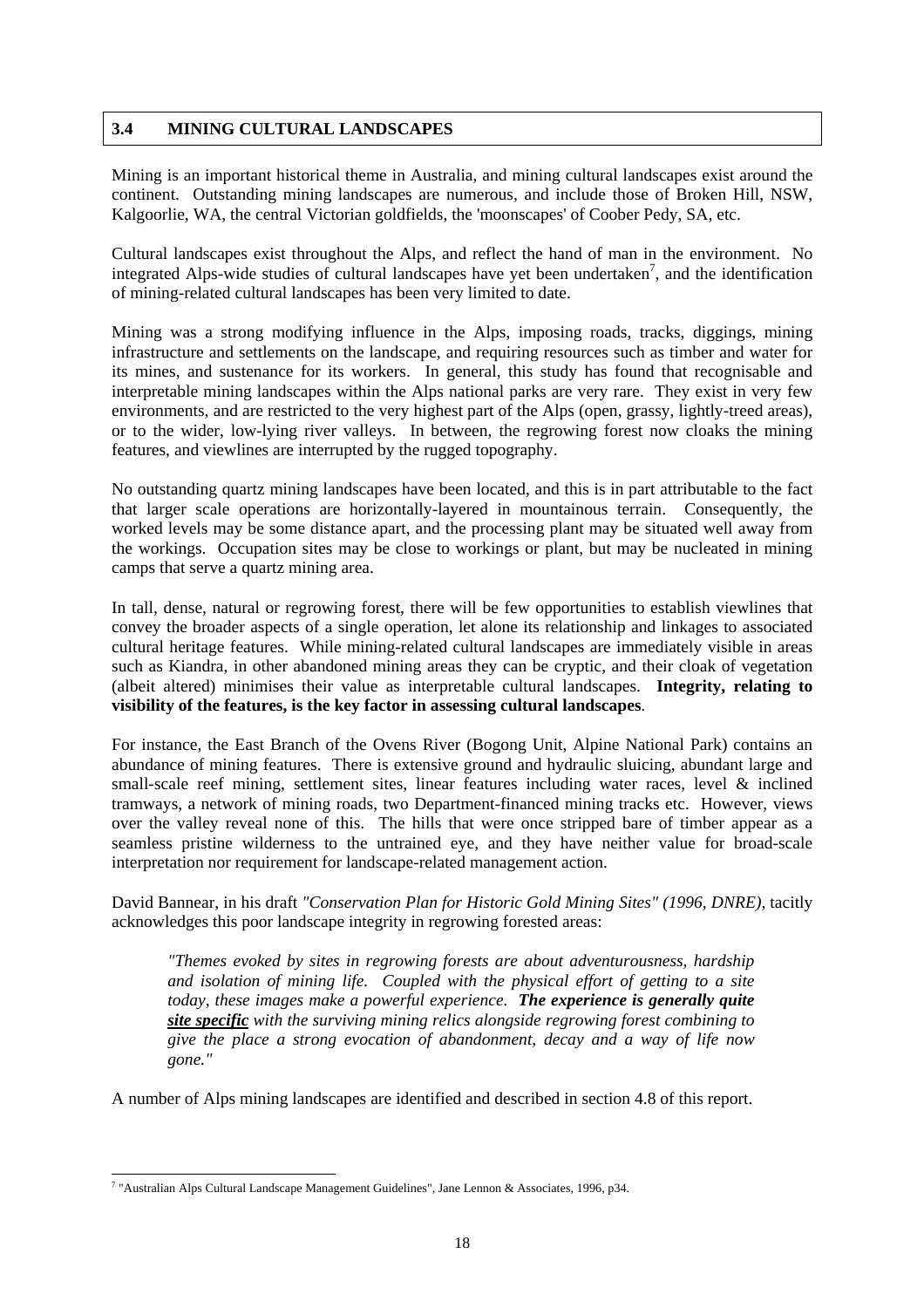## 3.4 MINING CULTURAL LANDSCAPES

Mining is an important historical theme in Australia, and mining cultural landscapes exist around the continent. Outstanding mining landscapes are numerous, and include those of Broken Hill, NSW, Kalgoorlie, WA, the central Victorian goldfields, the 'moonscapes' of Coober Pedy, SA, etc.

Cultural landscapes exist throughout the Alps, and reflect the hand of man in the environment. No integrated Alps-wide studies of cultural landscapes have yet been undertaken[7], and the identification of mining-related cultural landscapes has been very limited to date.

Mining was a strong modifying influence in the Alps, imposing roads, tracks, diggings, mining infrastructure and settlements on the landscape, and requiring resources such as timber and water for its mines, and sustenance for its workers. In general, this study has found that recognisable and interpretable mining landscapes within the Alps national parks are very rare. They exist in very few environments, and are restricted to the very highest part of the Alps (open, grassy, lightly-treed areas), or to the wider, low-lying river valleys. In between, the regrowing forest now cloaks the mining features, and viewlines are interrupted by the rugged topography.

No outstanding quartz mining landscapes have been located, and this is in part attributable to the fact that larger scale operations are horizontally-layered in mountainous terrain. Consequently, the worked levels may be some distance apart, and the processing plant may be situated well away from the workings. Occupation sites may be close to workings or plant, but may be nucleated in mining camps that serve a quartz mining area.

In tall, dense, natural or regrowing forest, there will be few opportunities to establish viewlines that convey the broader aspects of a single operation, let alone its relationship and linkages to associated cultural heritage features. While mining-related cultural landscapes are immediately visible in areas such as Kiandra, in other abandoned mining areas they can be cryptic, and their cloak of vegetation (albeit altered) minimises their value as interpretable cultural landscapes. **Integrity, relating to visibility of the features, is the key factor in assessing cultural landscapes**.

For instance, the East Branch of the Ovens River (Bogong Unit, Alpine National Park) contains an abundance of mining features. There is extensive ground and hydraulic sluicing, abundant large and small-scale reef mining, settlement sites, linear features including water races, level & inclined tramways, a network of mining roads, two Department-financed mining tracks etc. However, views over the valley reveal none of this. The hills that were once stripped bare of timber appear as a seamless pristine wilderness to the untrained eye, and they have neither value for broad-scale interpretation nor requirement for landscape-related management action.

David Bannear, in his draft *"Conservation Plan for Historic Gold Mining Sites" (1996, DNRE)*, tacitly acknowledges this poor landscape integrity in regrowing forested areas:

> *"Themes evoked by sites in regrowing forests are about adventurousness, hardship and isolation of mining life. Coupled with the physical effort of getting to a site today, these images make a powerful experience.* ***The experience is generally quite <u>site specific</u>*** *with the surviving mining relics alongside regrowing forest combining to give the place a strong evocation of abandonment, decay and a way of life now gone."*

A number of Alps mining landscapes are identified and described in section 4.8 of this report.

---

[7] "Australian Alps Cultural Landscape Management Guidelines", Jane Lennon & Associates, 1996, p34.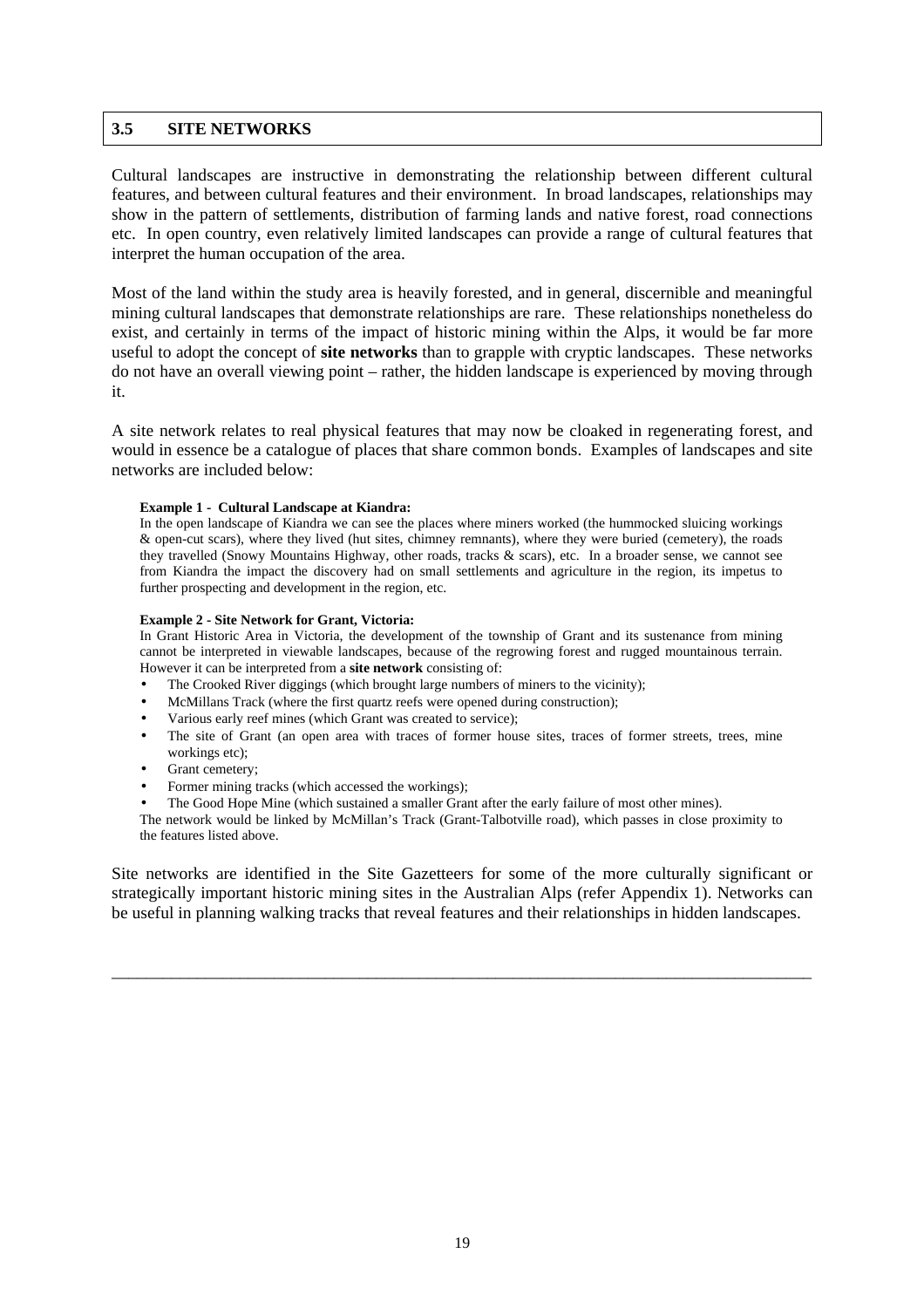## 3.5 SITE NETWORKS

Cultural landscapes are instructive in demonstrating the relationship between different cultural features, and between cultural features and their environment. In broad landscapes, relationships may show in the pattern of settlements, distribution of farming lands and native forest, road connections etc. In open country, even relatively limited landscapes can provide a range of cultural features that interpret the human occupation of the area.

Most of the land within the study area is heavily forested, and in general, discernible and meaningful mining cultural landscapes that demonstrate relationships are rare. These relationships nonetheless do exist, and certainly in terms of the impact of historic mining within the Alps, it would be far more useful to adopt the concept of **site networks** than to grapple with cryptic landscapes. These networks do not have an overall viewing point – rather, the hidden landscape is experienced by moving through it.

A site network relates to real physical features that may now be cloaked in regenerating forest, and would in essence be a catalogue of places that share common bonds. Examples of landscapes and site networks are included below:

**Example 1 - Cultural Landscape at Kiandra:**
In the open landscape of Kiandra we can see the places where miners worked (the hummocked sluicing workings & open-cut scars), where they lived (hut sites, chimney remnants), where they were buried (cemetery), the roads they travelled (Snowy Mountains Highway, other roads, tracks & scars), etc. In a broader sense, we cannot see from Kiandra the impact the discovery had on small settlements and agriculture in the region, its impetus to further prospecting and development in the region, etc.

**Example 2 - Site Network for Grant, Victoria:**
In Grant Historic Area in Victoria, the development of the township of Grant and its sustenance from mining cannot be interpreted in viewable landscapes, because of the regrowing forest and rugged mountainous terrain. However it can be interpreted from a **site network** consisting of:

- The Crooked River diggings (which brought large numbers of miners to the vicinity);
- McMillans Track (where the first quartz reefs were opened during construction);
- Various early reef mines (which Grant was created to service);
- The site of Grant (an open area with traces of former house sites, traces of former streets, trees, mine workings etc);
- Grant cemetery;
- Former mining tracks (which accessed the workings);
- The Good Hope Mine (which sustained a smaller Grant after the early failure of most other mines).

The network would be linked by McMillan's Track (Grant-Talbotville road), which passes in close proximity to the features listed above.

Site networks are identified in the Site Gazetteers for some of the more culturally significant or strategically important historic mining sites in the Australian Alps (refer Appendix 1). Networks can be useful in planning walking tracks that reveal features and their relationships in hidden landscapes.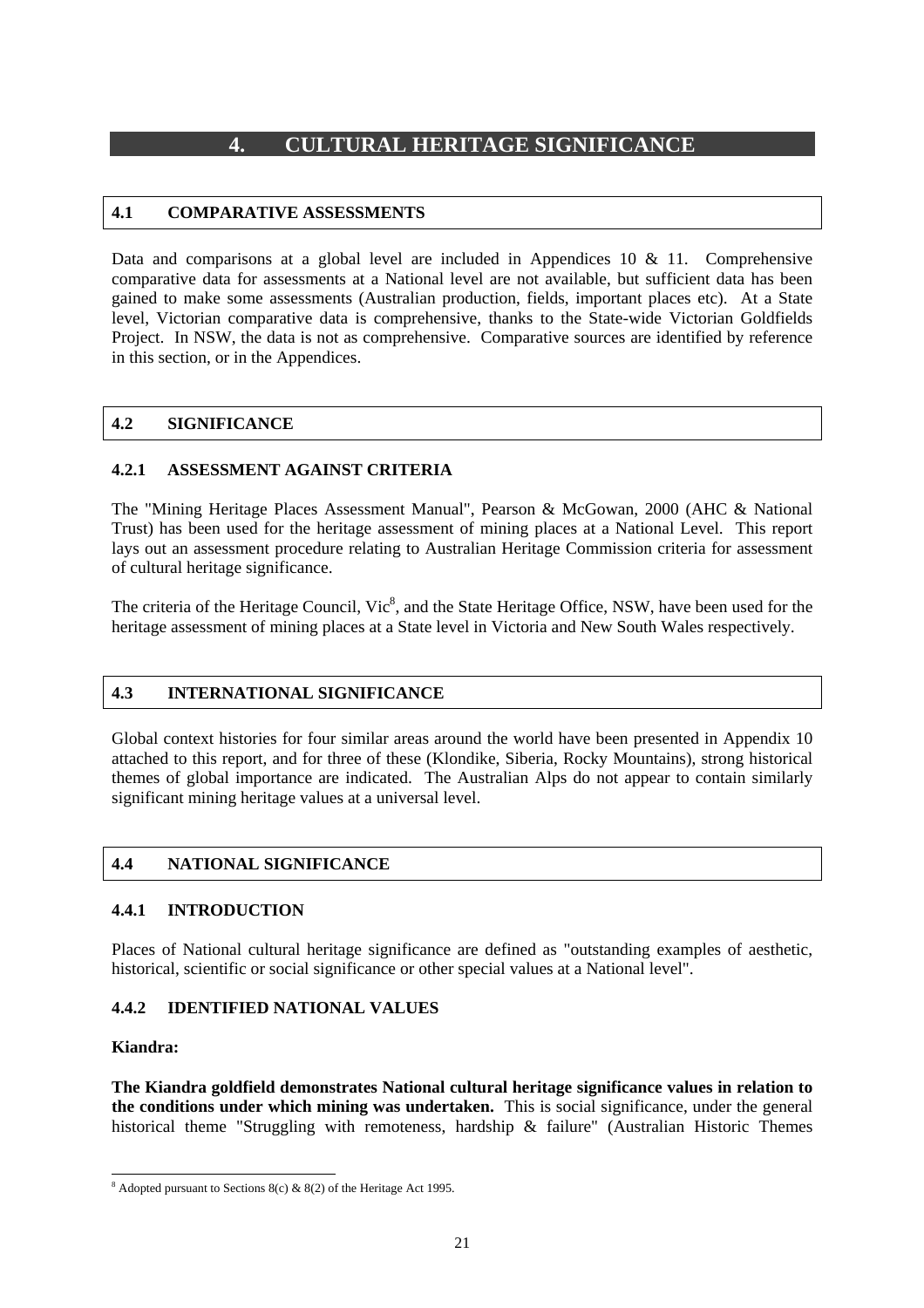# 4. CULTURAL HERITAGE SIGNIFICANCE

## 4.1 COMPARATIVE ASSESSMENTS

Data and comparisons at a global level are included in Appendices 10 & 11. Comprehensive comparative data for assessments at a National level are not available, but sufficient data has been gained to make some assessments (Australian production, fields, important places etc). At a State level, Victorian comparative data is comprehensive, thanks to the State-wide Victorian Goldfields Project. In NSW, the data is not as comprehensive. Comparative sources are identified by reference in this section, or in the Appendices.

## 4.2 SIGNIFICANCE

### 4.2.1 ASSESSMENT AGAINST CRITERIA

The "Mining Heritage Places Assessment Manual", Pearson & McGowan, 2000 (AHC & National Trust) has been used for the heritage assessment of mining places at a National Level. This report lays out an assessment procedure relating to Australian Heritage Commission criteria for assessment of cultural heritage significance.

The criteria of the Heritage Council, Vic[8], and the State Heritage Office, NSW, have been used for the heritage assessment of mining places at a State level in Victoria and New South Wales respectively.

## 4.3 INTERNATIONAL SIGNIFICANCE

Global context histories for four similar areas around the world have been presented in Appendix 10 attached to this report, and for three of these (Klondike, Siberia, Rocky Mountains), strong historical themes of global importance are indicated. The Australian Alps do not appear to contain similarly significant mining heritage values at a universal level.

## 4.4 NATIONAL SIGNIFICANCE

### 4.4.1 INTRODUCTION

Places of National cultural heritage significance are defined as "outstanding examples of aesthetic, historical, scientific or social significance or other special values at a National level".

### 4.4.2 IDENTIFIED NATIONAL VALUES

**Kiandra:**

**The Kiandra goldfield demonstrates National cultural heritage significance values in relation to the conditions under which mining was undertaken.** This is social significance, under the general historical theme "Struggling with remoteness, hardship & failure" (Australian Historic Themes

[8] Adopted pursuant to Sections 8(c) & 8(2) of the Heritage Act 1995.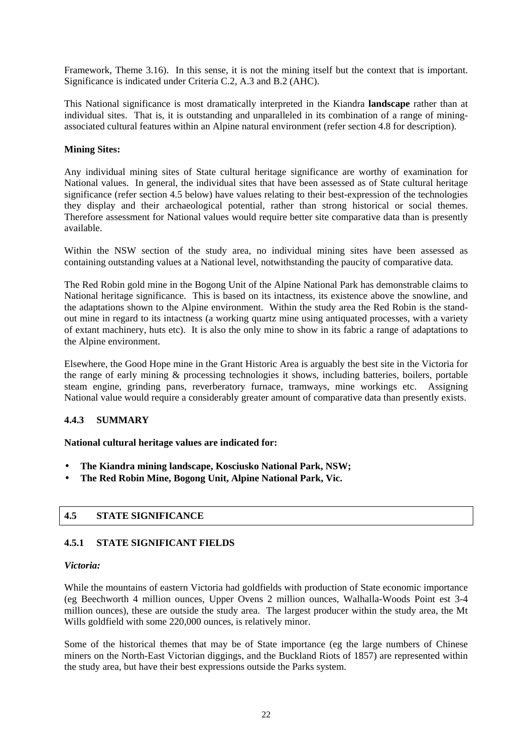Framework, Theme 3.16). In this sense, it is not the mining itself but the context that is important. Significance is indicated under Criteria C.2, A.3 and B.2 (AHC).

This National significance is most dramatically interpreted in the Kiandra **landscape** rather than at individual sites. That is, it is outstanding and unparalleled in its combination of a range of mining-associated cultural features within an Alpine natural environment (refer section 4.8 for description).

**Mining Sites:**

Any individual mining sites of State cultural heritage significance are worthy of examination for National values. In general, the individual sites that have been assessed as of State cultural heritage significance (refer section 4.5 below) have values relating to their best-expression of the technologies they display and their archaeological potential, rather than strong historical or social themes. Therefore assessment for National values would require better site comparative data than is presently available.

Within the NSW section of the study area, no individual mining sites have been assessed as containing outstanding values at a National level, notwithstanding the paucity of comparative data.

The Red Robin gold mine in the Bogong Unit of the Alpine National Park has demonstrable claims to National heritage significance. This is based on its intactness, its existence above the snowline, and the adaptations shown to the Alpine environment. Within the study area the Red Robin is the stand-out mine in regard to its intactness (a working quartz mine using antiquated processes, with a variety of extant machinery, huts etc). It is also the only mine to show in its fabric a range of adaptations to the Alpine environment.

Elsewhere, the Good Hope mine in the Grant Historic Area is arguably the best site in the Victoria for the range of early mining & processing technologies it shows, including batteries, boilers, portable steam engine, grinding pans, reverberatory furnace, tramways, mine workings etc. Assigning National value would require a considerably greater amount of comparative data than presently exists.

### 4.4.3 SUMMARY

**National cultural heritage values are indicated for:**

- **The Kiandra mining landscape, Kosciusko National Park, NSW;**
- **The Red Robin Mine, Bogong Unit, Alpine National Park, Vic.**

## 4.5 STATE SIGNIFICANCE

### 4.5.1 STATE SIGNIFICANT FIELDS

***Victoria:***

While the mountains of eastern Victoria had goldfields with production of State economic importance (eg Beechworth 4 million ounces, Upper Ovens 2 million ounces, Walhalla-Woods Point est 3-4 million ounces), these are outside the study area. The largest producer within the study area, the Mt Wills goldfield with some 220,000 ounces, is relatively minor.

Some of the historical themes that may be of State importance (eg the large numbers of Chinese miners on the North-East Victorian diggings, and the Buckland Riots of 1857) are represented within the study area, but have their best expressions outside the Parks system.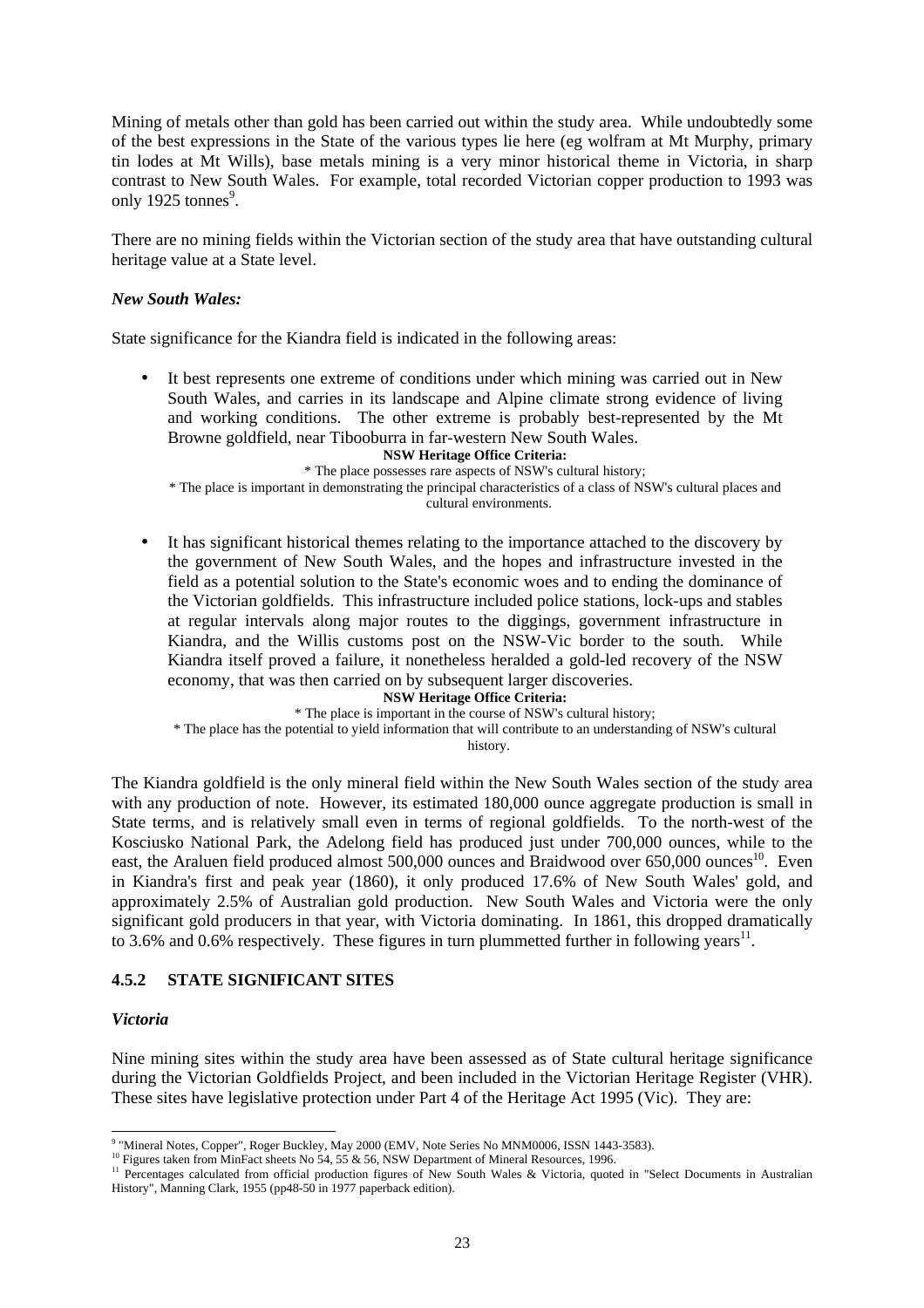Mining of metals other than gold has been carried out within the study area. While undoubtedly some of the best expressions in the State of the various types lie here (eg wolfram at Mt Murphy, primary tin lodes at Mt Wills), base metals mining is a very minor historical theme in Victoria, in sharp contrast to New South Wales. For example, total recorded Victorian copper production to 1993 was only 1925 tonnes[9].

There are no mining fields within the Victorian section of the study area that have outstanding cultural heritage value at a State level.

*New South Wales:*

State significance for the Kiandra field is indicated in the following areas:

- It best represents one extreme of conditions under which mining was carried out in New South Wales, and carries in its landscape and Alpine climate strong evidence of living and working conditions. The other extreme is probably best-represented by the Mt Browne goldfield, near Tibooburra in far-western New South Wales.

  **NSW Heritage Office Criteria:**

  * The place possesses rare aspects of NSW's cultural history;
  * The place is important in demonstrating the principal characteristics of a class of NSW's cultural places and cultural environments.

- It has significant historical themes relating to the importance attached to the discovery by the government of New South Wales, and the hopes and infrastructure invested in the field as a potential solution to the State's economic woes and to ending the dominance of the Victorian goldfields. This infrastructure included police stations, lock-ups and stables at regular intervals along major routes to the diggings, government infrastructure in Kiandra, and the Willis customs post on the NSW-Vic border to the south. While Kiandra itself proved a failure, it nonetheless heralded a gold-led recovery of the NSW economy, that was then carried on by subsequent larger discoveries.

  **NSW Heritage Office Criteria:**

  * The place is important in the course of NSW's cultural history;
  * The place has the potential to yield information that will contribute to an understanding of NSW's cultural history.

The Kiandra goldfield is the only mineral field within the New South Wales section of the study area with any production of note. However, its estimated 180,000 ounce aggregate production is small in State terms, and is relatively small even in terms of regional goldfields. To the north-west of the Kosciusko National Park, the Adelong field has produced just under 700,000 ounces, while to the east, the Araluen field produced almost 500,000 ounces and Braidwood over 650,000 ounces[10]. Even in Kiandra's first and peak year (1860), it only produced 17.6% of New South Wales' gold, and approximately 2.5% of Australian gold production. New South Wales and Victoria were the only significant gold producers in that year, with Victoria dominating. In 1861, this dropped dramatically to 3.6% and 0.6% respectively. These figures in turn plummetted further in following years[11].

### 4.5.2 STATE SIGNIFICANT SITES

*Victoria*

Nine mining sites within the study area have been assessed as of State cultural heritage significance during the Victorian Goldfields Project, and been included in the Victorian Heritage Register (VHR). These sites have legislative protection under Part 4 of the Heritage Act 1995 (Vic). They are:

---

[9] "Mineral Notes, Copper", Roger Buckley, May 2000 (EMV, Note Series No MNM0006, ISSN 1443-3583).

[10] Figures taken from MinFact sheets No 54, 55 & 56, NSW Department of Mineral Resources, 1996.

[11] Percentages calculated from official production figures of New South Wales & Victoria, quoted in "Select Documents in Australian History", Manning Clark, 1955 (pp48-50 in 1977 paperback edition).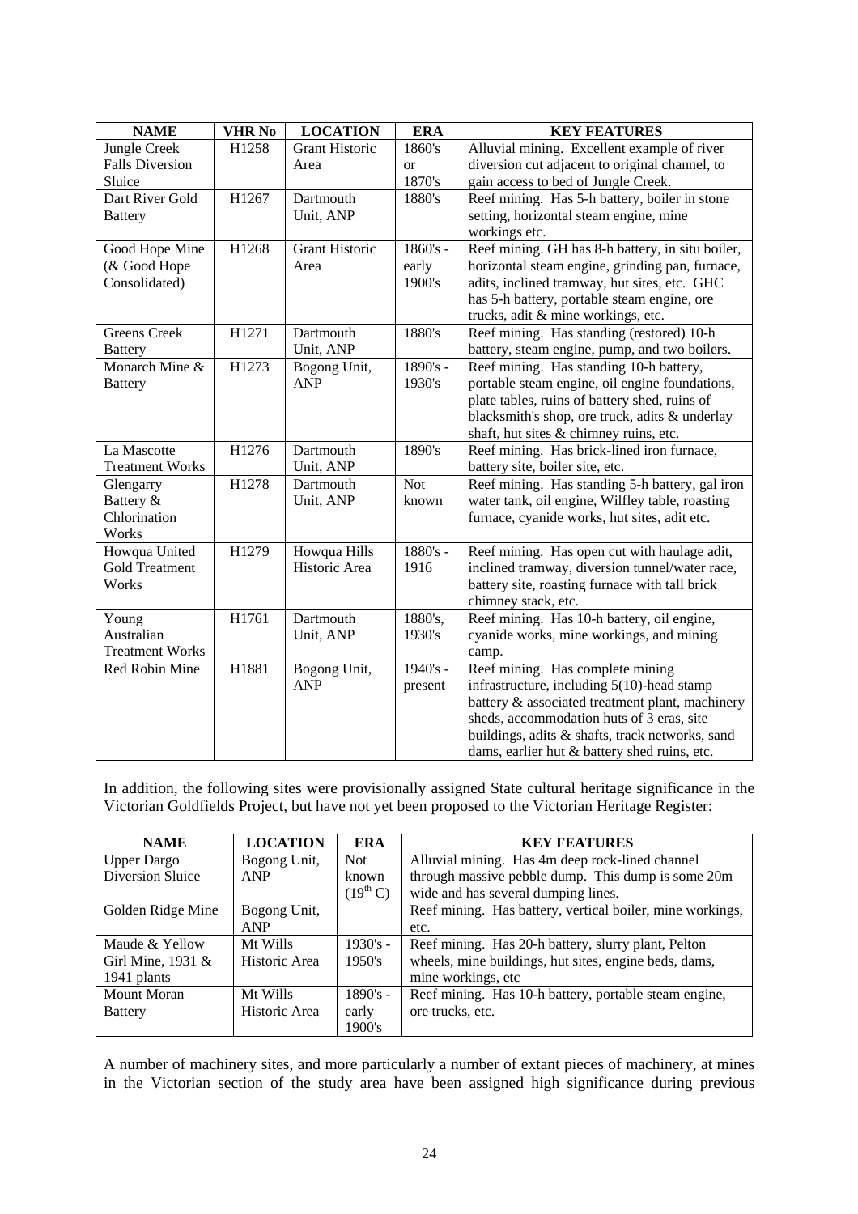| NAME | VHR No | LOCATION | ERA | KEY FEATURES |
|---|---|---|---|---|
| Jungle Creek Falls Diversion Sluice | H1258 | Grant Historic Area | 1860's or 1870's | Alluvial mining. Excellent example of river diversion cut adjacent to original channel, to gain access to bed of Jungle Creek. |
| Dart River Gold Battery | H1267 | Dartmouth Unit, ANP | 1880's | Reef mining. Has 5-h battery, boiler in stone setting, horizontal steam engine, mine workings etc. |
| Good Hope Mine (& Good Hope Consolidated) | H1268 | Grant Historic Area | 1860's - early 1900's | Reef mining. GH has 8-h battery, in situ boiler, horizontal steam engine, grinding pan, furnace, adits, inclined tramway, hut sites, etc. GHC has 5-h battery, portable steam engine, ore trucks, adit & mine workings, etc. |
| Greens Creek Battery | H1271 | Dartmouth Unit, ANP | 1880's | Reef mining. Has standing (restored) 10-h battery, steam engine, pump, and two boilers. |
| Monarch Mine & Battery | H1273 | Bogong Unit, ANP | 1890's - 1930's | Reef mining. Has standing 10-h battery, portable steam engine, oil engine foundations, plate tables, ruins of battery shed, ruins of blacksmith's shop, ore truck, adits & underlay shaft, hut sites & chimney ruins, etc. |
| La Mascotte Treatment Works | H1276 | Dartmouth Unit, ANP | 1890's | Reef mining. Has brick-lined iron furnace, battery site, boiler site, etc. |
| Glengarry Battery & Chlorination Works | H1278 | Dartmouth Unit, ANP | Not known | Reef mining. Has standing 5-h battery, gal iron water tank, oil engine, Wilfley table, roasting furnace, cyanide works, hut sites, adit etc. |
| Howqua United Gold Treatment Works | H1279 | Howqua Hills Historic Area | 1880's - 1916 | Reef mining. Has open cut with haulage adit, inclined tramway, diversion tunnel/water race, battery site, roasting furnace with tall brick chimney stack, etc. |
| Young Australian Treatment Works | H1761 | Dartmouth Unit, ANP | 1880's, 1930's | Reef mining. Has 10-h battery, oil engine, cyanide works, mine workings, and mining camp. |
| Red Robin Mine | H1881 | Bogong Unit, ANP | 1940's - present | Reef mining. Has complete mining infrastructure, including 5(10)-head stamp battery & associated treatment plant, machinery sheds, accommodation huts of 3 eras, site buildings, adits & shafts, track networks, sand dams, earlier hut & battery shed ruins, etc. |

In addition, the following sites were provisionally assigned State cultural heritage significance in the Victorian Goldfields Project, but have not yet been proposed to the Victorian Heritage Register:

| NAME | LOCATION | ERA | KEY FEATURES |
|---|---|---|---|
| Upper Dargo Diversion Sluice | Bogong Unit, ANP | Not known (19th C) | Alluvial mining. Has 4m deep rock-lined channel through massive pebble dump. This dump is some 20m wide and has several dumping lines. |
| Golden Ridge Mine | Bogong Unit, ANP | | Reef mining. Has battery, vertical boiler, mine workings, etc. |
| Maude & Yellow Girl Mine, 1931 & 1941 plants | Mt Wills Historic Area | 1930's - 1950's | Reef mining. Has 20-h battery, slurry plant, Pelton wheels, mine buildings, hut sites, engine beds, dams, mine workings, etc |
| Mount Moran Battery | Mt Wills Historic Area | 1890's - early 1900's | Reef mining. Has 10-h battery, portable steam engine, ore trucks, etc. |

A number of machinery sites, and more particularly a number of extant pieces of machinery, at mines in the Victorian section of the study area have been assigned high significance during previous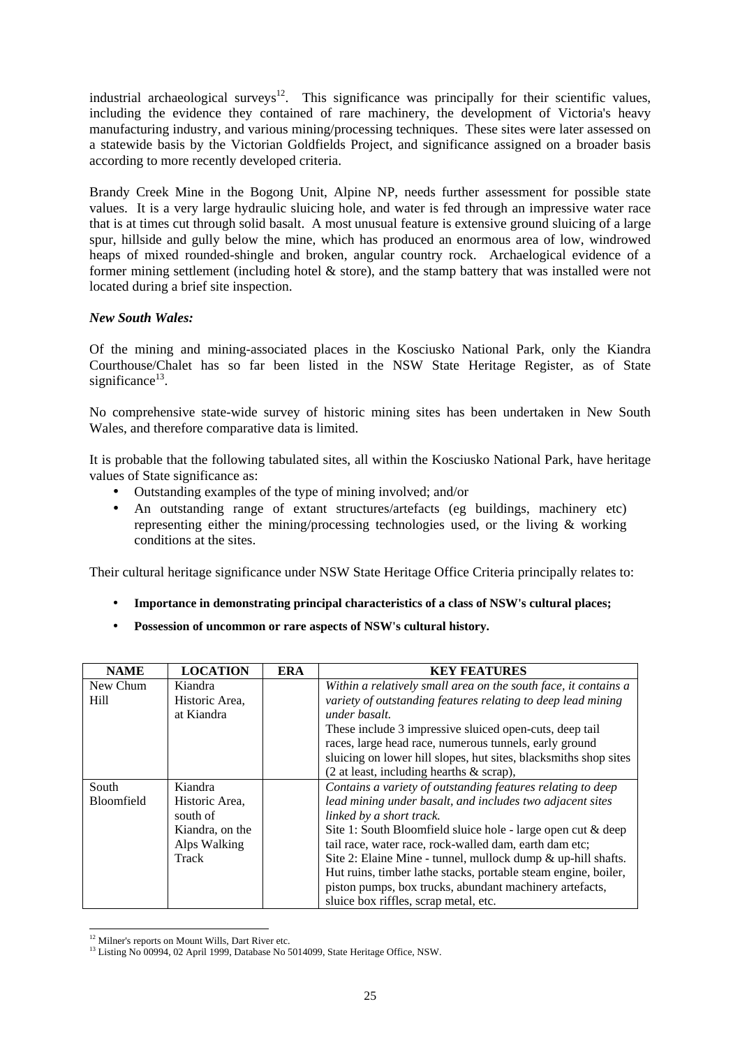industrial archaeological surveys[12]. This significance was principally for their scientific values, including the evidence they contained of rare machinery, the development of Victoria's heavy manufacturing industry, and various mining/processing techniques. These sites were later assessed on a statewide basis by the Victorian Goldfields Project, and significance assigned on a broader basis according to more recently developed criteria.

Brandy Creek Mine in the Bogong Unit, Alpine NP, needs further assessment for possible state values. It is a very large hydraulic sluicing hole, and water is fed through an impressive water race that is at times cut through solid basalt. A most unusual feature is extensive ground sluicing of a large spur, hillside and gully below the mine, which has produced an enormous area of low, windrowed heaps of mixed rounded-shingle and broken, angular country rock. Archaelogical evidence of a former mining settlement (including hotel & store), and the stamp battery that was installed were not located during a brief site inspection.

***New South Wales:***

Of the mining and mining-associated places in the Kosciusko National Park, only the Kiandra Courthouse/Chalet has so far been listed in the NSW State Heritage Register, as of State significance[13].

No comprehensive state-wide survey of historic mining sites has been undertaken in New South Wales, and therefore comparative data is limited.

It is probable that the following tabulated sites, all within the Kosciusko National Park, have heritage values of State significance as:

- Outstanding examples of the type of mining involved; and/or
- An outstanding range of extant structures/artefacts (eg buildings, machinery etc) representing either the mining/processing technologies used, or the living & working conditions at the sites.

Their cultural heritage significance under NSW State Heritage Office Criteria principally relates to:

- **Importance in demonstrating principal characteristics of a class of NSW's cultural places;**
- **Possession of uncommon or rare aspects of NSW's cultural history.**

| NAME | LOCATION | ERA | KEY FEATURES |
|---|---|---|---|
| New Chum Hill | Kiandra Historic Area, at Kiandra | | *Within a relatively small area on the south face, it contains a variety of outstanding features relating to deep lead mining under basalt.* These include 3 impressive sluiced open-cuts, deep tail races, large head race, numerous tunnels, early ground sluicing on lower hill slopes, hut sites, blacksmiths shop sites (2 at least, including hearths & scrap), |
| South Bloomfield | Kiandra Historic Area, south of Kiandra, on the Alps Walking Track | | *Contains a variety of outstanding features relating to deep lead mining under basalt, and includes two adjacent sites linked by a short track.* Site 1: South Bloomfield sluice hole - large open cut & deep tail race, water race, rock-walled dam, earth dam etc; Site 2: Elaine Mine - tunnel, mullock dump & up-hill shafts. Hut ruins, timber lathe stacks, portable steam engine, boiler, piston pumps, box trucks, abundant machinery artefacts, sluice box riffles, scrap metal, etc. |

[12] Milner's reports on Mount Wills, Dart River etc.

[13] Listing No 00994, 02 April 1999, Database No 5014099, State Heritage Office, NSW.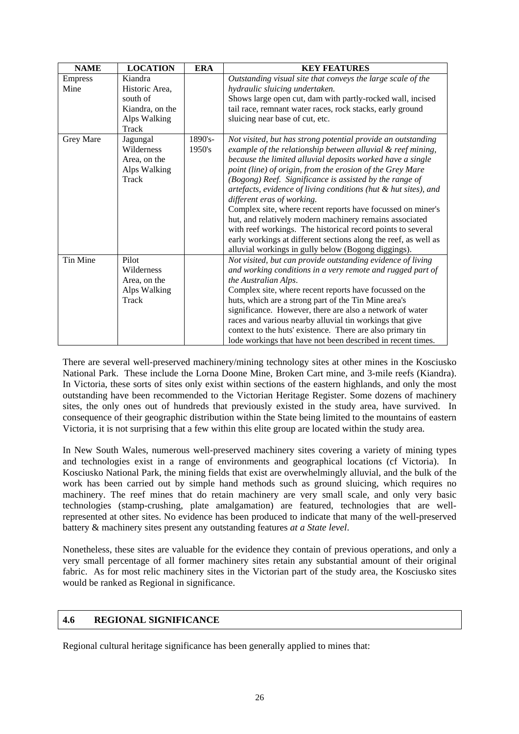| NAME | LOCATION | ERA | KEY FEATURES |
|---|---|---|---|
| Empress Mine | Kiandra Historic Area, south of Kiandra, on the Alps Walking Track | | *Outstanding visual site that conveys the large scale of the hydraulic sluicing undertaken.* Shows large open cut, dam with partly-rocked wall, incised tail race, remnant water races, rock stacks, early ground sluicing near base of cut, etc. |
| Grey Mare | Jagungal Wilderness Area, on the Alps Walking Track | 1890's-1950's | *Not visited, but has strong potential provide an outstanding example of the relationship between alluvial & reef mining, because the limited alluvial deposits worked have a single point (line) of origin, from the erosion of the Grey Mare (Bogong) Reef. Significance is assisted by the range of artefacts, evidence of living conditions (hut & hut sites), and different eras of working.* Complex site, where recent reports have focussed on miner's hut, and relatively modern machinery remains associated with reef workings. The historical record points to several early workings at different sections along the reef, as well as alluvial workings in gully below (Bogong diggings). |
| Tin Mine | Pilot Wilderness Area, on the Alps Walking Track | | *Not visited, but can provide outstanding evidence of living and working conditions in a very remote and rugged part of the Australian Alps*. Complex site, where recent reports have focussed on the huts, which are a strong part of the Tin Mine area's significance. However, there are also a network of water races and various nearby alluvial tin workings that give context to the huts' existence. There are also primary tin lode workings that have not been described in recent times. |

There are several well-preserved machinery/mining technology sites at other mines in the Kosciusko National Park. These include the Lorna Doone Mine, Broken Cart mine, and 3-mile reefs (Kiandra). In Victoria, these sorts of sites only exist within sections of the eastern highlands, and only the most outstanding have been recommended to the Victorian Heritage Register. Some dozens of machinery sites, the only ones out of hundreds that previously existed in the study area, have survived. In consequence of their geographic distribution within the State being limited to the mountains of eastern Victoria, it is not surprising that a few within this elite group are located within the study area.

In New South Wales, numerous well-preserved machinery sites covering a variety of mining types and technologies exist in a range of environments and geographical locations (cf Victoria). In Kosciusko National Park, the mining fields that exist are overwhelmingly alluvial, and the bulk of the work has been carried out by simple hand methods such as ground sluicing, which requires no machinery. The reef mines that do retain machinery are very small scale, and only very basic technologies (stamp-crushing, plate amalgamation) are featured, technologies that are well-represented at other sites. No evidence has been produced to indicate that many of the well-preserved battery & machinery sites present any outstanding features *at a State level*.

Nonetheless, these sites are valuable for the evidence they contain of previous operations, and only a very small percentage of all former machinery sites retain any substantial amount of their original fabric. As for most relic machinery sites in the Victorian part of the study area, the Kosciusko sites would be ranked as Regional in significance.

## 4.6 REGIONAL SIGNIFICANCE

Regional cultural heritage significance has been generally applied to mines that: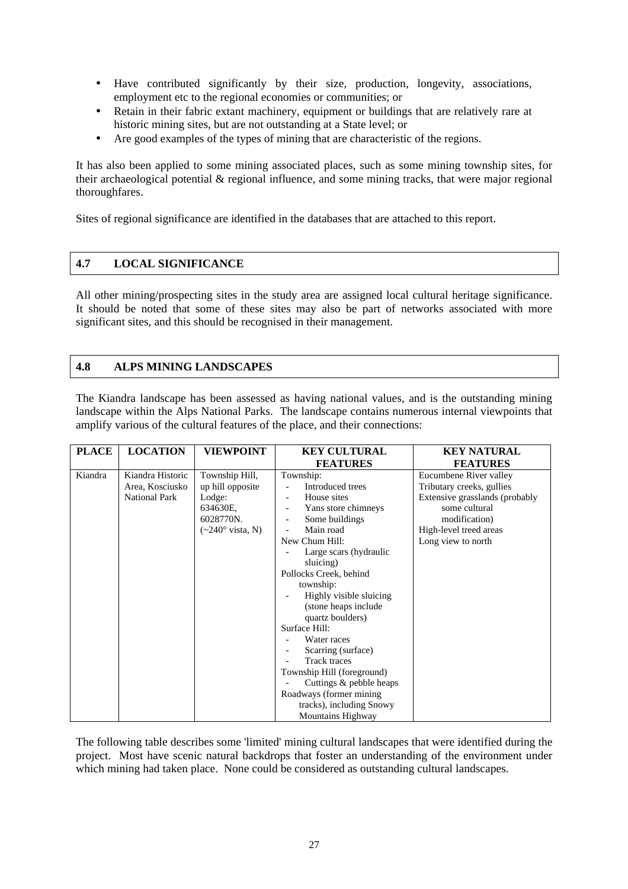- Have contributed significantly by their size, production, longevity, associations, employment etc to the regional economies or communities; or
- Retain in their fabric extant machinery, equipment or buildings that are relatively rare at historic mining sites, but are not outstanding at a State level; or
- Are good examples of the types of mining that are characteristic of the regions.

It has also been applied to some mining associated places, such as some mining township sites, for their archaeological potential & regional influence, and some mining tracks, that were major regional thoroughfares.

Sites of regional significance are identified in the databases that are attached to this report.

## 4.7 LOCAL SIGNIFICANCE

All other mining/prospecting sites in the study area are assigned local cultural heritage significance. It should be noted that some of these sites may also be part of networks associated with more significant sites, and this should be recognised in their management.

## 4.8 ALPS MINING LANDSCAPES

The Kiandra landscape has been assessed as having national values, and is the outstanding mining landscape within the Alps National Parks. The landscape contains numerous internal viewpoints that amplify various of the cultural features of the place, and their connections:

| PLACE | LOCATION | VIEWPOINT | KEY CULTURAL FEATURES | KEY NATURAL FEATURES |
|---|---|---|---|---|
| Kiandra | Kiandra Historic Area, Kosciusko National Park | Township Hill, up hill opposite Lodge: 634630E, 6028770N. (~240° vista, N) | Township:<br>- Introduced trees<br>- House sites<br>- Yans store chimneys<br>- Some buildings<br>- Main road<br>New Chum Hill:<br>- Large scars (hydraulic sluicing)<br>Pollocks Creek, behind township:<br>- Highly visible sluicing (stone heaps include quartz boulders)<br>Surface Hill:<br>- Water races<br>- Scarring (surface)<br>- Track traces<br>Township Hill (foreground)<br>- Cuttings & pebble heaps<br>Roadways (former mining tracks), including Snowy Mountains Highway | Eucumbene River valley<br>Tributary creeks, gullies<br>Extensive grasslands (probably some cultural modification)<br>High-level treed areas<br>Long view to north |

The following table describes some 'limited' mining cultural landscapes that were identified during the project. Most have scenic natural backdrops that foster an understanding of the environment under which mining had taken place. None could be considered as outstanding cultural landscapes.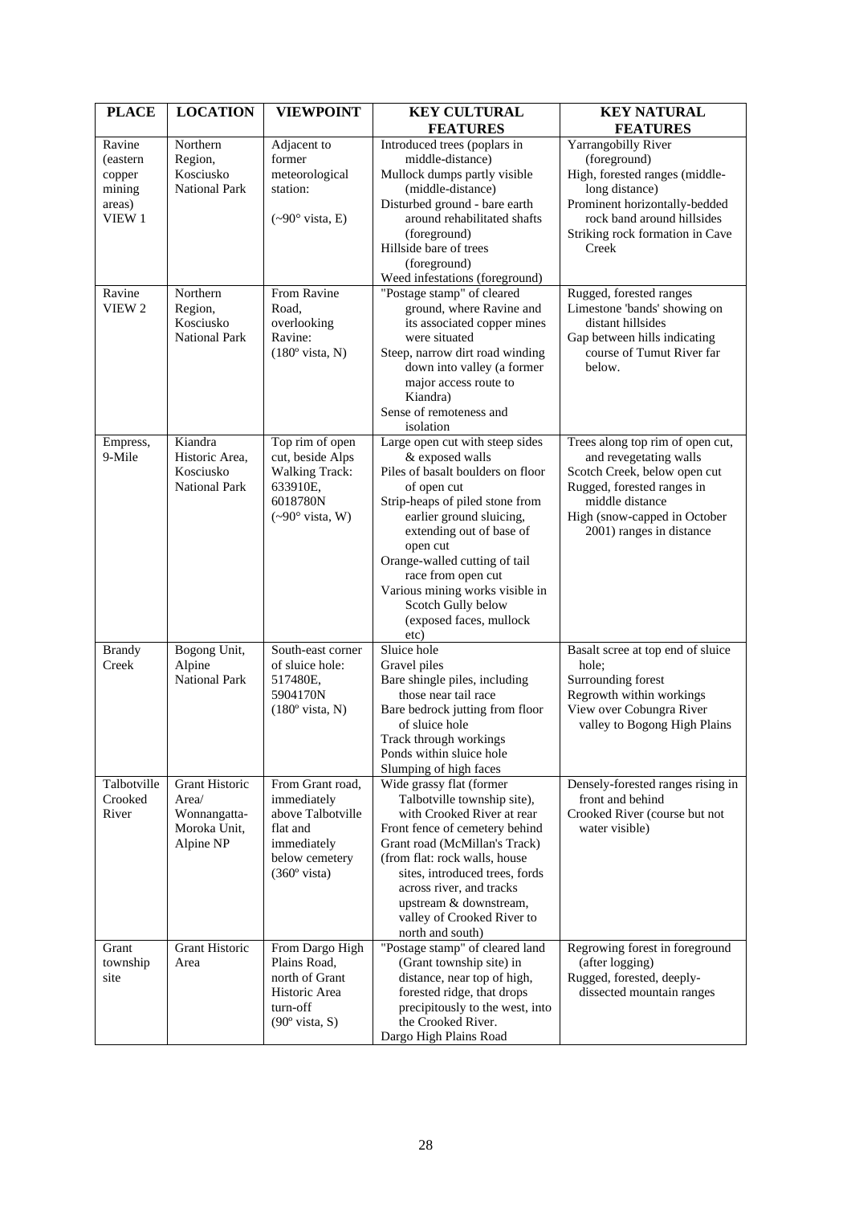| PLACE | LOCATION | VIEWPOINT | KEY CULTURAL FEATURES | KEY NATURAL FEATURES |
|---|---|---|---|---|
| Ravine (eastern copper mining areas) VIEW 1 | Northern Region, Kosciusko National Park | Adjacent to former meteorological station: (~90° vista, E) | Introduced trees (poplars in middle-distance)<br>Mullock dumps partly visible (middle-distance)<br>Disturbed ground - bare earth around rehabilitated shafts (foreground)<br>Hillside bare of trees (foreground)<br>Weed infestations (foreground) | Yarrangobilly River (foreground)<br>High, forested ranges (middle-long distance)<br>Prominent horizontally-bedded rock band around hillsides<br>Striking rock formation in Cave Creek |
| Ravine VIEW 2 | Northern Region, Kosciusko National Park | From Ravine Road, overlooking Ravine: (180º vista, N) | "Postage stamp" of cleared ground, where Ravine and its associated copper mines were situated<br>Steep, narrow dirt road winding down into valley (a former major access route to Kiandra)<br>Sense of remoteness and isolation | Rugged, forested ranges<br>Limestone 'bands' showing on distant hillsides<br>Gap between hills indicating course of Tumut River far below. |
| Empress, 9-Mile | Kiandra Historic Area, Kosciusko National Park | Top rim of open cut, beside Alps Walking Track: 633910E, 6018780N (~90° vista, W) | Large open cut with steep sides & exposed walls<br>Piles of basalt boulders on floor of open cut<br>Strip-heaps of piled stone from earlier ground sluicing, extending out of base of open cut<br>Orange-walled cutting of tail race from open cut<br>Various mining works visible in Scotch Gully below (exposed faces, mullock etc) | Trees along top rim of open cut, and revegetating walls<br>Scotch Creek, below open cut<br>Rugged, forested ranges in middle distance<br>High (snow-capped in October 2001) ranges in distance |
| Brandy Creek | Bogong Unit, Alpine National Park | South-east corner of sluice hole: 517480E, 5904170N (180º vista, N) | Sluice hole<br>Gravel piles<br>Bare shingle piles, including those near tail race<br>Bare bedrock jutting from floor of sluice hole<br>Track through workings<br>Ponds within sluice hole<br>Slumping of high faces | Basalt scree at top end of sluice hole;<br>Surrounding forest<br>Regrowth within workings<br>View over Cobungra River valley to Bogong High Plains |
| Talbotville Crooked River | Grant Historic Area/ Wonnangatta-Moroka Unit, Alpine NP | From Grant road, immediately above Talbotville flat and immediately below cemetery (360º vista) | Wide grassy flat (former Talbotville township site), with Crooked River at rear<br>Front fence of cemetery behind Grant road (McMillan's Track)<br>(from flat: rock walls, house sites, introduced trees, fords across river, and tracks upstream & downstream, valley of Crooked River to north and south) | Densely-forested ranges rising in front and behind<br>Crooked River (course but not water visible) |
| Grant township site | Grant Historic Area | From Dargo High Plains Road, north of Grant Historic Area turn-off (90º vista, S) | "Postage stamp" of cleared land (Grant township site) in distance, near top of high, forested ridge, that drops precipitously to the west, into the Crooked River.<br>Dargo High Plains Road | Regrowing forest in foreground (after logging)<br>Rugged, forested, deeply-dissected mountain ranges |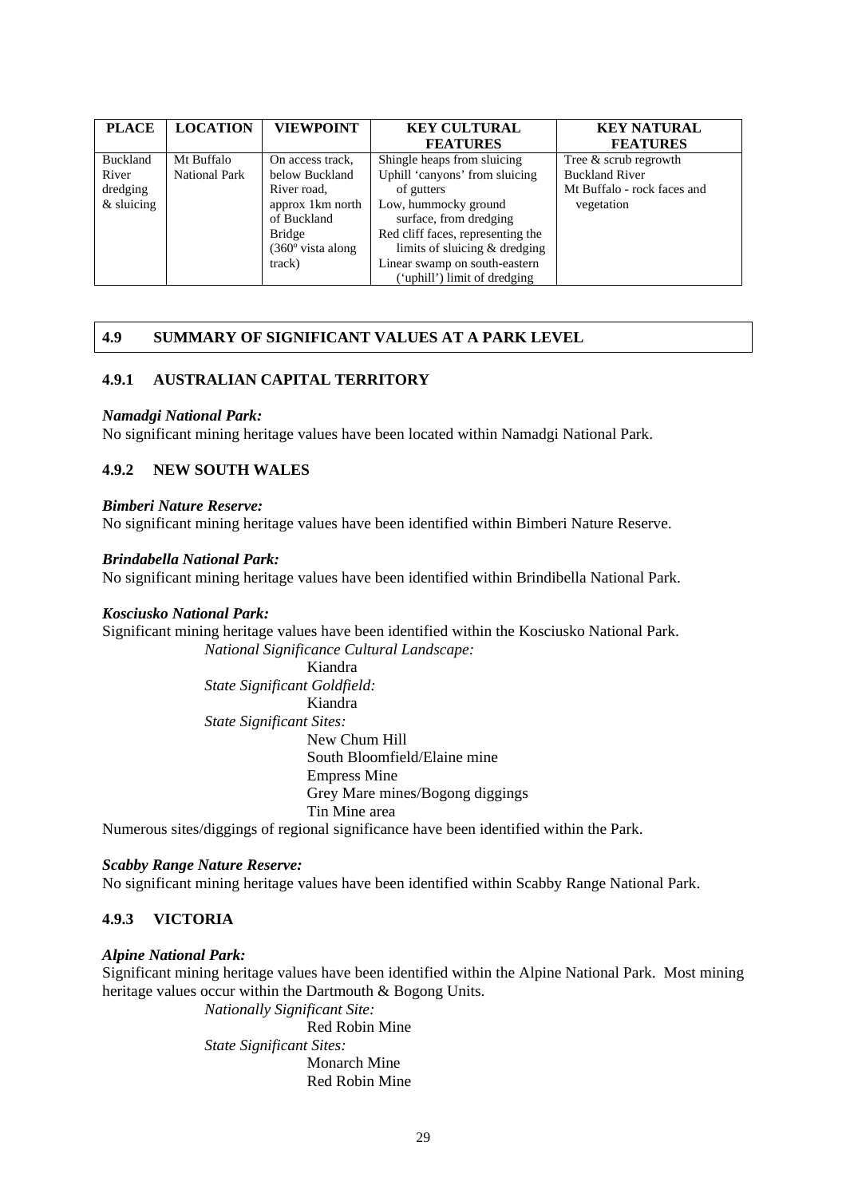| PLACE | LOCATION | VIEWPOINT | KEY CULTURAL FEATURES | KEY NATURAL FEATURES |
|---|---|---|---|---|
| Buckland River dredging & sluicing | Mt Buffalo National Park | On access track, below Buckland River road, approx 1km north of Buckland Bridge (360º vista along track) | Shingle heaps from sluicing<br>Uphill 'canyons' from sluicing of gutters<br>Low, hummocky ground surface, from dredging<br>Red cliff faces, representing the limits of sluicing & dredging<br>Linear swamp on south-eastern ('uphill') limit of dredging | Tree & scrub regrowth<br>Buckland River<br>Mt Buffalo - rock faces and vegetation |

## 4.9 SUMMARY OF SIGNIFICANT VALUES AT A PARK LEVEL

### 4.9.1 AUSTRALIAN CAPITAL TERRITORY

***Namadgi National Park:***
No significant mining heritage values have been located within Namadgi National Park.

### 4.9.2 NEW SOUTH WALES

***Bimberi Nature Reserve:***
No significant mining heritage values have been identified within Bimberi Nature Reserve.

***Brindabella National Park:***
No significant mining heritage values have been identified within Brindibella National Park.

***Kosciusko National Park:***
Significant mining heritage values have been identified within the Kosciusko National Park.

*National Significance Cultural Landscape:*
- Kiandra

*State Significant Goldfield:*
- Kiandra

*State Significant Sites:*
- New Chum Hill
- South Bloomfield/Elaine mine
- Empress Mine
- Grey Mare mines/Bogong diggings
- Tin Mine area

Numerous sites/diggings of regional significance have been identified within the Park.

***Scabby Range Nature Reserve:***
No significant mining heritage values have been identified within Scabby Range National Park.

### 4.9.3 VICTORIA

***Alpine National Park:***
Significant mining heritage values have been identified within the Alpine National Park. Most mining heritage values occur within the Dartmouth & Bogong Units.

*Nationally Significant Site:*
- Red Robin Mine

*State Significant Sites:*
- Monarch Mine
- Red Robin Mine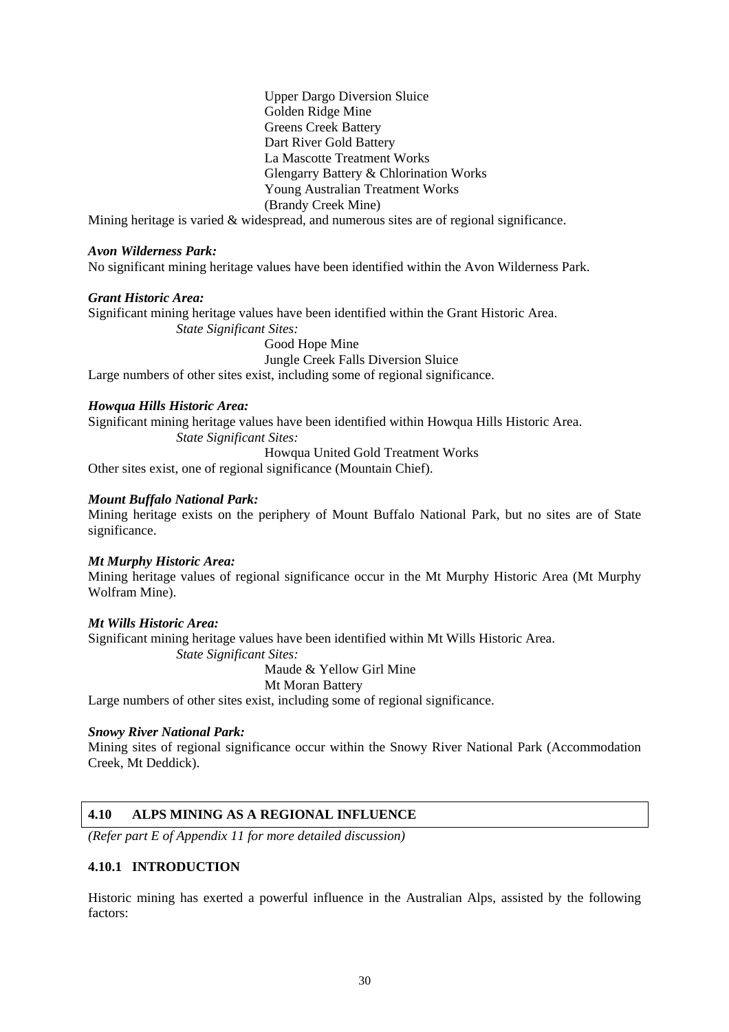Upper Dargo Diversion Sluice
Golden Ridge Mine
Greens Creek Battery
Dart River Gold Battery
La Mascotte Treatment Works
Glengarry Battery & Chlorination Works
Young Australian Treatment Works
(Brandy Creek Mine)

Mining heritage is varied & widespread, and numerous sites are of regional significance.

***Avon Wilderness Park:***
No significant mining heritage values have been identified within the Avon Wilderness Park.

***Grant Historic Area:***
Significant mining heritage values have been identified within the Grant Historic Area.

*State Significant Sites:*

Good Hope Mine
Jungle Creek Falls Diversion Sluice

Large numbers of other sites exist, including some of regional significance.

***Howqua Hills Historic Area:***
Significant mining heritage values have been identified within Howqua Hills Historic Area.

*State Significant Sites:*

Howqua United Gold Treatment Works

Other sites exist, one of regional significance (Mountain Chief).

***Mount Buffalo National Park:***
Mining heritage exists on the periphery of Mount Buffalo National Park, but no sites are of State significance.

***Mt Murphy Historic Area:***
Mining heritage values of regional significance occur in the Mt Murphy Historic Area (Mt Murphy Wolfram Mine).

***Mt Wills Historic Area:***
Significant mining heritage values have been identified within Mt Wills Historic Area.

*State Significant Sites:*

Maude & Yellow Girl Mine
Mt Moran Battery

Large numbers of other sites exist, including some of regional significance.

***Snowy River National Park:***
Mining sites of regional significance occur within the Snowy River National Park (Accommodation Creek, Mt Deddick).

## 4.10 ALPS MINING AS A REGIONAL INFLUENCE

*(Refer part E of Appendix 11 for more detailed discussion)*

### 4.10.1 INTRODUCTION

Historic mining has exerted a powerful influence in the Australian Alps, assisted by the following factors: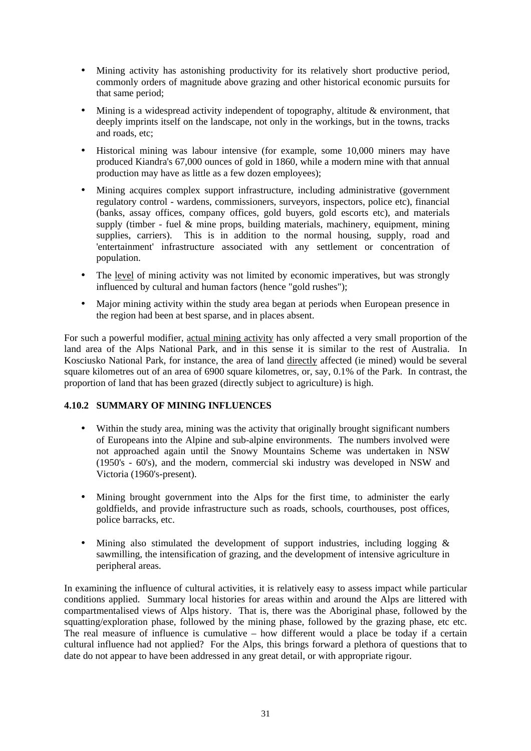- Mining activity has astonishing productivity for its relatively short productive period, commonly orders of magnitude above grazing and other historical economic pursuits for that same period;

- Mining is a widespread activity independent of topography, altitude & environment, that deeply imprints itself on the landscape, not only in the workings, but in the towns, tracks and roads, etc;

- Historical mining was labour intensive (for example, some 10,000 miners may have produced Kiandra's 67,000 ounces of gold in 1860, while a modern mine with that annual production may have as little as a few dozen employees);

- Mining acquires complex support infrastructure, including administrative (government regulatory control - wardens, commissioners, surveyors, inspectors, police etc), financial (banks, assay offices, company offices, gold buyers, gold escorts etc), and materials supply (timber - fuel & mine props, building materials, machinery, equipment, mining supplies, carriers). This is in addition to the normal housing, supply, road and 'entertainment' infrastructure associated with any settlement or concentration of population.

- The <u>level</u> of mining activity was not limited by economic imperatives, but was strongly influenced by cultural and human factors (hence "gold rushes");

- Major mining activity within the study area began at periods when European presence in the region had been at best sparse, and in places absent.

For such a powerful modifier, <u>actual mining activity</u> has only affected a very small proportion of the land area of the Alps National Park, and in this sense it is similar to the rest of Australia. In Kosciusko National Park, for instance, the area of land <u>directly</u> affected (ie mined) would be several square kilometres out of an area of 6900 square kilometres, or, say, 0.1% of the Park. In contrast, the proportion of land that has been grazed (directly subject to agriculture) is high.

### 4.10.2 SUMMARY OF MINING INFLUENCES

- Within the study area, mining was the activity that originally brought significant numbers of Europeans into the Alpine and sub-alpine environments. The numbers involved were not approached again until the Snowy Mountains Scheme was undertaken in NSW (1950's - 60's), and the modern, commercial ski industry was developed in NSW and Victoria (1960's-present).

- Mining brought government into the Alps for the first time, to administer the early goldfields, and provide infrastructure such as roads, schools, courthouses, post offices, police barracks, etc.

- Mining also stimulated the development of support industries, including logging & sawmilling, the intensification of grazing, and the development of intensive agriculture in peripheral areas.

In examining the influence of cultural activities, it is relatively easy to assess impact while particular conditions applied. Summary local histories for areas within and around the Alps are littered with compartmentalised views of Alps history. That is, there was the Aboriginal phase, followed by the squatting/exploration phase, followed by the mining phase, followed by the grazing phase, etc etc. The real measure of influence is cumulative – how different would a place be today if a certain cultural influence had not applied? For the Alps, this brings forward a plethora of questions that to date do not appear to have been addressed in any great detail, or with appropriate rigour.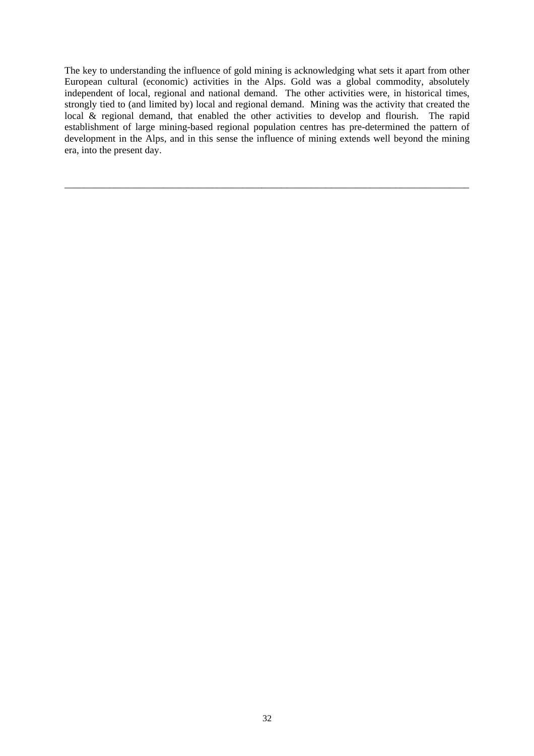The key to understanding the influence of gold mining is acknowledging what sets it apart from other European cultural (economic) activities in the Alps. Gold was a global commodity, absolutely independent of local, regional and national demand. The other activities were, in historical times, strongly tied to (and limited by) local and regional demand. Mining was the activity that created the local & regional demand, that enabled the other activities to develop and flourish. The rapid establishment of large mining-based regional population centres has pre-determined the pattern of development in the Alps, and in this sense the influence of mining extends well beyond the mining era, into the present day.

---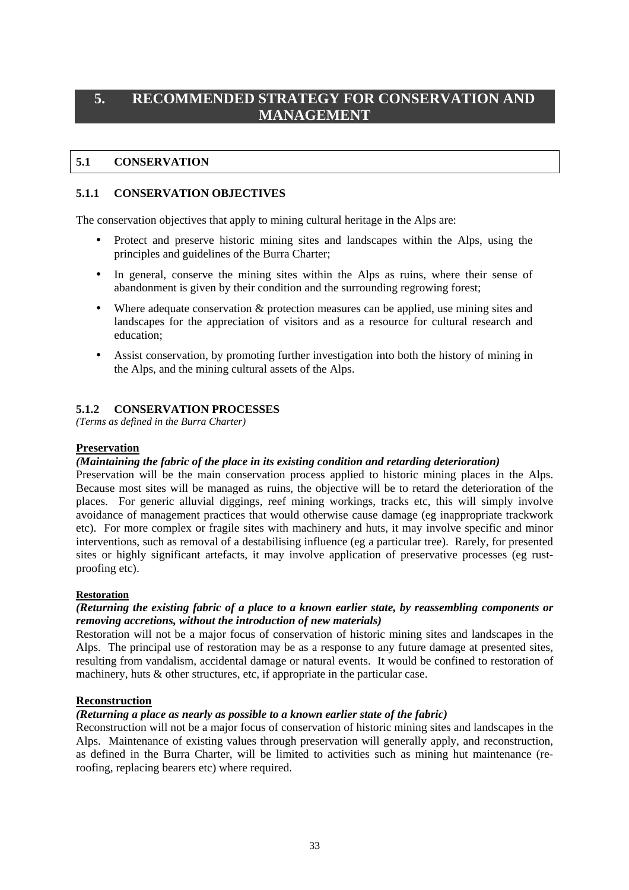# 5. RECOMMENDED STRATEGY FOR CONSERVATION AND MANAGEMENT

## 5.1 CONSERVATION

### 5.1.1 CONSERVATION OBJECTIVES

The conservation objectives that apply to mining cultural heritage in the Alps are:

- Protect and preserve historic mining sites and landscapes within the Alps, using the principles and guidelines of the Burra Charter;
- In general, conserve the mining sites within the Alps as ruins, where their sense of abandonment is given by their condition and the surrounding regrowing forest;
- Where adequate conservation & protection measures can be applied, use mining sites and landscapes for the appreciation of visitors and as a resource for cultural research and education;
- Assist conservation, by promoting further investigation into both the history of mining in the Alps, and the mining cultural assets of the Alps.

### 5.1.2 CONSERVATION PROCESSES

*(Terms as defined in the Burra Charter)*

**Preservation**

***(Maintaining the fabric of the place in its existing condition and retarding deterioration)***

Preservation will be the main conservation process applied to historic mining places in the Alps. Because most sites will be managed as ruins, the objective will be to retard the deterioration of the places. For generic alluvial diggings, reef mining workings, tracks etc, this will simply involve avoidance of management practices that would otherwise cause damage (eg inappropriate trackwork etc). For more complex or fragile sites with machinery and huts, it may involve specific and minor interventions, such as removal of a destabilising influence (eg a particular tree). Rarely, for presented sites or highly significant artefacts, it may involve application of preservative processes (eg rust-proofing etc).

**Restoration**

***(Returning the existing fabric of a place to a known earlier state, by reassembling components or removing accretions, without the introduction of new materials)***

Restoration will not be a major focus of conservation of historic mining sites and landscapes in the Alps. The principal use of restoration may be as a response to any future damage at presented sites, resulting from vandalism, accidental damage or natural events. It would be confined to restoration of machinery, huts & other structures, etc, if appropriate in the particular case.

**Reconstruction**

***(Returning a place as nearly as possible to a known earlier state of the fabric)***

Reconstruction will not be a major focus of conservation of historic mining sites and landscapes in the Alps. Maintenance of existing values through preservation will generally apply, and reconstruction, as defined in the Burra Charter, will be limited to activities such as mining hut maintenance (re-roofing, replacing bearers etc) where required.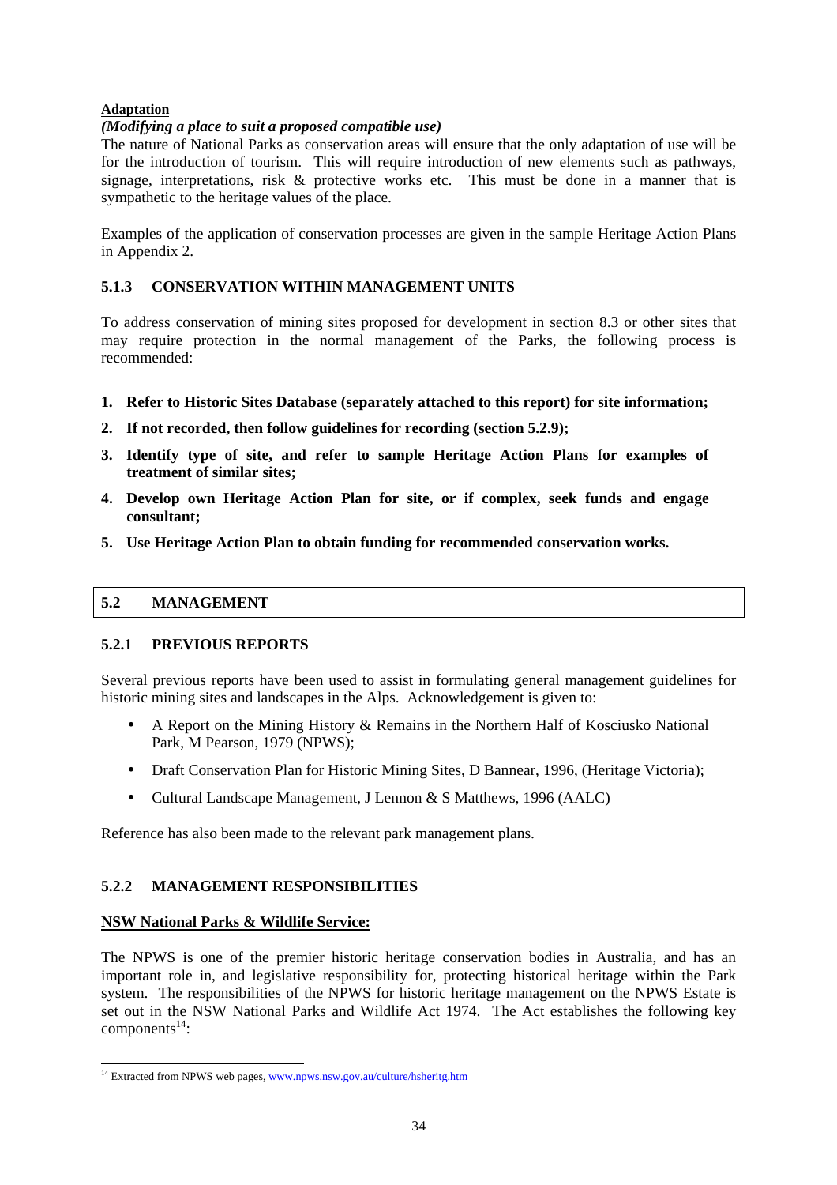**Adaptation**

***(Modifying a place to suit a proposed compatible use)***

The nature of National Parks as conservation areas will ensure that the only adaptation of use will be for the introduction of tourism. This will require introduction of new elements such as pathways, signage, interpretations, risk & protective works etc. This must be done in a manner that is sympathetic to the heritage values of the place.

Examples of the application of conservation processes are given in the sample Heritage Action Plans in Appendix 2.

### 5.1.3 CONSERVATION WITHIN MANAGEMENT UNITS

To address conservation of mining sites proposed for development in section 8.3 or other sites that may require protection in the normal management of the Parks, the following process is recommended:

1. **Refer to Historic Sites Database (separately attached to this report) for site information;**
2. **If not recorded, then follow guidelines for recording (section 5.2.9);**
3. **Identify type of site, and refer to sample Heritage Action Plans for examples of treatment of similar sites;**
4. **Develop own Heritage Action Plan for site, or if complex, seek funds and engage consultant;**
5. **Use Heritage Action Plan to obtain funding for recommended conservation works.**

## 5.2 MANAGEMENT

### 5.2.1 PREVIOUS REPORTS

Several previous reports have been used to assist in formulating general management guidelines for historic mining sites and landscapes in the Alps. Acknowledgement is given to:

- A Report on the Mining History & Remains in the Northern Half of Kosciusko National Park, M Pearson, 1979 (NPWS);
- Draft Conservation Plan for Historic Mining Sites, D Bannear, 1996, (Heritage Victoria);
- Cultural Landscape Management, J Lennon & S Matthews, 1996 (AALC)

Reference has also been made to the relevant park management plans.

### 5.2.2 MANAGEMENT RESPONSIBILITIES

**NSW National Parks & Wildlife Service:**

The NPWS is one of the premier historic heritage conservation bodies in Australia, and has an important role in, and legislative responsibility for, protecting historical heritage within the Park system. The responsibilities of the NPWS for historic heritage management on the NPWS Estate is set out in the NSW National Parks and Wildlife Act 1974. The Act establishes the following key components[14]:

[14] Extracted from NPWS web pages, www.npws.nsw.gov.au/culture/hsheritg.htm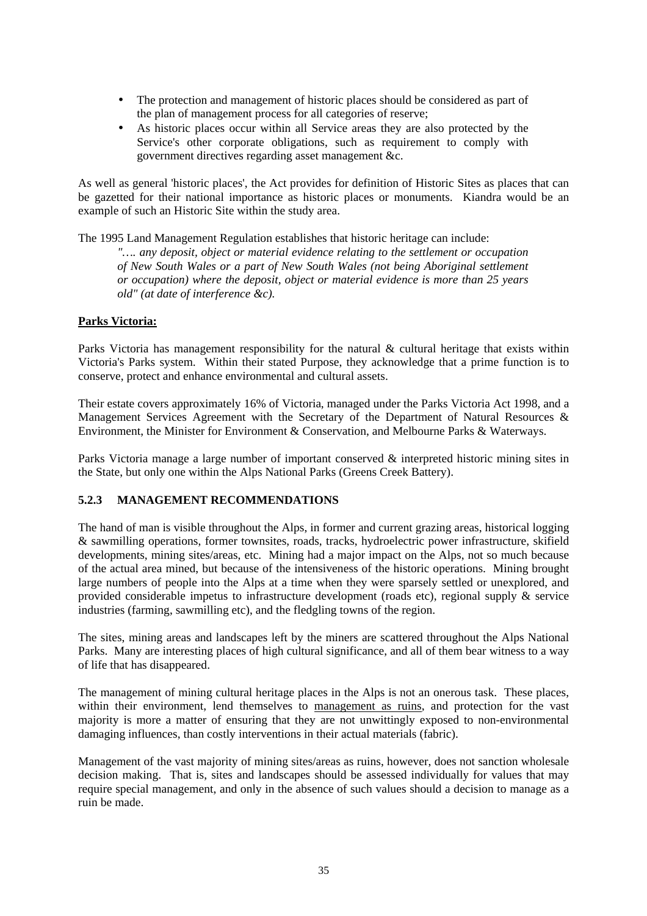- The protection and management of historic places should be considered as part of the plan of management process for all categories of reserve;
- As historic places occur within all Service areas they are also protected by the Service's other corporate obligations, such as requirement to comply with government directives regarding asset management &c.

As well as general 'historic places', the Act provides for definition of Historic Sites as places that can be gazetted for their national importance as historic places or monuments. Kiandra would be an example of such an Historic Site within the study area.

The 1995 Land Management Regulation establishes that historic heritage can include:

> *"…. any deposit, object or material evidence relating to the settlement or occupation of New South Wales or a part of New South Wales (not being Aboriginal settlement or occupation) where the deposit, object or material evidence is more than 25 years old" (at date of interference &c).*

**Parks Victoria:**

Parks Victoria has management responsibility for the natural & cultural heritage that exists within Victoria's Parks system. Within their stated Purpose, they acknowledge that a prime function is to conserve, protect and enhance environmental and cultural assets.

Their estate covers approximately 16% of Victoria, managed under the Parks Victoria Act 1998, and a Management Services Agreement with the Secretary of the Department of Natural Resources & Environment, the Minister for Environment & Conservation, and Melbourne Parks & Waterways.

Parks Victoria manage a large number of important conserved & interpreted historic mining sites in the State, but only one within the Alps National Parks (Greens Creek Battery).

### 5.2.3 MANAGEMENT RECOMMENDATIONS

The hand of man is visible throughout the Alps, in former and current grazing areas, historical logging & sawmilling operations, former townsites, roads, tracks, hydroelectric power infrastructure, skifield developments, mining sites/areas, etc. Mining had a major impact on the Alps, not so much because of the actual area mined, but because of the intensiveness of the historic operations. Mining brought large numbers of people into the Alps at a time when they were sparsely settled or unexplored, and provided considerable impetus to infrastructure development (roads etc), regional supply & service industries (farming, sawmilling etc), and the fledgling towns of the region.

The sites, mining areas and landscapes left by the miners are scattered throughout the Alps National Parks. Many are interesting places of high cultural significance, and all of them bear witness to a way of life that has disappeared.

The management of mining cultural heritage places in the Alps is not an onerous task. These places, within their environment, lend themselves to management as ruins, and protection for the vast majority is more a matter of ensuring that they are not unwittingly exposed to non-environmental damaging influences, than costly interventions in their actual materials (fabric).

Management of the vast majority of mining sites/areas as ruins, however, does not sanction wholesale decision making. That is, sites and landscapes should be assessed individually for values that may require special management, and only in the absence of such values should a decision to manage as a ruin be made.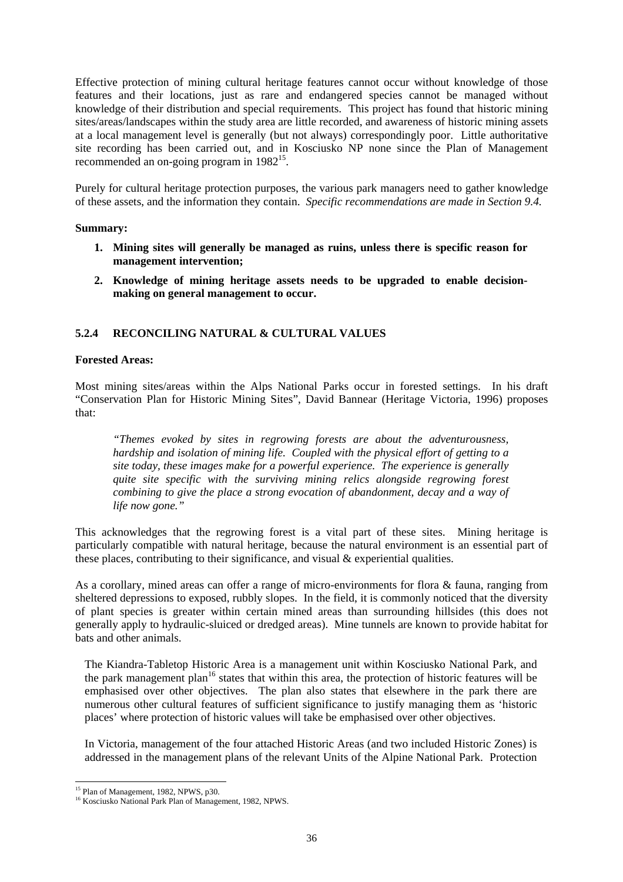Effective protection of mining cultural heritage features cannot occur without knowledge of those features and their locations, just as rare and endangered species cannot be managed without knowledge of their distribution and special requirements. This project has found that historic mining sites/areas/landscapes within the study area are little recorded, and awareness of historic mining assets at a local management level is generally (but not always) correspondingly poor. Little authoritative site recording has been carried out, and in Kosciusko NP none since the Plan of Management recommended an on-going program in 1982[15].

Purely for cultural heritage protection purposes, the various park managers need to gather knowledge of these assets, and the information they contain. *Specific recommendations are made in Section 9.4.*

**Summary:**

1. **Mining sites will generally be managed as ruins, unless there is specific reason for management intervention;**
2. **Knowledge of mining heritage assets needs to be upgraded to enable decision-making on general management to occur.**

### 5.2.4 RECONCILING NATURAL & CULTURAL VALUES

**Forested Areas:**

Most mining sites/areas within the Alps National Parks occur in forested settings. In his draft "Conservation Plan for Historic Mining Sites", David Bannear (Heritage Victoria, 1996) proposes that:

> *"Themes evoked by sites in regrowing forests are about the adventurousness, hardship and isolation of mining life. Coupled with the physical effort of getting to a site today, these images make for a powerful experience. The experience is generally quite site specific with the surviving mining relics alongside regrowing forest combining to give the place a strong evocation of abandonment, decay and a way of life now gone."*

This acknowledges that the regrowing forest is a vital part of these sites. Mining heritage is particularly compatible with natural heritage, because the natural environment is an essential part of these places, contributing to their significance, and visual & experiential qualities.

As a corollary, mined areas can offer a range of micro-environments for flora & fauna, ranging from sheltered depressions to exposed, rubbly slopes. In the field, it is commonly noticed that the diversity of plant species is greater within certain mined areas than surrounding hillsides (this does not generally apply to hydraulic-sluiced or dredged areas). Mine tunnels are known to provide habitat for bats and other animals.

The Kiandra-Tabletop Historic Area is a management unit within Kosciusko National Park, and the park management plan[16] states that within this area, the protection of historic features will be emphasised over other objectives. The plan also states that elsewhere in the park there are numerous other cultural features of sufficient significance to justify managing them as 'historic places' where protection of historic values will take be emphasised over other objectives.

In Victoria, management of the four attached Historic Areas (and two included Historic Zones) is addressed in the management plans of the relevant Units of the Alpine National Park. Protection

---

[15] Plan of Management, 1982, NPWS, p30.

[16] Kosciusko National Park Plan of Management, 1982, NPWS.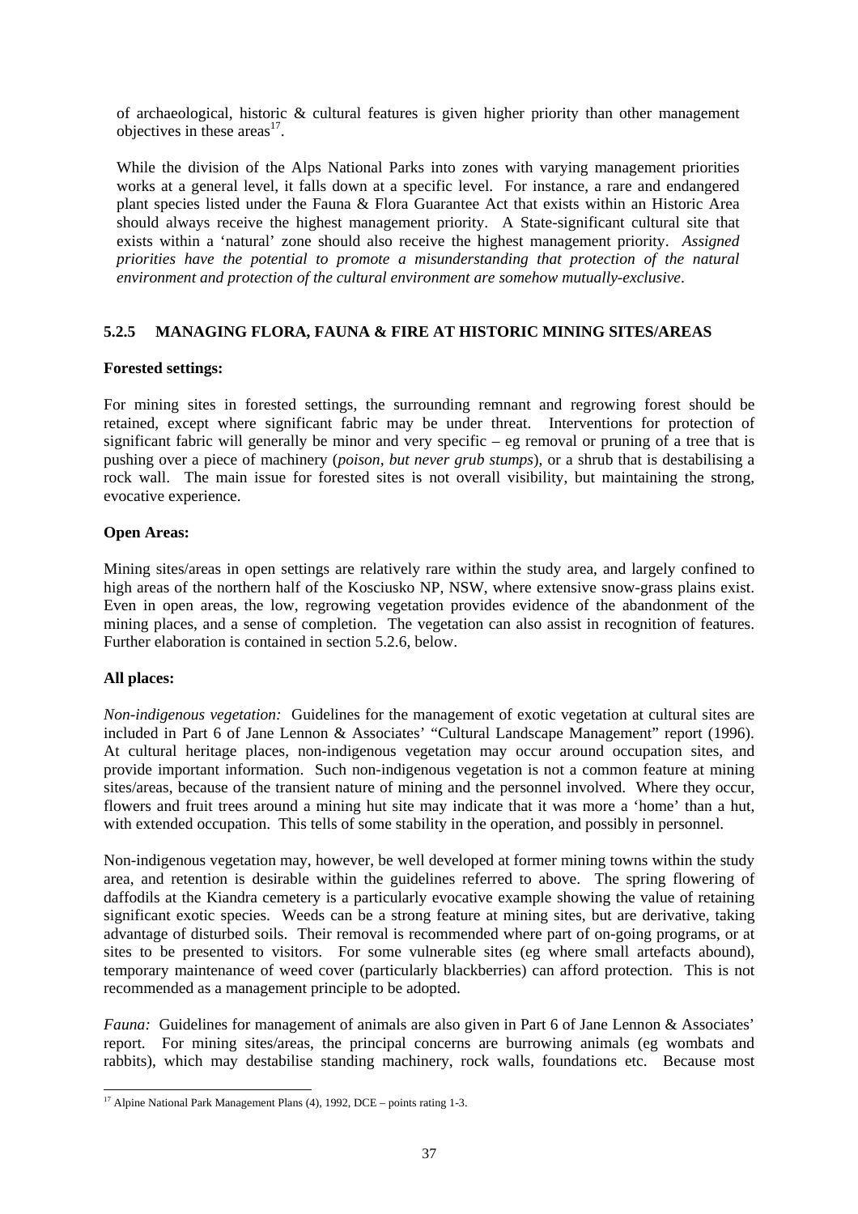of archaeological, historic & cultural features is given higher priority than other management objectives in these areas[17].

While the division of the Alps National Parks into zones with varying management priorities works at a general level, it falls down at a specific level. For instance, a rare and endangered plant species listed under the Fauna & Flora Guarantee Act that exists within an Historic Area should always receive the highest management priority. A State-significant cultural site that exists within a 'natural' zone should also receive the highest management priority. *Assigned priorities have the potential to promote a misunderstanding that protection of the natural environment and protection of the cultural environment are somehow mutually-exclusive*.

### 5.2.5 MANAGING FLORA, FAUNA & FIRE AT HISTORIC MINING SITES/AREAS

**Forested settings:**

For mining sites in forested settings, the surrounding remnant and regrowing forest should be retained, except where significant fabric may be under threat. Interventions for protection of significant fabric will generally be minor and very specific – eg removal or pruning of a tree that is pushing over a piece of machinery (*poison, but never grub stumps*), or a shrub that is destabilising a rock wall. The main issue for forested sites is not overall visibility, but maintaining the strong, evocative experience.

**Open Areas:**

Mining sites/areas in open settings are relatively rare within the study area, and largely confined to high areas of the northern half of the Kosciusko NP, NSW, where extensive snow-grass plains exist. Even in open areas, the low, regrowing vegetation provides evidence of the abandonment of the mining places, and a sense of completion. The vegetation can also assist in recognition of features. Further elaboration is contained in section 5.2.6, below.

**All places:**

*Non-indigenous vegetation:* Guidelines for the management of exotic vegetation at cultural sites are included in Part 6 of Jane Lennon & Associates' "Cultural Landscape Management" report (1996). At cultural heritage places, non-indigenous vegetation may occur around occupation sites, and provide important information. Such non-indigenous vegetation is not a common feature at mining sites/areas, because of the transient nature of mining and the personnel involved. Where they occur, flowers and fruit trees around a mining hut site may indicate that it was more a 'home' than a hut, with extended occupation. This tells of some stability in the operation, and possibly in personnel.

Non-indigenous vegetation may, however, be well developed at former mining towns within the study area, and retention is desirable within the guidelines referred to above. The spring flowering of daffodils at the Kiandra cemetery is a particularly evocative example showing the value of retaining significant exotic species. Weeds can be a strong feature at mining sites, but are derivative, taking advantage of disturbed soils. Their removal is recommended where part of on-going programs, or at sites to be presented to visitors. For some vulnerable sites (eg where small artefacts abound), temporary maintenance of weed cover (particularly blackberries) can afford protection. This is not recommended as a management principle to be adopted.

*Fauna:* Guidelines for management of animals are also given in Part 6 of Jane Lennon & Associates' report. For mining sites/areas, the principal concerns are burrowing animals (eg wombats and rabbits), which may destabilise standing machinery, rock walls, foundations etc. Because most

[17] Alpine National Park Management Plans (4), 1992, DCE – points rating 1-3.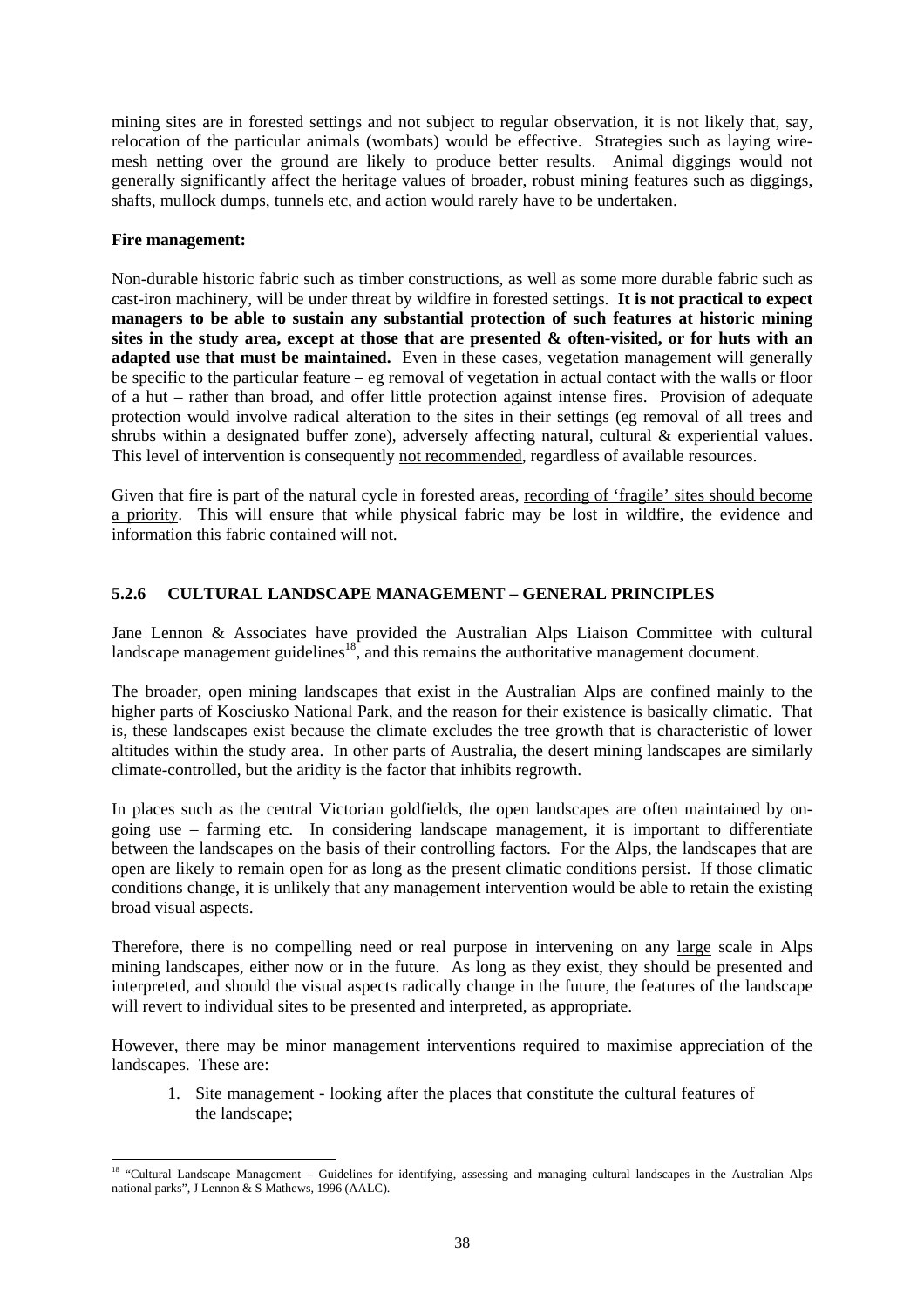mining sites are in forested settings and not subject to regular observation, it is not likely that, say, relocation of the particular animals (wombats) would be effective. Strategies such as laying wire-mesh netting over the ground are likely to produce better results. Animal diggings would not generally significantly affect the heritage values of broader, robust mining features such as diggings, shafts, mullock dumps, tunnels etc, and action would rarely have to be undertaken.

**Fire management:**

Non-durable historic fabric such as timber constructions, as well as some more durable fabric such as cast-iron machinery, will be under threat by wildfire in forested settings. **It is not practical to expect managers to be able to sustain any substantial protection of such features at historic mining sites in the study area, except at those that are presented & often-visited, or for huts with an adapted use that must be maintained.** Even in these cases, vegetation management will generally be specific to the particular feature – eg removal of vegetation in actual contact with the walls or floor of a hut – rather than broad, and offer little protection against intense fires. Provision of adequate protection would involve radical alteration to the sites in their settings (eg removal of all trees and shrubs within a designated buffer zone), adversely affecting natural, cultural & experiential values. This level of intervention is consequently not recommended, regardless of available resources.

Given that fire is part of the natural cycle in forested areas, recording of 'fragile' sites should become a priority. This will ensure that while physical fabric may be lost in wildfire, the evidence and information this fabric contained will not.

### 5.2.6 CULTURAL LANDSCAPE MANAGEMENT – GENERAL PRINCIPLES

Jane Lennon & Associates have provided the Australian Alps Liaison Committee with cultural landscape management guidelines[18], and this remains the authoritative management document.

The broader, open mining landscapes that exist in the Australian Alps are confined mainly to the higher parts of Kosciusko National Park, and the reason for their existence is basically climatic. That is, these landscapes exist because the climate excludes the tree growth that is characteristic of lower altitudes within the study area. In other parts of Australia, the desert mining landscapes are similarly climate-controlled, but the aridity is the factor that inhibits regrowth.

In places such as the central Victorian goldfields, the open landscapes are often maintained by on-going use – farming etc. In considering landscape management, it is important to differentiate between the landscapes on the basis of their controlling factors. For the Alps, the landscapes that are open are likely to remain open for as long as the present climatic conditions persist. If those climatic conditions change, it is unlikely that any management intervention would be able to retain the existing broad visual aspects.

Therefore, there is no compelling need or real purpose in intervening on any large scale in Alps mining landscapes, either now or in the future. As long as they exist, they should be presented and interpreted, and should the visual aspects radically change in the future, the features of the landscape will revert to individual sites to be presented and interpreted, as appropriate.

However, there may be minor management interventions required to maximise appreciation of the landscapes. These are:

1. Site management - looking after the places that constitute the cultural features of the landscape;

---

[18] "Cultural Landscape Management – Guidelines for identifying, assessing and managing cultural landscapes in the Australian Alps national parks", J Lennon & S Mathews, 1996 (AALC).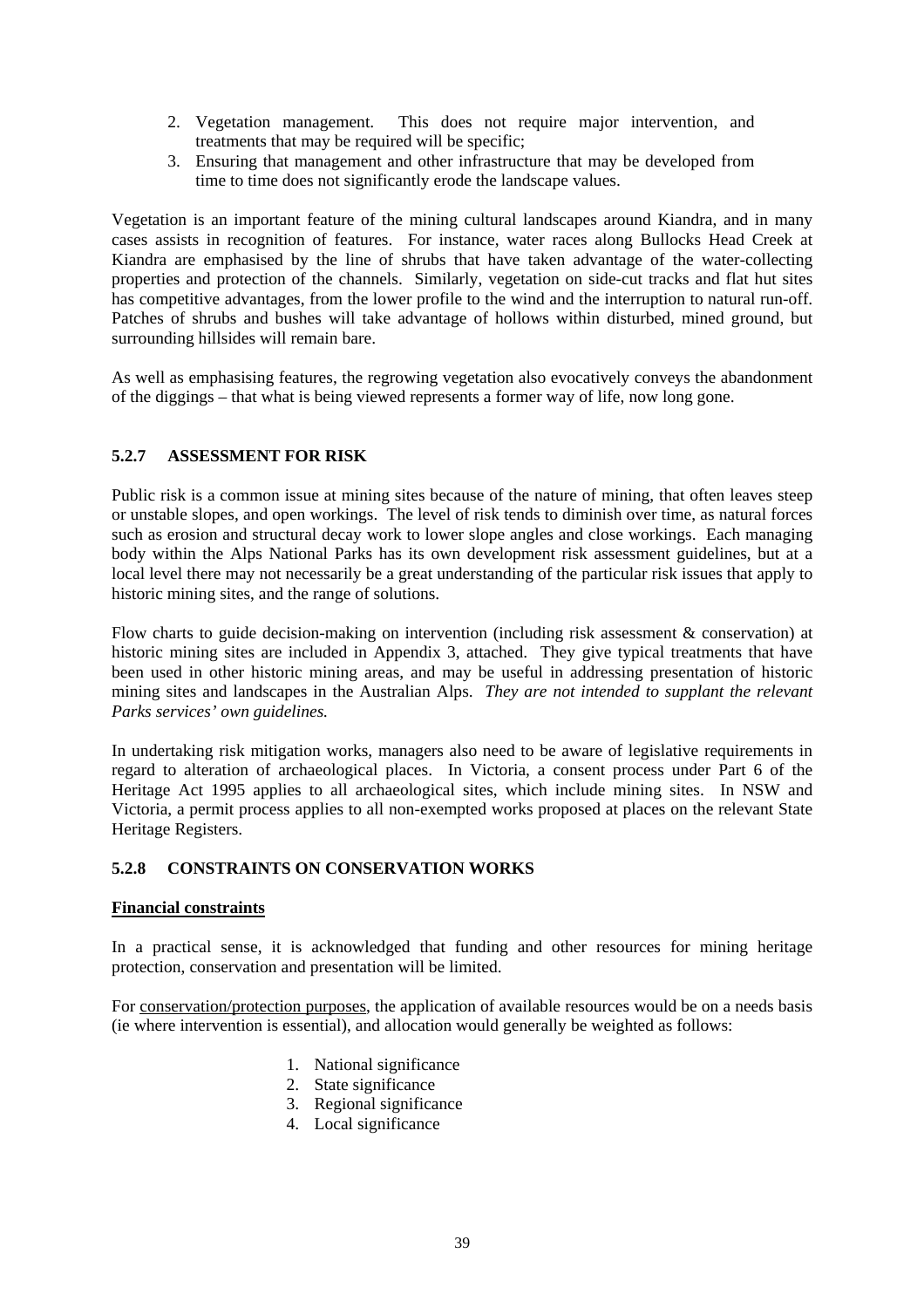2. Vegetation management. This does not require major intervention, and treatments that may be required will be specific;
3. Ensuring that management and other infrastructure that may be developed from time to time does not significantly erode the landscape values.

Vegetation is an important feature of the mining cultural landscapes around Kiandra, and in many cases assists in recognition of features. For instance, water races along Bullocks Head Creek at Kiandra are emphasised by the line of shrubs that have taken advantage of the water-collecting properties and protection of the channels. Similarly, vegetation on side-cut tracks and flat hut sites has competitive advantages, from the lower profile to the wind and the interruption to natural run-off. Patches of shrubs and bushes will take advantage of hollows within disturbed, mined ground, but surrounding hillsides will remain bare.

As well as emphasising features, the regrowing vegetation also evocatively conveys the abandonment of the diggings – that what is being viewed represents a former way of life, now long gone.

### 5.2.7 ASSESSMENT FOR RISK

Public risk is a common issue at mining sites because of the nature of mining, that often leaves steep or unstable slopes, and open workings. The level of risk tends to diminish over time, as natural forces such as erosion and structural decay work to lower slope angles and close workings. Each managing body within the Alps National Parks has its own development risk assessment guidelines, but at a local level there may not necessarily be a great understanding of the particular risk issues that apply to historic mining sites, and the range of solutions.

Flow charts to guide decision-making on intervention (including risk assessment & conservation) at historic mining sites are included in Appendix 3, attached. They give typical treatments that have been used in other historic mining areas, and may be useful in addressing presentation of historic mining sites and landscapes in the Australian Alps. *They are not intended to supplant the relevant Parks services' own guidelines.*

In undertaking risk mitigation works, managers also need to be aware of legislative requirements in regard to alteration of archaeological places. In Victoria, a consent process under Part 6 of the Heritage Act 1995 applies to all archaeological sites, which include mining sites. In NSW and Victoria, a permit process applies to all non-exempted works proposed at places on the relevant State Heritage Registers.

### 5.2.8 CONSTRAINTS ON CONSERVATION WORKS

**Financial constraints**

In a practical sense, it is acknowledged that funding and other resources for mining heritage protection, conservation and presentation will be limited.

For conservation/protection purposes, the application of available resources would be on a needs basis (ie where intervention is essential), and allocation would generally be weighted as follows:

1. National significance
2. State significance
3. Regional significance
4. Local significance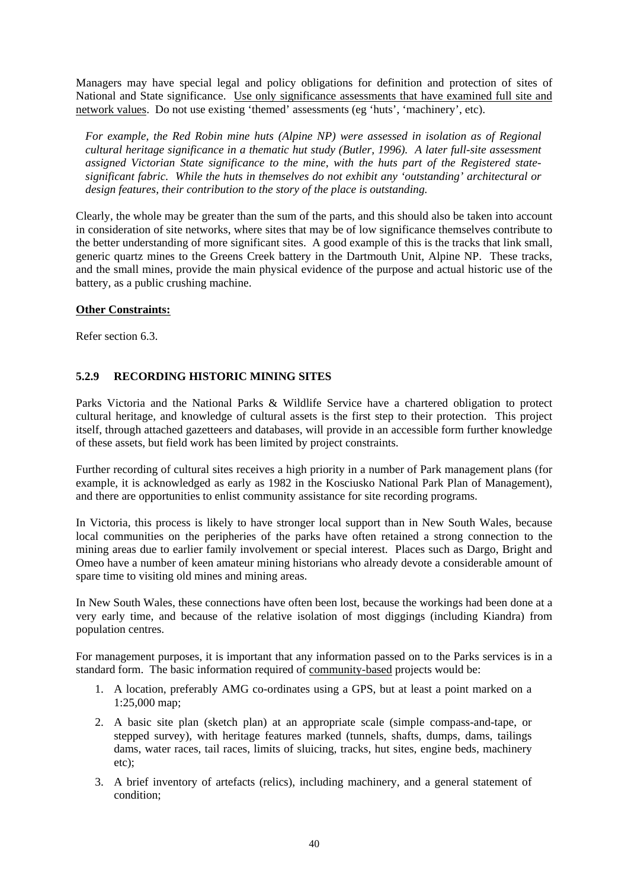Managers may have special legal and policy obligations for definition and protection of sites of National and State significance. <u>Use only significance assessments that have examined full site and network values</u>. Do not use existing 'themed' assessments (eg 'huts', 'machinery', etc).

*For example, the Red Robin mine huts (Alpine NP) were assessed in isolation as of Regional cultural heritage significance in a thematic hut study (Butler, 1996). A later full-site assessment assigned Victorian State significance to the mine, with the huts part of the Registered state-significant fabric. While the huts in themselves do not exhibit any 'outstanding' architectural or design features, their contribution to the story of the place is outstanding.*

Clearly, the whole may be greater than the sum of the parts, and this should also be taken into account in consideration of site networks, where sites that may be of low significance themselves contribute to the better understanding of more significant sites. A good example of this is the tracks that link small, generic quartz mines to the Greens Creek battery in the Dartmouth Unit, Alpine NP. These tracks, and the small mines, provide the main physical evidence of the purpose and actual historic use of the battery, as a public crushing machine.

**<u>Other Constraints:</u>**

Refer section 6.3.

### 5.2.9 RECORDING HISTORIC MINING SITES

Parks Victoria and the National Parks & Wildlife Service have a chartered obligation to protect cultural heritage, and knowledge of cultural assets is the first step to their protection. This project itself, through attached gazetteers and databases, will provide in an accessible form further knowledge of these assets, but field work has been limited by project constraints.

Further recording of cultural sites receives a high priority in a number of Park management plans (for example, it is acknowledged as early as 1982 in the Kosciusko National Park Plan of Management), and there are opportunities to enlist community assistance for site recording programs.

In Victoria, this process is likely to have stronger local support than in New South Wales, because local communities on the peripheries of the parks have often retained a strong connection to the mining areas due to earlier family involvement or special interest. Places such as Dargo, Bright and Omeo have a number of keen amateur mining historians who already devote a considerable amount of spare time to visiting old mines and mining areas.

In New South Wales, these connections have often been lost, because the workings had been done at a very early time, and because of the relative isolation of most diggings (including Kiandra) from population centres.

For management purposes, it is important that any information passed on to the Parks services is in a standard form. The basic information required of <u>community-based</u> projects would be:

1. A location, preferably AMG co-ordinates using a GPS, but at least a point marked on a 1:25,000 map;
2. A basic site plan (sketch plan) at an appropriate scale (simple compass-and-tape, or stepped survey), with heritage features marked (tunnels, shafts, dumps, dams, tailings dams, water races, tail races, limits of sluicing, tracks, hut sites, engine beds, machinery etc);
3. A brief inventory of artefacts (relics), including machinery, and a general statement of condition;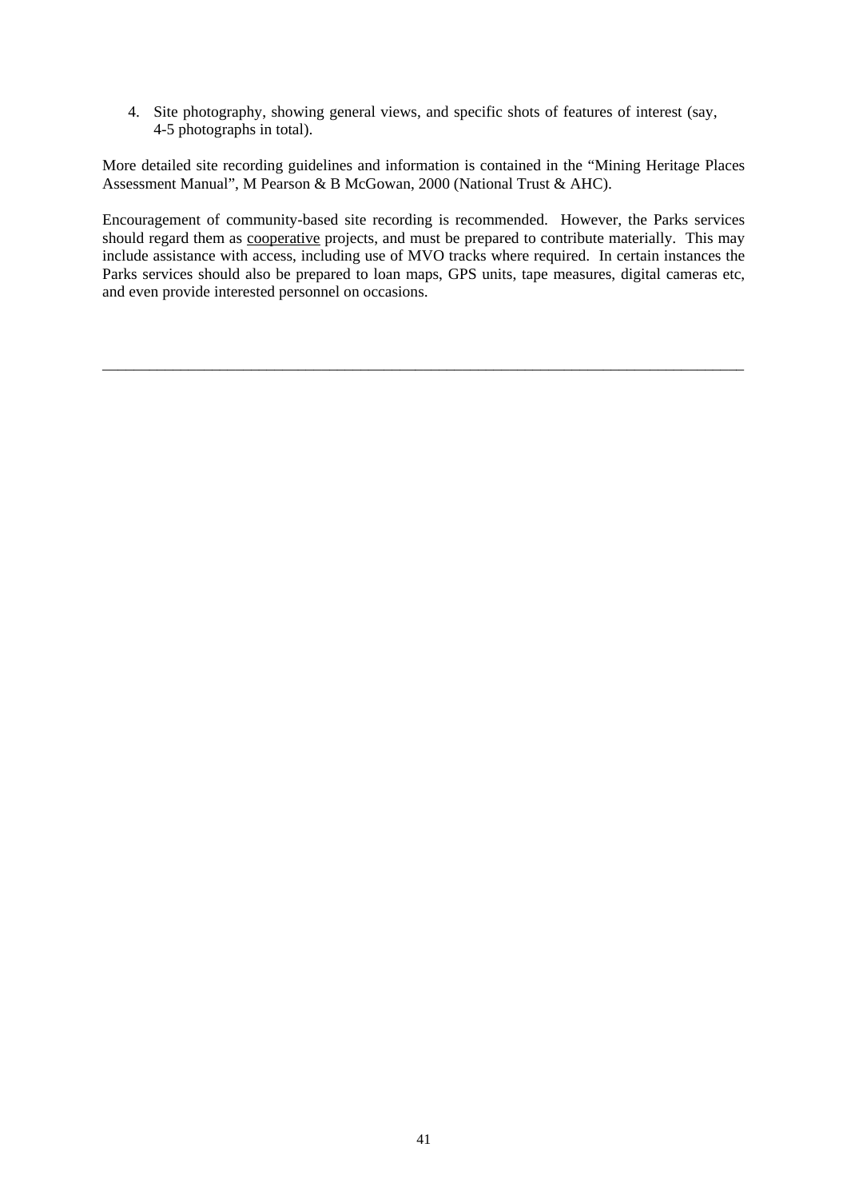4. Site photography, showing general views, and specific shots of features of interest (say, 4-5 photographs in total).

More detailed site recording guidelines and information is contained in the "Mining Heritage Places Assessment Manual", M Pearson & B McGowan, 2000 (National Trust & AHC).

Encouragement of community-based site recording is recommended. However, the Parks services should regard them as <u>cooperative</u> projects, and must be prepared to contribute materially. This may include assistance with access, including use of MVO tracks where required. In certain instances the Parks services should also be prepared to loan maps, GPS units, tape measures, digital cameras etc, and even provide interested personnel on occasions.

---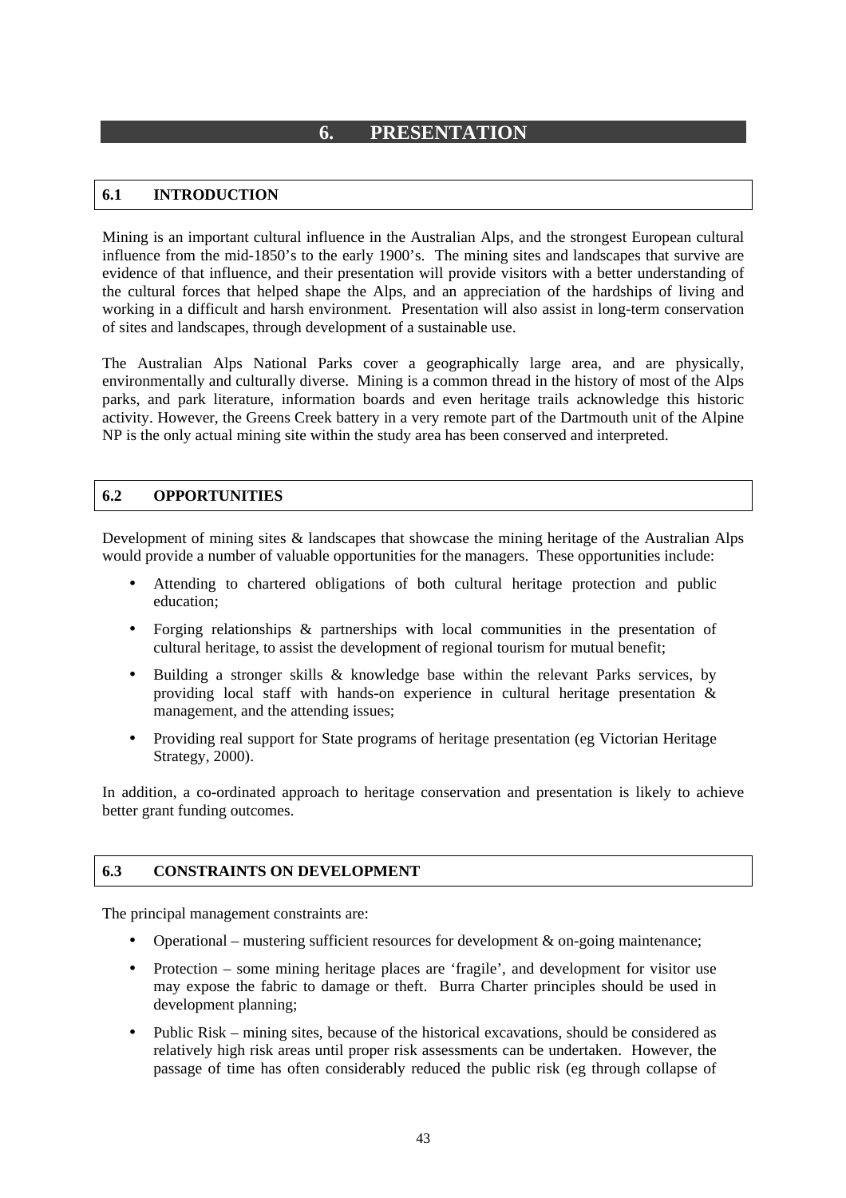# 6. PRESENTATION

## 6.1 INTRODUCTION

Mining is an important cultural influence in the Australian Alps, and the strongest European cultural influence from the mid-1850's to the early 1900's. The mining sites and landscapes that survive are evidence of that influence, and their presentation will provide visitors with a better understanding of the cultural forces that helped shape the Alps, and an appreciation of the hardships of living and working in a difficult and harsh environment. Presentation will also assist in long-term conservation of sites and landscapes, through development of a sustainable use.

The Australian Alps National Parks cover a geographically large area, and are physically, environmentally and culturally diverse. Mining is a common thread in the history of most of the Alps parks, and park literature, information boards and even heritage trails acknowledge this historic activity. However, the Greens Creek battery in a very remote part of the Dartmouth unit of the Alpine NP is the only actual mining site within the study area has been conserved and interpreted.

## 6.2 OPPORTUNITIES

Development of mining sites & landscapes that showcase the mining heritage of the Australian Alps would provide a number of valuable opportunities for the managers. These opportunities include:

- Attending to chartered obligations of both cultural heritage protection and public education;
- Forging relationships & partnerships with local communities in the presentation of cultural heritage, to assist the development of regional tourism for mutual benefit;
- Building a stronger skills & knowledge base within the relevant Parks services, by providing local staff with hands-on experience in cultural heritage presentation & management, and the attending issues;
- Providing real support for State programs of heritage presentation (eg Victorian Heritage Strategy, 2000).

In addition, a co-ordinated approach to heritage conservation and presentation is likely to achieve better grant funding outcomes.

## 6.3 CONSTRAINTS ON DEVELOPMENT

The principal management constraints are:

- Operational – mustering sufficient resources for development & on-going maintenance;
- Protection – some mining heritage places are 'fragile', and development for visitor use may expose the fabric to damage or theft. Burra Charter principles should be used in development planning;
- Public Risk – mining sites, because of the historical excavations, should be considered as relatively high risk areas until proper risk assessments can be undertaken. However, the passage of time has often considerably reduced the public risk (eg through collapse of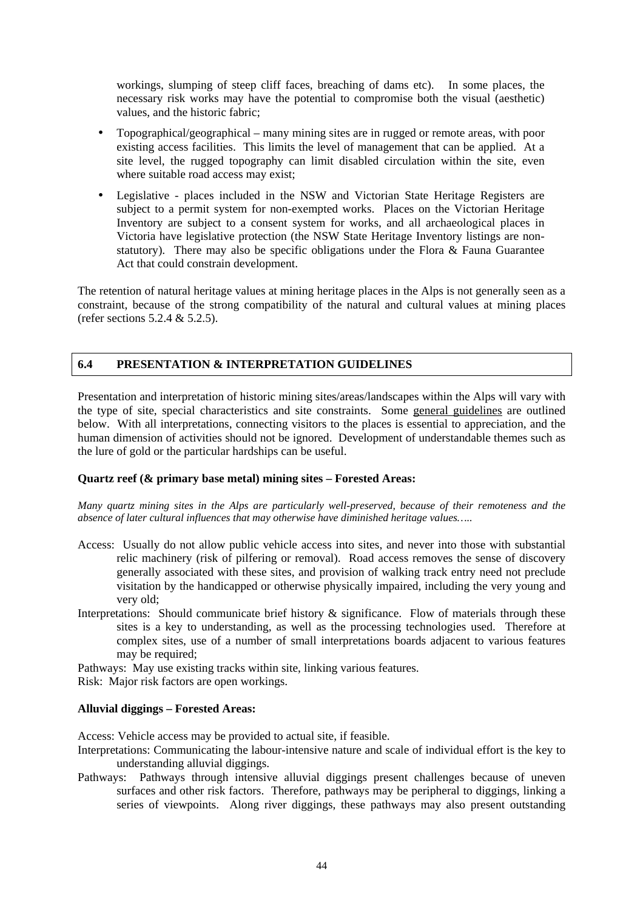workings, slumping of steep cliff faces, breaching of dams etc). In some places, the necessary risk works may have the potential to compromise both the visual (aesthetic) values, and the historic fabric;

- Topographical/geographical – many mining sites are in rugged or remote areas, with poor existing access facilities. This limits the level of management that can be applied. At a site level, the rugged topography can limit disabled circulation within the site, even where suitable road access may exist;
- Legislative - places included in the NSW and Victorian State Heritage Registers are subject to a permit system for non-exempted works. Places on the Victorian Heritage Inventory are subject to a consent system for works, and all archaeological places in Victoria have legislative protection (the NSW State Heritage Inventory listings are non-statutory). There may also be specific obligations under the Flora & Fauna Guarantee Act that could constrain development.

The retention of natural heritage values at mining heritage places in the Alps is not generally seen as a constraint, because of the strong compatibility of the natural and cultural values at mining places (refer sections 5.2.4 & 5.2.5).

## 6.4 PRESENTATION & INTERPRETATION GUIDELINES

Presentation and interpretation of historic mining sites/areas/landscapes within the Alps will vary with the type of site, special characteristics and site constraints. Some general guidelines are outlined below. With all interpretations, connecting visitors to the places is essential to appreciation, and the human dimension of activities should not be ignored. Development of understandable themes such as the lure of gold or the particular hardships can be useful.

**Quartz reef (& primary base metal) mining sites – Forested Areas:**

*Many quartz mining sites in the Alps are particularly well-preserved, because of their remoteness and the absence of later cultural influences that may otherwise have diminished heritage values…..*

Access: Usually do not allow public vehicle access into sites, and never into those with substantial relic machinery (risk of pilfering or removal). Road access removes the sense of discovery generally associated with these sites, and provision of walking track entry need not preclude visitation by the handicapped or otherwise physically impaired, including the very young and very old;

Interpretations: Should communicate brief history & significance. Flow of materials through these sites is a key to understanding, as well as the processing technologies used. Therefore at complex sites, use of a number of small interpretations boards adjacent to various features may be required;

Pathways: May use existing tracks within site, linking various features.

Risk: Major risk factors are open workings.

**Alluvial diggings – Forested Areas:**

Access: Vehicle access may be provided to actual site, if feasible.

Interpretations: Communicating the labour-intensive nature and scale of individual effort is the key to understanding alluvial diggings.

Pathways: Pathways through intensive alluvial diggings present challenges because of uneven surfaces and other risk factors. Therefore, pathways may be peripheral to diggings, linking a series of viewpoints. Along river diggings, these pathways may also present outstanding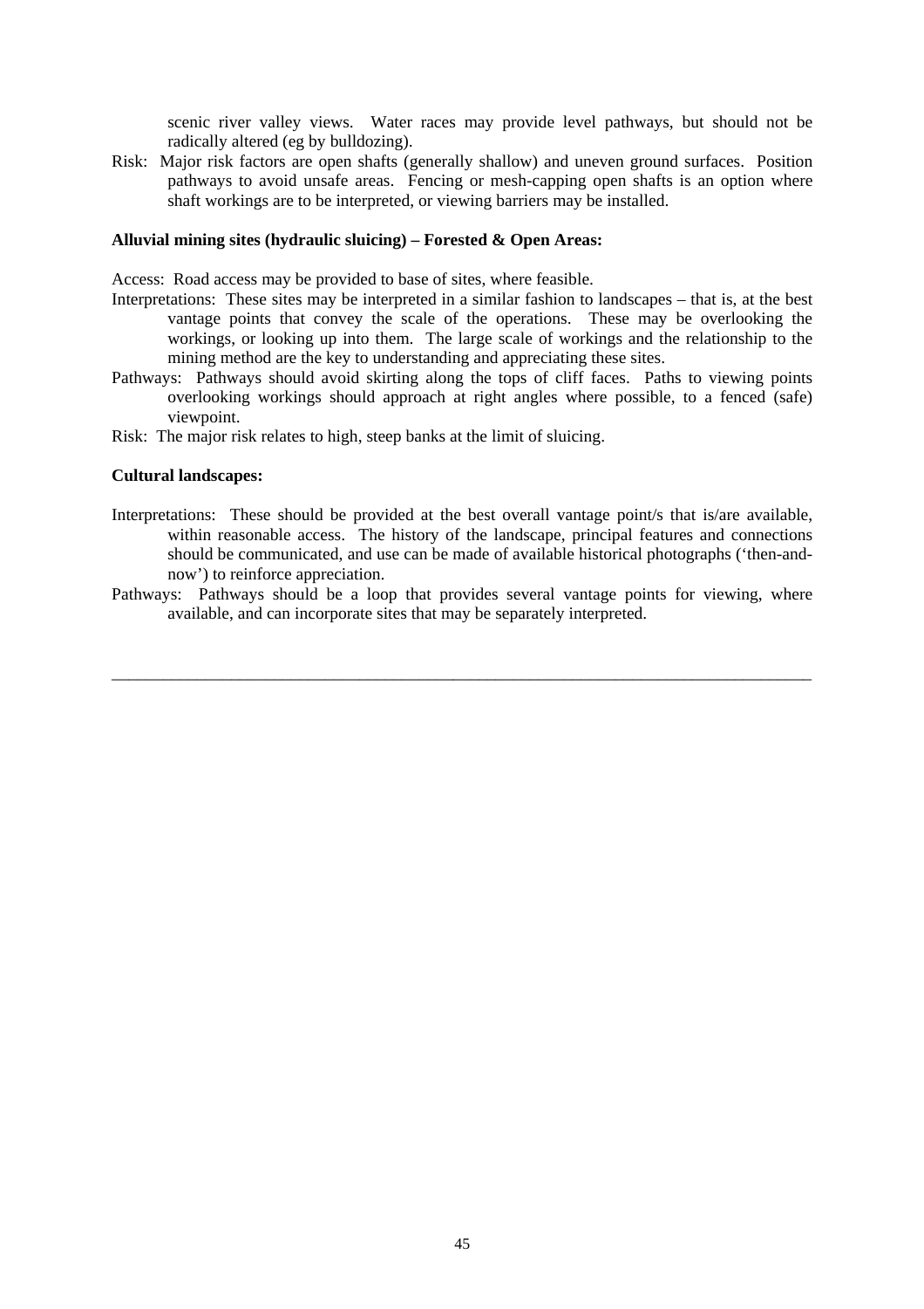scenic river valley views. Water races may provide level pathways, but should not be radically altered (eg by bulldozing).

Risk: Major risk factors are open shafts (generally shallow) and uneven ground surfaces. Position pathways to avoid unsafe areas. Fencing or mesh-capping open shafts is an option where shaft workings are to be interpreted, or viewing barriers may be installed.

**Alluvial mining sites (hydraulic sluicing) – Forested & Open Areas:**

Access: Road access may be provided to base of sites, where feasible.

Interpretations: These sites may be interpreted in a similar fashion to landscapes – that is, at the best vantage points that convey the scale of the operations. These may be overlooking the workings, or looking up into them. The large scale of workings and the relationship to the mining method are the key to understanding and appreciating these sites.

Pathways: Pathways should avoid skirting along the tops of cliff faces. Paths to viewing points overlooking workings should approach at right angles where possible, to a fenced (safe) viewpoint.

Risk: The major risk relates to high, steep banks at the limit of sluicing.

**Cultural landscapes:**

Interpretations: These should be provided at the best overall vantage point/s that is/are available, within reasonable access. The history of the landscape, principal features and connections should be communicated, and use can be made of available historical photographs ('then-and-now') to reinforce appreciation.

Pathways: Pathways should be a loop that provides several vantage points for viewing, where available, and can incorporate sites that may be separately interpreted.

---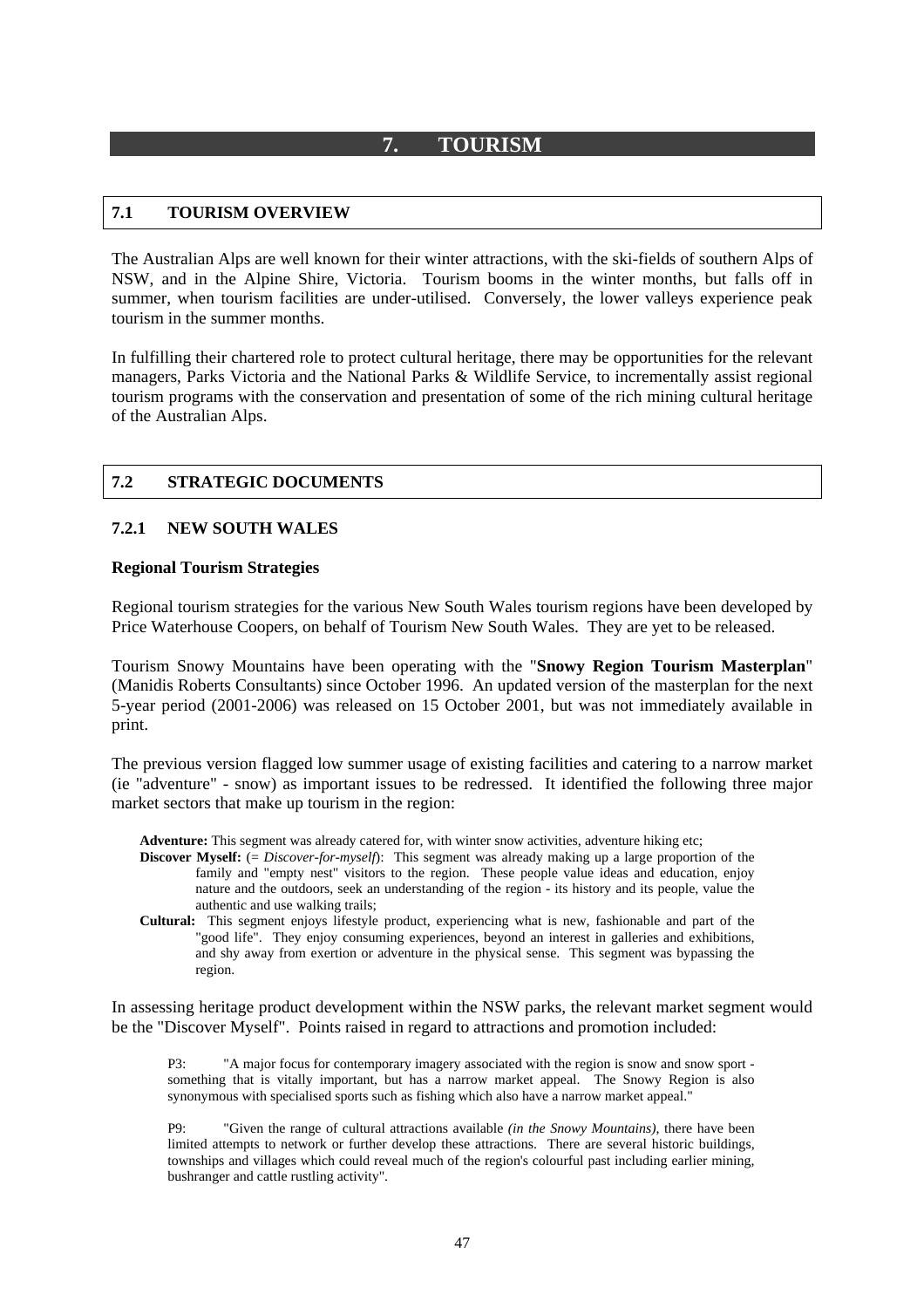# 7. TOURISM

## 7.1 TOURISM OVERVIEW

The Australian Alps are well known for their winter attractions, with the ski-fields of southern Alps of NSW, and in the Alpine Shire, Victoria. Tourism booms in the winter months, but falls off in summer, when tourism facilities are under-utilised. Conversely, the lower valleys experience peak tourism in the summer months.

In fulfilling their chartered role to protect cultural heritage, there may be opportunities for the relevant managers, Parks Victoria and the National Parks & Wildlife Service, to incrementally assist regional tourism programs with the conservation and presentation of some of the rich mining cultural heritage of the Australian Alps.

## 7.2 STRATEGIC DOCUMENTS

### 7.2.1 NEW SOUTH WALES

**Regional Tourism Strategies**

Regional tourism strategies for the various New South Wales tourism regions have been developed by Price Waterhouse Coopers, on behalf of Tourism New South Wales. They are yet to be released.

Tourism Snowy Mountains have been operating with the "**Snowy Region Tourism Masterplan**" (Manidis Roberts Consultants) since October 1996. An updated version of the masterplan for the next 5-year period (2001-2006) was released on 15 October 2001, but was not immediately available in print.

The previous version flagged low summer usage of existing facilities and catering to a narrow market (ie "adventure" - snow) as important issues to be redressed. It identified the following three major market sectors that make up tourism in the region:

**Adventure:** This segment was already catered for, with winter snow activities, adventure hiking etc;

**Discover Myself:** (= *Discover-for-myself*): This segment was already making up a large proportion of the family and "empty nest" visitors to the region. These people value ideas and education, enjoy nature and the outdoors, seek an understanding of the region - its history and its people, value the authentic and use walking trails;

**Cultural:** This segment enjoys lifestyle product, experiencing what is new, fashionable and part of the "good life". They enjoy consuming experiences, beyond an interest in galleries and exhibitions, and shy away from exertion or adventure in the physical sense. This segment was bypassing the region.

In assessing heritage product development within the NSW parks, the relevant market segment would be the "Discover Myself". Points raised in regard to attractions and promotion included:

P3: "A major focus for contemporary imagery associated with the region is snow and snow sport - something that is vitally important, but has a narrow market appeal. The Snowy Region is also synonymous with specialised sports such as fishing which also have a narrow market appeal."

P9: "Given the range of cultural attractions available *(in the Snowy Mountains)*, there have been limited attempts to network or further develop these attractions. There are several historic buildings, townships and villages which could reveal much of the region's colourful past including earlier mining, bushranger and cattle rustling activity".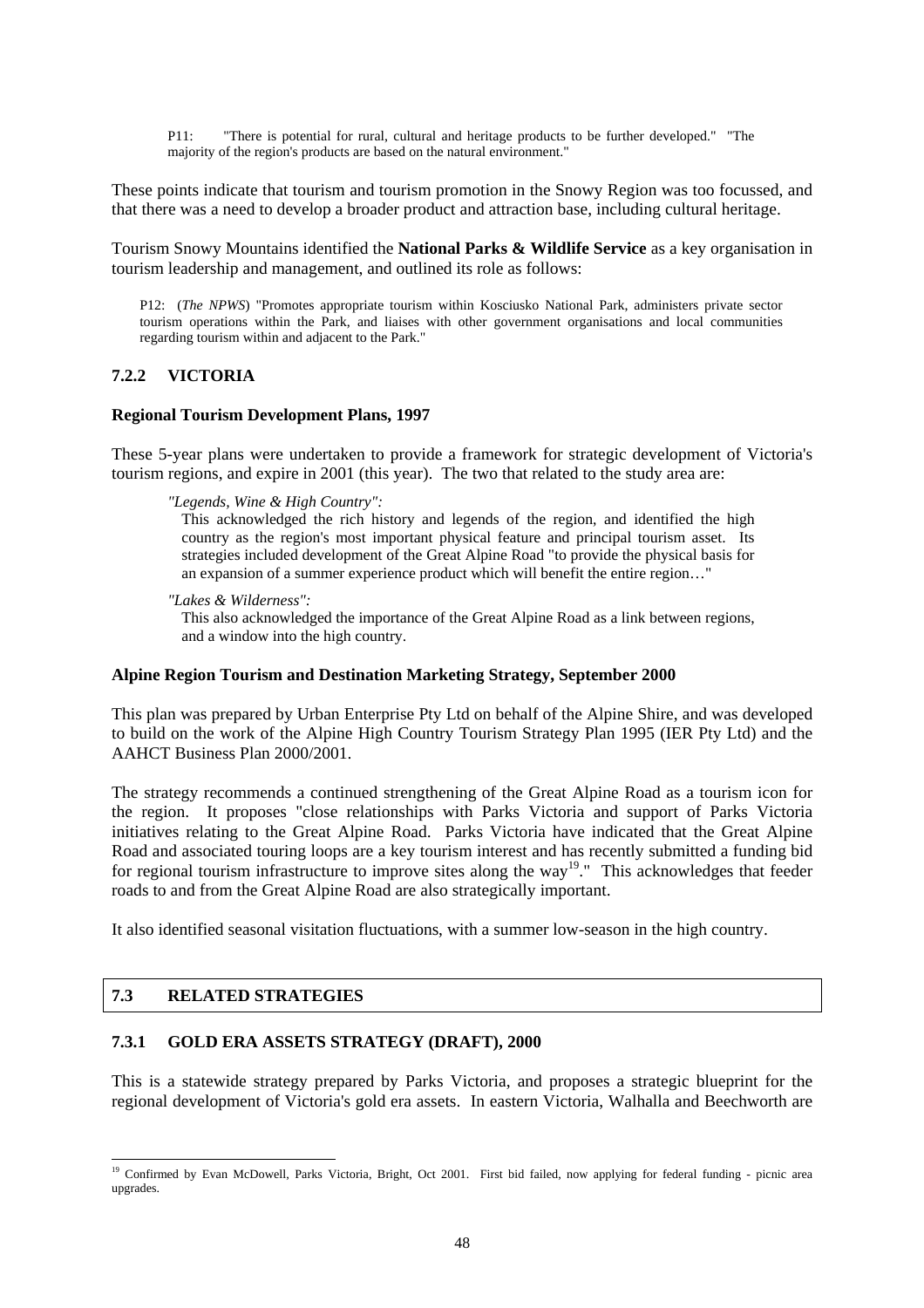P11: "There is potential for rural, cultural and heritage products to be further developed." "The majority of the region's products are based on the natural environment."

These points indicate that tourism and tourism promotion in the Snowy Region was too focussed, and that there was a need to develop a broader product and attraction base, including cultural heritage.

Tourism Snowy Mountains identified the **National Parks & Wildlife Service** as a key organisation in tourism leadership and management, and outlined its role as follows:

P12: (*The NPWS*) "Promotes appropriate tourism within Kosciusko National Park, administers private sector tourism operations within the Park, and liaises with other government organisations and local communities regarding tourism within and adjacent to the Park."

### 7.2.2 VICTORIA

**Regional Tourism Development Plans, 1997**

These 5-year plans were undertaken to provide a framework for strategic development of Victoria's tourism regions, and expire in 2001 (this year). The two that related to the study area are:

*"Legends, Wine & High Country":*

This acknowledged the rich history and legends of the region, and identified the high country as the region's most important physical feature and principal tourism asset. Its strategies included development of the Great Alpine Road "to provide the physical basis for an expansion of a summer experience product which will benefit the entire region…"

*"Lakes & Wilderness":*

This also acknowledged the importance of the Great Alpine Road as a link between regions, and a window into the high country.

**Alpine Region Tourism and Destination Marketing Strategy, September 2000**

This plan was prepared by Urban Enterprise Pty Ltd on behalf of the Alpine Shire, and was developed to build on the work of the Alpine High Country Tourism Strategy Plan 1995 (IER Pty Ltd) and the AAHCT Business Plan 2000/2001.

The strategy recommends a continued strengthening of the Great Alpine Road as a tourism icon for the region. It proposes "close relationships with Parks Victoria and support of Parks Victoria initiatives relating to the Great Alpine Road. Parks Victoria have indicated that the Great Alpine Road and associated touring loops are a key tourism interest and has recently submitted a funding bid for regional tourism infrastructure to improve sites along the way[19]." This acknowledges that feeder roads to and from the Great Alpine Road are also strategically important.

It also identified seasonal visitation fluctuations, with a summer low-season in the high country.

## 7.3 RELATED STRATEGIES

### 7.3.1 GOLD ERA ASSETS STRATEGY (DRAFT), 2000

This is a statewide strategy prepared by Parks Victoria, and proposes a strategic blueprint for the regional development of Victoria's gold era assets. In eastern Victoria, Walhalla and Beechworth are

---

[19] Confirmed by Evan McDowell, Parks Victoria, Bright, Oct 2001. First bid failed, now applying for federal funding - picnic area upgrades.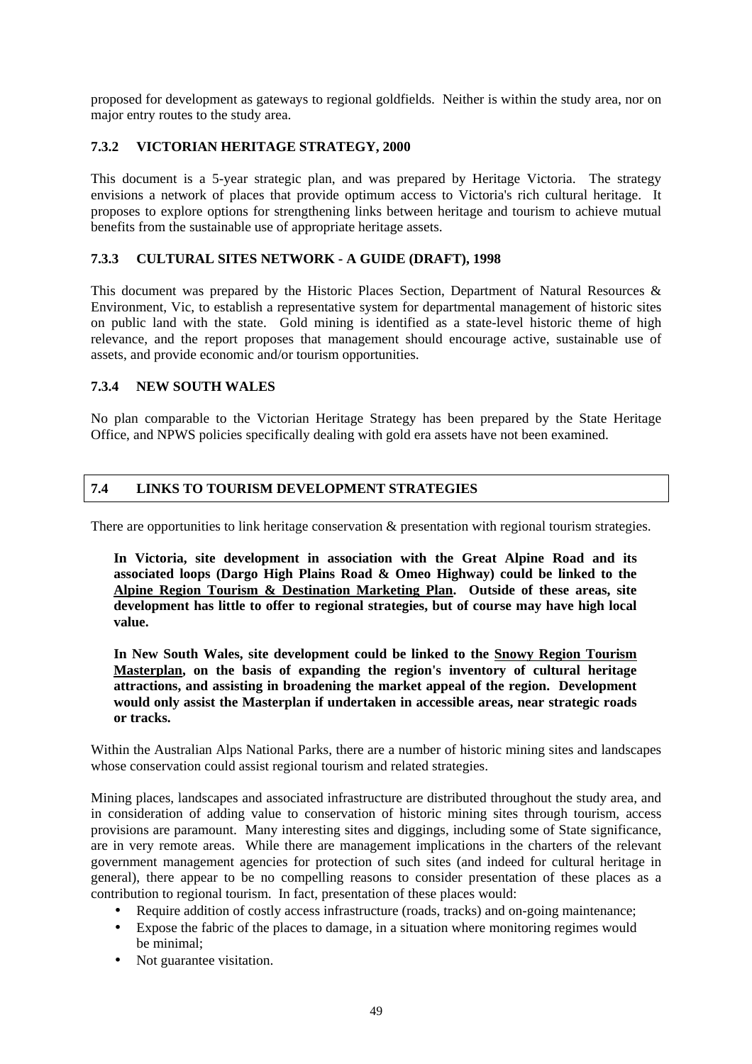proposed for development as gateways to regional goldfields. Neither is within the study area, nor on major entry routes to the study area.

### 7.3.2 VICTORIAN HERITAGE STRATEGY, 2000

This document is a 5-year strategic plan, and was prepared by Heritage Victoria. The strategy envisions a network of places that provide optimum access to Victoria's rich cultural heritage. It proposes to explore options for strengthening links between heritage and tourism to achieve mutual benefits from the sustainable use of appropriate heritage assets.

### 7.3.3 CULTURAL SITES NETWORK - A GUIDE (DRAFT), 1998

This document was prepared by the Historic Places Section, Department of Natural Resources & Environment, Vic, to establish a representative system for departmental management of historic sites on public land with the state. Gold mining is identified as a state-level historic theme of high relevance, and the report proposes that management should encourage active, sustainable use of assets, and provide economic and/or tourism opportunities.

### 7.3.4 NEW SOUTH WALES

No plan comparable to the Victorian Heritage Strategy has been prepared by the State Heritage Office, and NPWS policies specifically dealing with gold era assets have not been examined.

## 7.4 LINKS TO TOURISM DEVELOPMENT STRATEGIES

There are opportunities to link heritage conservation & presentation with regional tourism strategies.

> **In Victoria, site development in association with the Great Alpine Road and its associated loops (Dargo High Plains Road & Omeo Highway) could be linked to the <u>Alpine Region Tourism & Destination Marketing Plan</u>. Outside of these areas, site development has little to offer to regional strategies, but of course may have high local value.**
>
> **In New South Wales, site development could be linked to the <u>Snowy Region Tourism Masterplan</u>, on the basis of expanding the region's inventory of cultural heritage attractions, and assisting in broadening the market appeal of the region. Development would only assist the Masterplan if undertaken in accessible areas, near strategic roads or tracks.**

Within the Australian Alps National Parks, there are a number of historic mining sites and landscapes whose conservation could assist regional tourism and related strategies.

Mining places, landscapes and associated infrastructure are distributed throughout the study area, and in consideration of adding value to conservation of historic mining sites through tourism, access provisions are paramount. Many interesting sites and diggings, including some of State significance, are in very remote areas. While there are management implications in the charters of the relevant government management agencies for protection of such sites (and indeed for cultural heritage in general), there appear to be no compelling reasons to consider presentation of these places as a contribution to regional tourism. In fact, presentation of these places would:

- Require addition of costly access infrastructure (roads, tracks) and on-going maintenance;
- Expose the fabric of the places to damage, in a situation where monitoring regimes would be minimal;
- Not guarantee visitation.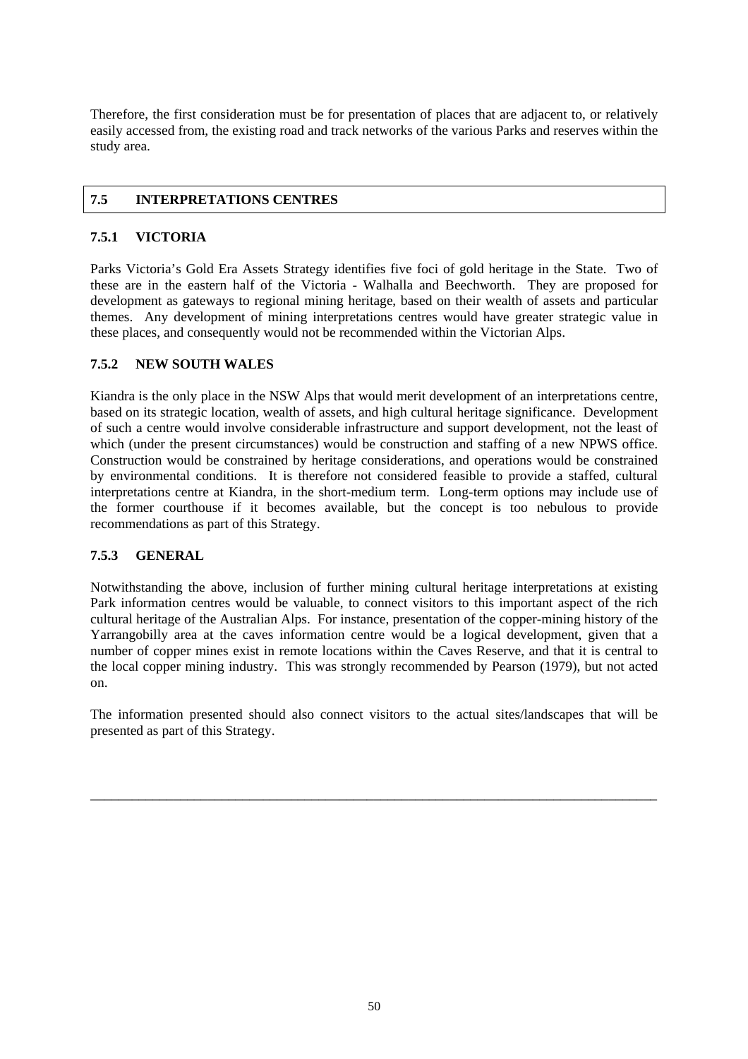Therefore, the first consideration must be for presentation of places that are adjacent to, or relatively easily accessed from, the existing road and track networks of the various Parks and reserves within the study area.

## 7.5 INTERPRETATIONS CENTRES

### 7.5.1 VICTORIA

Parks Victoria's Gold Era Assets Strategy identifies five foci of gold heritage in the State. Two of these are in the eastern half of the Victoria - Walhalla and Beechworth. They are proposed for development as gateways to regional mining heritage, based on their wealth of assets and particular themes. Any development of mining interpretations centres would have greater strategic value in these places, and consequently would not be recommended within the Victorian Alps.

### 7.5.2 NEW SOUTH WALES

Kiandra is the only place in the NSW Alps that would merit development of an interpretations centre, based on its strategic location, wealth of assets, and high cultural heritage significance. Development of such a centre would involve considerable infrastructure and support development, not the least of which (under the present circumstances) would be construction and staffing of a new NPWS office. Construction would be constrained by heritage considerations, and operations would be constrained by environmental conditions. It is therefore not considered feasible to provide a staffed, cultural interpretations centre at Kiandra, in the short-medium term. Long-term options may include use of the former courthouse if it becomes available, but the concept is too nebulous to provide recommendations as part of this Strategy.

### 7.5.3 GENERAL

Notwithstanding the above, inclusion of further mining cultural heritage interpretations at existing Park information centres would be valuable, to connect visitors to this important aspect of the rich cultural heritage of the Australian Alps. For instance, presentation of the copper-mining history of the Yarrangobilly area at the caves information centre would be a logical development, given that a number of copper mines exist in remote locations within the Caves Reserve, and that it is central to the local copper mining industry. This was strongly recommended by Pearson (1979), but not acted on.

The information presented should also connect visitors to the actual sites/landscapes that will be presented as part of this Strategy.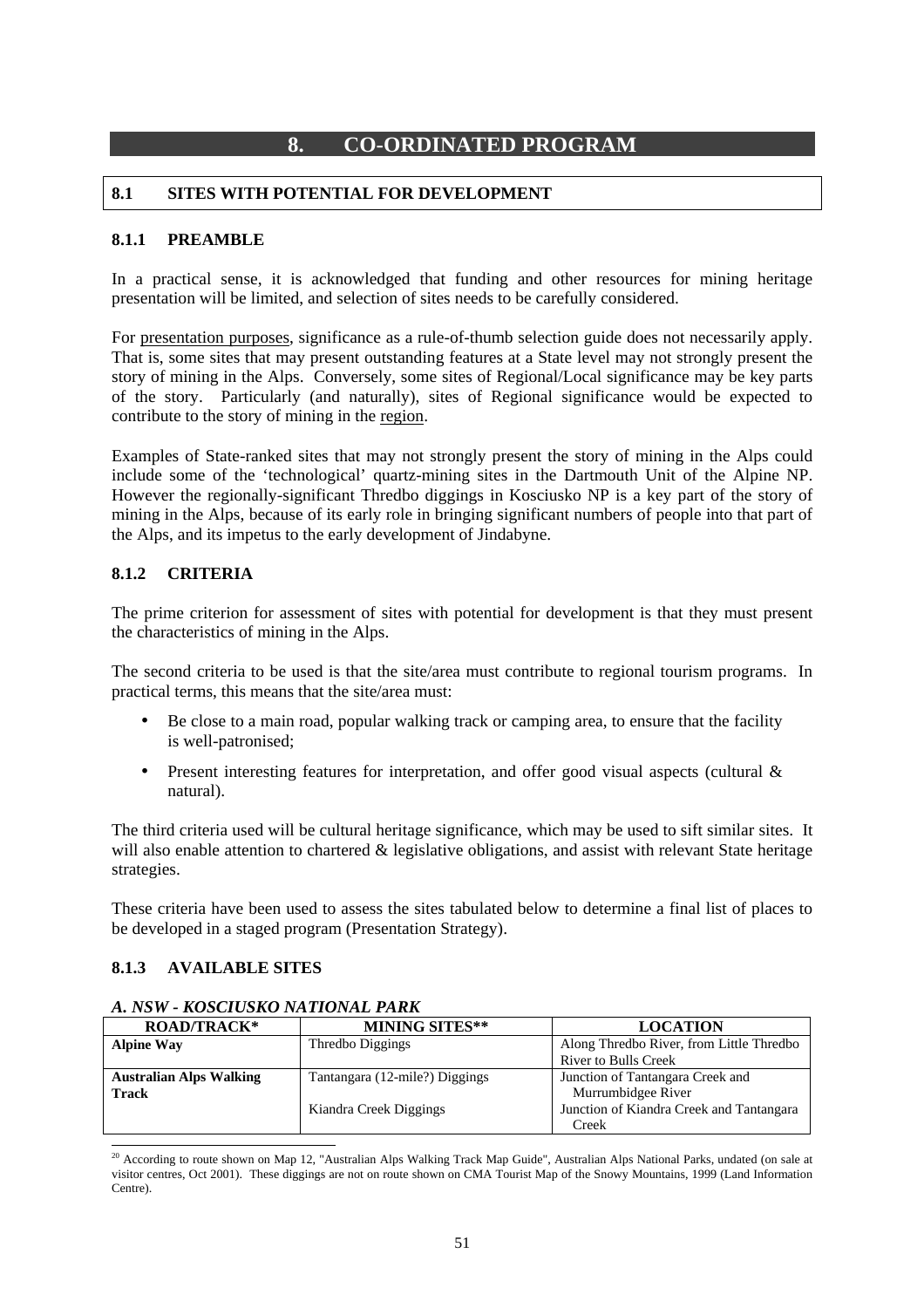# 8. CO-ORDINATED PROGRAM

## 8.1 SITES WITH POTENTIAL FOR DEVELOPMENT

### 8.1.1 PREAMBLE

In a practical sense, it is acknowledged that funding and other resources for mining heritage presentation will be limited, and selection of sites needs to be carefully considered.

For presentation purposes, significance as a rule-of-thumb selection guide does not necessarily apply. That is, some sites that may present outstanding features at a State level may not strongly present the story of mining in the Alps. Conversely, some sites of Regional/Local significance may be key parts of the story. Particularly (and naturally), sites of Regional significance would be expected to contribute to the story of mining in the region.

Examples of State-ranked sites that may not strongly present the story of mining in the Alps could include some of the 'technological' quartz-mining sites in the Dartmouth Unit of the Alpine NP. However the regionally-significant Thredbo diggings in Kosciusko NP is a key part of the story of mining in the Alps, because of its early role in bringing significant numbers of people into that part of the Alps, and its impetus to the early development of Jindabyne.

### 8.1.2 CRITERIA

The prime criterion for assessment of sites with potential for development is that they must present the characteristics of mining in the Alps.

The second criteria to be used is that the site/area must contribute to regional tourism programs. In practical terms, this means that the site/area must:

- Be close to a main road, popular walking track or camping area, to ensure that the facility is well-patronised;
- Present interesting features for interpretation, and offer good visual aspects (cultural & natural).

The third criteria used will be cultural heritage significance, which may be used to sift similar sites. It will also enable attention to chartered & legislative obligations, and assist with relevant State heritage strategies.

These criteria have been used to assess the sites tabulated below to determine a final list of places to be developed in a staged program (Presentation Strategy).

### 8.1.3 AVAILABLE SITES

***A. NSW - KOSCIUSKO NATIONAL PARK***

| ROAD/TRACK* | MINING SITES** | LOCATION |
|---|---|---|
| **Alpine Way** | Thredbo Diggings | Along Thredbo River, from Little Thredbo River to Bulls Creek |
| **Australian Alps Walking Track** | Tantangara (12-mile?) Diggings | Junction of Tantangara Creek and Murrumbidgee River |
| | Kiandra Creek Diggings | Junction of Kiandra Creek and Tantangara Creek |

[20] According to route shown on Map 12, "Australian Alps Walking Track Map Guide", Australian Alps National Parks, undated (on sale at visitor centres, Oct 2001). These diggings are not on route shown on CMA Tourist Map of the Snowy Mountains, 1999 (Land Information Centre).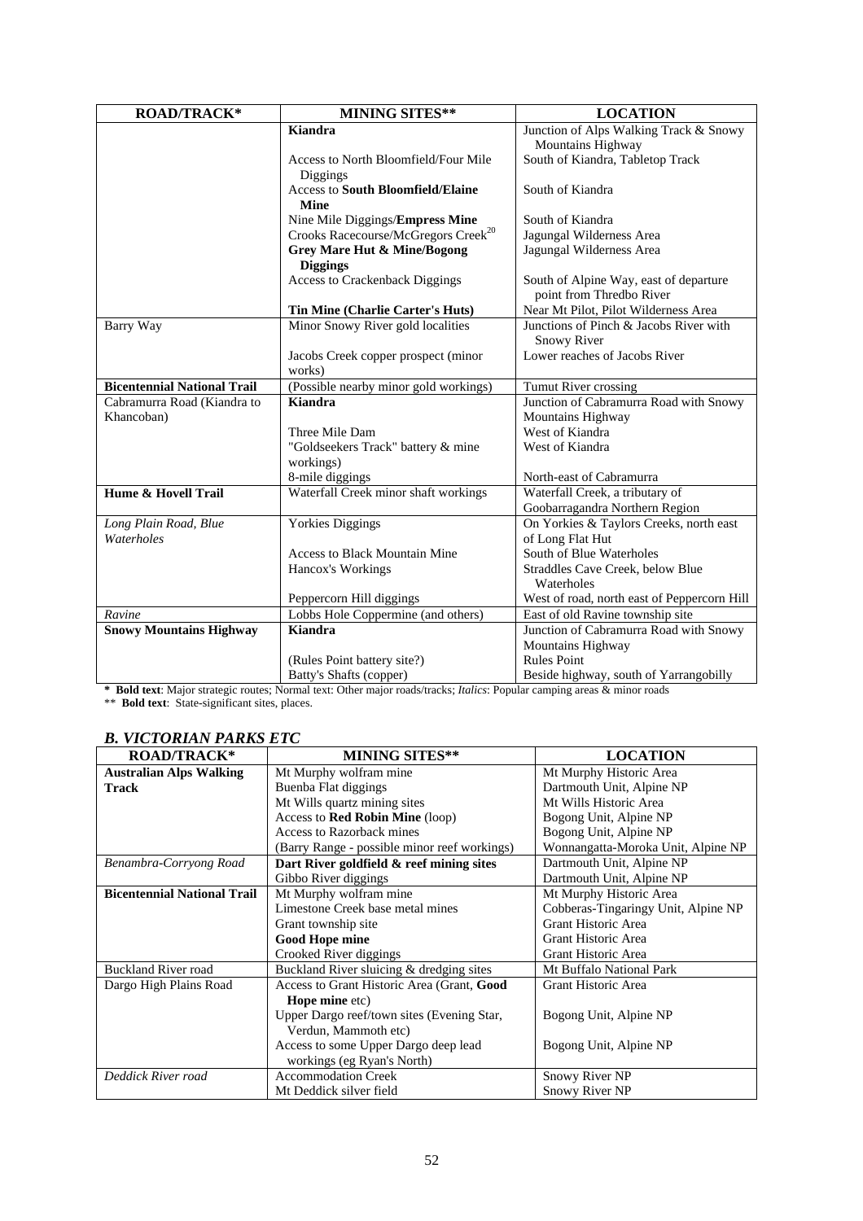| ROAD/TRACK* | MINING SITES** | LOCATION |
|---|---|---|
| | **Kiandra** | Junction of Alps Walking Track & Snowy Mountains Highway |
| | Access to North Bloomfield/Four Mile Diggings | South of Kiandra, Tabletop Track |
| | Access to **South Bloomfield/Elaine Mine** | South of Kiandra |
| | Nine Mile Diggings/**Empress Mine** | South of Kiandra |
| | Crooks Racecourse/McGregors Creek[20] | Jagungal Wilderness Area |
| | **Grey Mare Hut & Mine/Bogong Diggings** | Jagungal Wilderness Area |
| | Access to Crackenback Diggings | South of Alpine Way, east of departure point from Thredbo River |
| | **Tin Mine (Charlie Carter's Huts)** | Near Mt Pilot, Pilot Wilderness Area |
| Barry Way | Minor Snowy River gold localities | Junctions of Pinch & Jacobs River with Snowy River |
| | Jacobs Creek copper prospect (minor works) | Lower reaches of Jacobs River |
| **Bicentennial National Trail** | (Possible nearby minor gold workings) | Tumut River crossing |
| Cabramurra Road (Kiandra to Khancoban) | **Kiandra** | Junction of Cabramurra Road with Snowy Mountains Highway |
| | Three Mile Dam | West of Kiandra |
| | "Goldseekers Track" battery & mine workings) | West of Kiandra |
| | 8-mile diggings | North-east of Cabramurra |
| **Hume & Hovell Trail** | Waterfall Creek minor shaft workings | Waterfall Creek, a tributary of Goobarragandra Northern Region |
| *Long Plain Road, Blue Waterholes* | Yorkies Diggings | On Yorkies & Taylors Creeks, north east of Long Flat Hut |
| | Access to Black Mountain Mine | South of Blue Waterholes |
| | Hancox's Workings | Straddles Cave Creek, below Blue Waterholes |
| | Peppercorn Hill diggings | West of road, north east of Peppercorn Hill |
| *Ravine* | Lobbs Hole Coppermine (and others) | East of old Ravine township site |
| **Snowy Mountains Highway** | **Kiandra** | Junction of Cabramurra Road with Snowy Mountains Highway |
| | (Rules Point battery site?) | Rules Point |
| | Batty's Shafts (copper) | Beside highway, south of Yarrangobilly |

\* **Bold text**: Major strategic routes; Normal text: Other major roads/tracks; *Italics*: Popular camping areas & minor roads

\** **Bold text**: State-significant sites, places.

### *B. VICTORIAN PARKS ETC*

| ROAD/TRACK* | MINING SITES** | LOCATION |
|---|---|---|
| **Australian Alps Walking Track** | Mt Murphy wolfram mine | Mt Murphy Historic Area |
| | Buenba Flat diggings | Dartmouth Unit, Alpine NP |
| | Mt Wills quartz mining sites | Mt Wills Historic Area |
| | Access to **Red Robin Mine** (loop) | Bogong Unit, Alpine NP |
| | Access to Razorback mines | Bogong Unit, Alpine NP |
| | (Barry Range - possible minor reef workings) | Wonnangatta-Moroka Unit, Alpine NP |
| *Benambra-Corryong Road* | **Dart River goldfield & reef mining sites** | Dartmouth Unit, Alpine NP |
| | Gibbo River diggings | Dartmouth Unit, Alpine NP |
| **Bicentennial National Trail** | Mt Murphy wolfram mine | Mt Murphy Historic Area |
| | Limestone Creek base metal mines | Cobberas-Tingaringy Unit, Alpine NP |
| | Grant township site | Grant Historic Area |
| | **Good Hope mine** | Grant Historic Area |
| | Crooked River diggings | Grant Historic Area |
| Buckland River road | Buckland River sluicing & dredging sites | Mt Buffalo National Park |
| Dargo High Plains Road | Access to Grant Historic Area (Grant, **Good Hope mine** etc) | Grant Historic Area |
| | Upper Dargo reef/town sites (Evening Star, Verdun, Mammoth etc) | Bogong Unit, Alpine NP |
| | Access to some Upper Dargo deep lead workings (eg Ryan's North) | Bogong Unit, Alpine NP |
| *Deddick River road* | Accommodation Creek | Snowy River NP |
| | Mt Deddick silver field | Snowy River NP |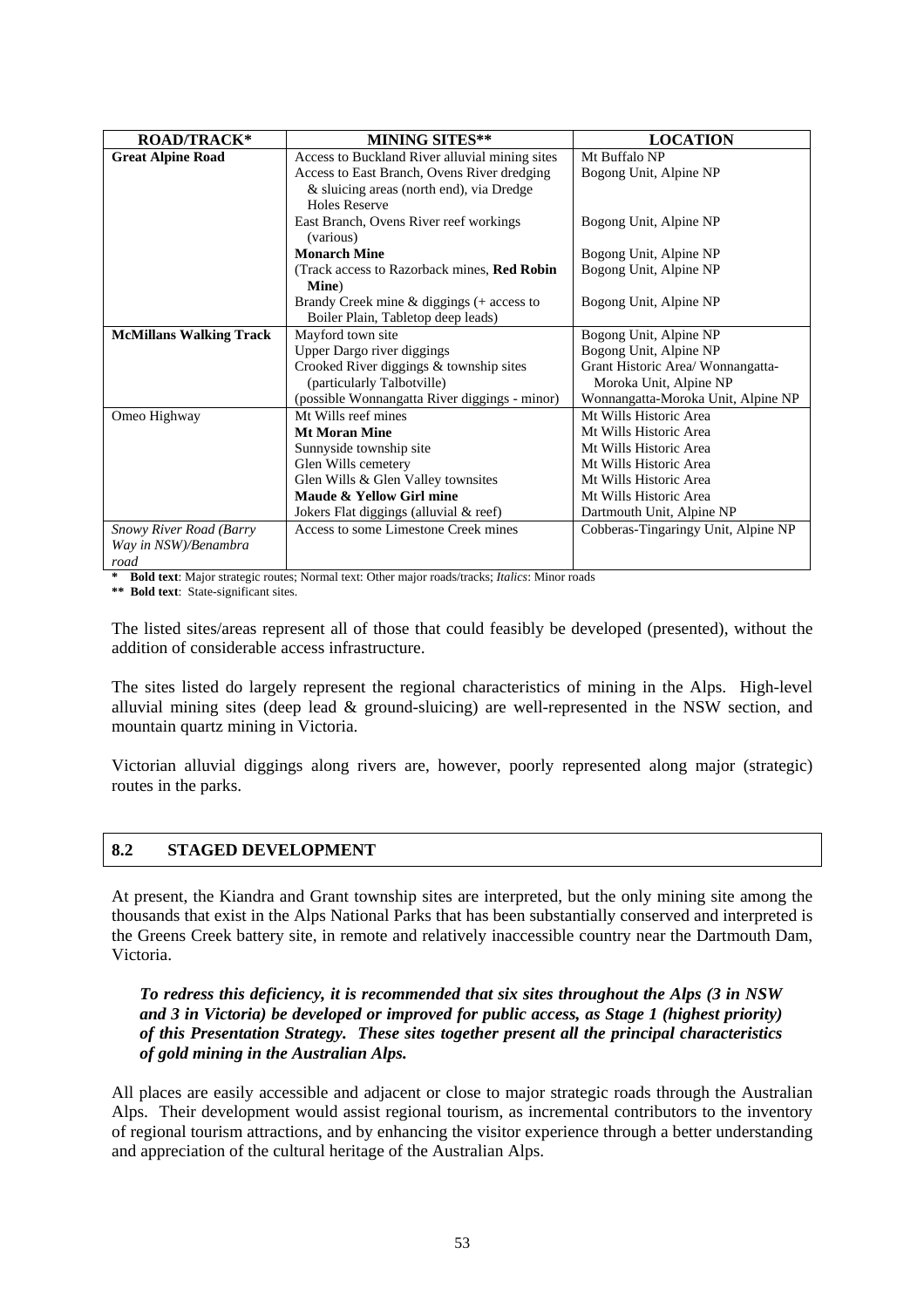| ROAD/TRACK* | MINING SITES** | LOCATION |
|---|---|---|
| **Great Alpine Road** | Access to Buckland River alluvial mining sites | Mt Buffalo NP |
| | Access to East Branch, Ovens River dredging & sluicing areas (north end), via Dredge Holes Reserve | Bogong Unit, Alpine NP |
| | East Branch, Ovens River reef workings (various) | Bogong Unit, Alpine NP |
| | **Monarch Mine** | Bogong Unit, Alpine NP |
| | (Track access to Razorback mines, **Red Robin Mine**) | Bogong Unit, Alpine NP |
| | Brandy Creek mine & diggings (+ access to Boiler Plain, Tabletop deep leads) | Bogong Unit, Alpine NP |
| **McMillans Walking Track** | Mayford town site | Bogong Unit, Alpine NP |
| | Upper Dargo river diggings | Bogong Unit, Alpine NP |
| | Crooked River diggings & township sites (particularly Talbotville) | Grant Historic Area/ Wonnangatta-Moroka Unit, Alpine NP |
| | (possible Wonnangatta River diggings - minor) | Wonnangatta-Moroka Unit, Alpine NP |
| Omeo Highway | Mt Wills reef mines | Mt Wills Historic Area |
| | **Mt Moran Mine** | Mt Wills Historic Area |
| | Sunnyside township site | Mt Wills Historic Area |
| | Glen Wills cemetery | Mt Wills Historic Area |
| | Glen Wills & Glen Valley townsites | Mt Wills Historic Area |
| | **Maude & Yellow Girl mine** | Mt Wills Historic Area |
| | Jokers Flat diggings (alluvial & reef) | Dartmouth Unit, Alpine NP |
| *Snowy River Road (Barry Way in NSW)/Benambra road* | Access to some Limestone Creek mines | Cobberas-Tingaringy Unit, Alpine NP |

\* **Bold text**: Major strategic routes; Normal text: Other major roads/tracks; *Italics*: Minor roads

\*\* **Bold text**: State-significant sites.

The listed sites/areas represent all of those that could feasibly be developed (presented), without the addition of considerable access infrastructure.

The sites listed do largely represent the regional characteristics of mining in the Alps. High-level alluvial mining sites (deep lead & ground-sluicing) are well-represented in the NSW section, and mountain quartz mining in Victoria.

Victorian alluvial diggings along rivers are, however, poorly represented along major (strategic) routes in the parks.

## 8.2 STAGED DEVELOPMENT

At present, the Kiandra and Grant township sites are interpreted, but the only mining site among the thousands that exist in the Alps National Parks that has been substantially conserved and interpreted is the Greens Creek battery site, in remote and relatively inaccessible country near the Dartmouth Dam, Victoria.

***To redress this deficiency, it is recommended that six sites throughout the Alps (3 in NSW and 3 in Victoria) be developed or improved for public access, as Stage 1 (highest priority) of this Presentation Strategy. These sites together present all the principal characteristics of gold mining in the Australian Alps.***

All places are easily accessible and adjacent or close to major strategic roads through the Australian Alps. Their development would assist regional tourism, as incremental contributors to the inventory of regional tourism attractions, and by enhancing the visitor experience through a better understanding and appreciation of the cultural heritage of the Australian Alps.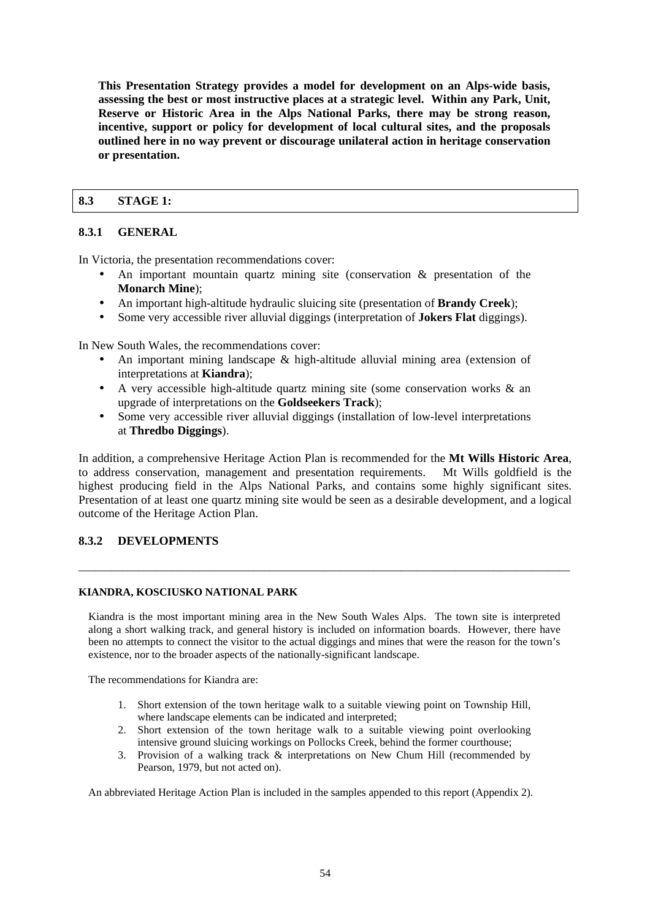**This Presentation Strategy provides a model for development on an Alps-wide basis, assessing the best or most instructive places at a strategic level. Within any Park, Unit, Reserve or Historic Area in the Alps National Parks, there may be strong reason, incentive, support or policy for development of local cultural sites, and the proposals outlined here in no way prevent or discourage unilateral action in heritage conservation or presentation.**

## 8.3 STAGE 1:

### 8.3.1 GENERAL

In Victoria, the presentation recommendations cover:

- An important mountain quartz mining site (conservation & presentation of the **Monarch Mine**);
- An important high-altitude hydraulic sluicing site (presentation of **Brandy Creek**);
- Some very accessible river alluvial diggings (interpretation of **Jokers Flat** diggings).

In New South Wales, the recommendations cover:

- An important mining landscape & high-altitude alluvial mining area (extension of interpretations at **Kiandra**);
- A very accessible high-altitude quartz mining site (some conservation works & an upgrade of interpretations on the **Goldseekers Track**);
- Some very accessible river alluvial diggings (installation of low-level interpretations at **Thredbo Diggings**).

In addition, a comprehensive Heritage Action Plan is recommended for the **Mt Wills Historic Area**, to address conservation, management and presentation requirements. Mt Wills goldfield is the highest producing field in the Alps National Parks, and contains some highly significant sites. Presentation of at least one quartz mining site would be seen as a desirable development, and a logical outcome of the Heritage Action Plan.

### 8.3.2 DEVELOPMENTS

---

**KIANDRA, KOSCIUSKO NATIONAL PARK**

Kiandra is the most important mining area in the New South Wales Alps. The town site is interpreted along a short walking track, and general history is included on information boards. However, there have been no attempts to connect the visitor to the actual diggings and mines that were the reason for the town's existence, nor to the broader aspects of the nationally-significant landscape.

The recommendations for Kiandra are:

1. Short extension of the town heritage walk to a suitable viewing point on Township Hill, where landscape elements can be indicated and interpreted;
2. Short extension of the town heritage walk to a suitable viewing point overlooking intensive ground sluicing workings on Pollocks Creek, behind the former courthouse;
3. Provision of a walking track & interpretations on New Chum Hill (recommended by Pearson, 1979, but not acted on).

An abbreviated Heritage Action Plan is included in the samples appended to this report (Appendix 2).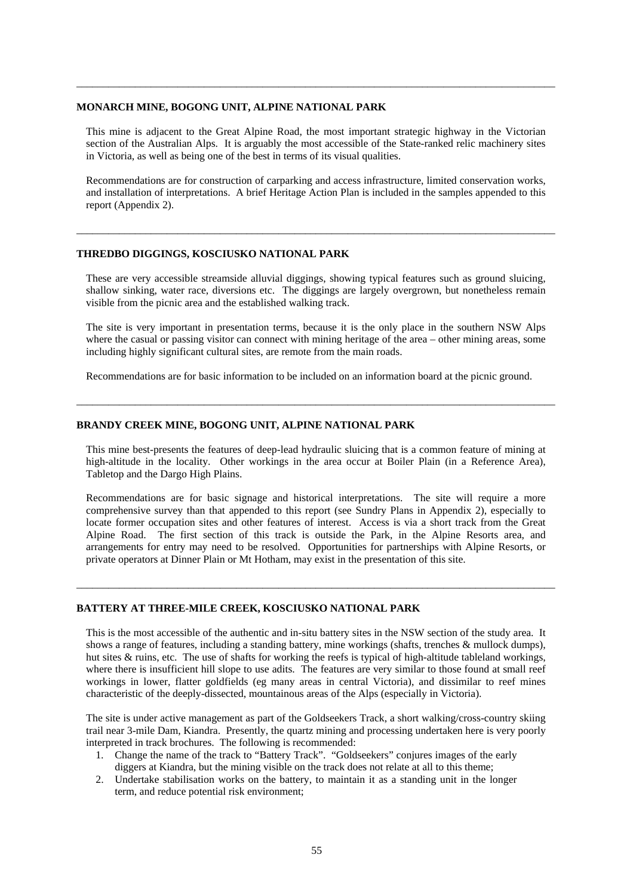---

**MONARCH MINE, BOGONG UNIT, ALPINE NATIONAL PARK**

This mine is adjacent to the Great Alpine Road, the most important strategic highway in the Victorian section of the Australian Alps. It is arguably the most accessible of the State-ranked relic machinery sites in Victoria, as well as being one of the best in terms of its visual qualities.

Recommendations are for construction of carparking and access infrastructure, limited conservation works, and installation of interpretations. A brief Heritage Action Plan is included in the samples appended to this report (Appendix 2).

---

**THREDBO DIGGINGS, KOSCIUSKO NATIONAL PARK**

These are very accessible streamside alluvial diggings, showing typical features such as ground sluicing, shallow sinking, water race, diversions etc. The diggings are largely overgrown, but nonetheless remain visible from the picnic area and the established walking track.

The site is very important in presentation terms, because it is the only place in the southern NSW Alps where the casual or passing visitor can connect with mining heritage of the area – other mining areas, some including highly significant cultural sites, are remote from the main roads.

Recommendations are for basic information to be included on an information board at the picnic ground.

---

**BRANDY CREEK MINE, BOGONG UNIT, ALPINE NATIONAL PARK**

This mine best-presents the features of deep-lead hydraulic sluicing that is a common feature of mining at high-altitude in the locality. Other workings in the area occur at Boiler Plain (in a Reference Area), Tabletop and the Dargo High Plains.

Recommendations are for basic signage and historical interpretations. The site will require a more comprehensive survey than that appended to this report (see Sundry Plans in Appendix 2), especially to locate former occupation sites and other features of interest. Access is via a short track from the Great Alpine Road. The first section of this track is outside the Park, in the Alpine Resorts area, and arrangements for entry may need to be resolved. Opportunities for partnerships with Alpine Resorts, or private operators at Dinner Plain or Mt Hotham, may exist in the presentation of this site.

---

**BATTERY AT THREE-MILE CREEK, KOSCIUSKO NATIONAL PARK**

This is the most accessible of the authentic and in-situ battery sites in the NSW section of the study area. It shows a range of features, including a standing battery, mine workings (shafts, trenches & mullock dumps), hut sites & ruins, etc. The use of shafts for working the reefs is typical of high-altitude tableland workings, where there is insufficient hill slope to use adits. The features are very similar to those found at small reef workings in lower, flatter goldfields (eg many areas in central Victoria), and dissimilar to reef mines characteristic of the deeply-dissected, mountainous areas of the Alps (especially in Victoria).

The site is under active management as part of the Goldseekers Track, a short walking/cross-country skiing trail near 3-mile Dam, Kiandra. Presently, the quartz mining and processing undertaken here is very poorly interpreted in track brochures. The following is recommended:

1. Change the name of the track to "Battery Track". "Goldseekers" conjures images of the early diggers at Kiandra, but the mining visible on the track does not relate at all to this theme;
2. Undertake stabilisation works on the battery, to maintain it as a standing unit in the longer term, and reduce potential risk environment;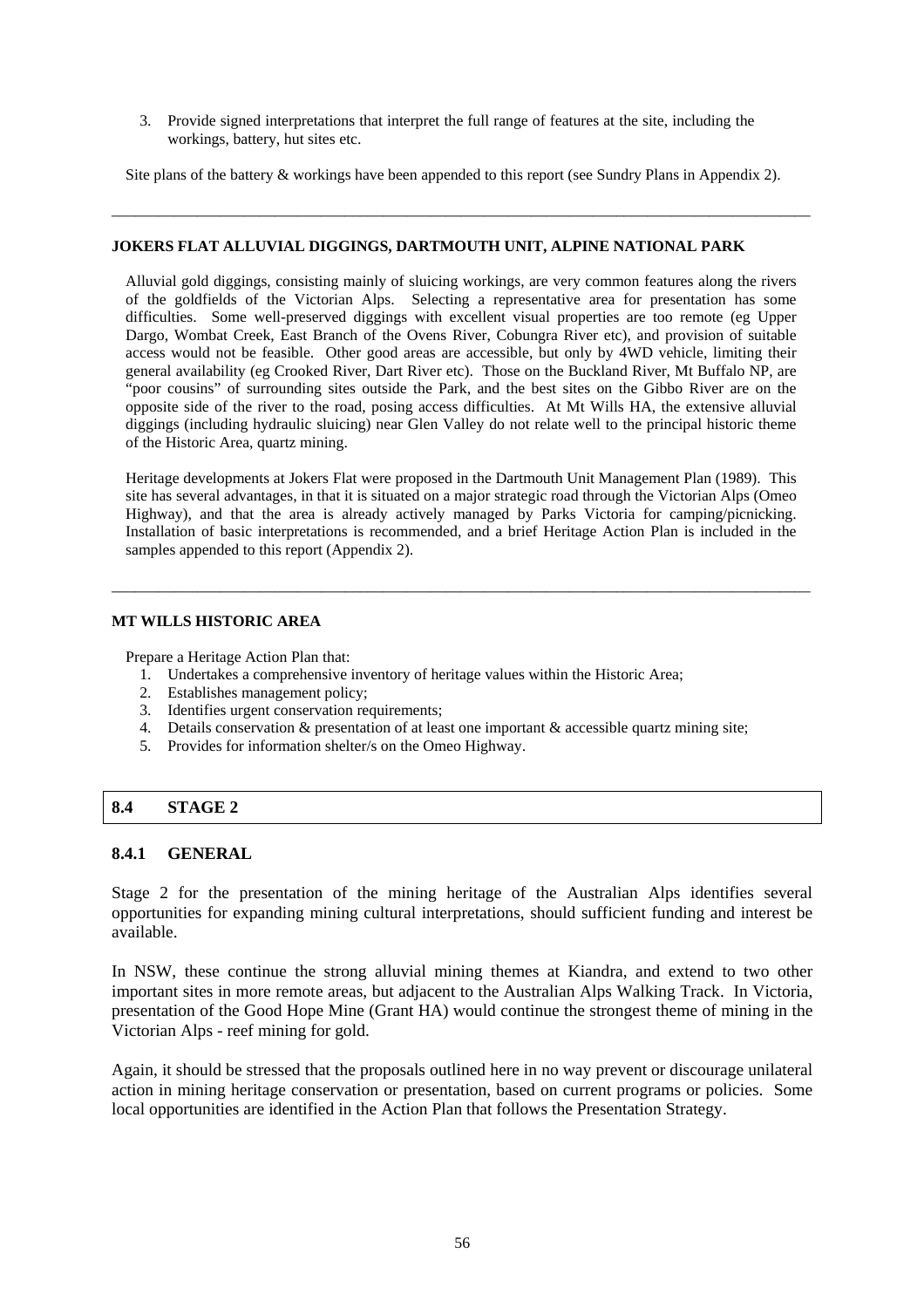3. Provide signed interpretations that interpret the full range of features at the site, including the workings, battery, hut sites etc.

Site plans of the battery & workings have been appended to this report (see Sundry Plans in Appendix 2).

---

**JOKERS FLAT ALLUVIAL DIGGINGS, DARTMOUTH UNIT, ALPINE NATIONAL PARK**

Alluvial gold diggings, consisting mainly of sluicing workings, are very common features along the rivers of the goldfields of the Victorian Alps. Selecting a representative area for presentation has some difficulties. Some well-preserved diggings with excellent visual properties are too remote (eg Upper Dargo, Wombat Creek, East Branch of the Ovens River, Cobungra River etc), and provision of suitable access would not be feasible. Other good areas are accessible, but only by 4WD vehicle, limiting their general availability (eg Crooked River, Dart River etc). Those on the Buckland River, Mt Buffalo NP, are "poor cousins" of surrounding sites outside the Park, and the best sites on the Gibbo River are on the opposite side of the river to the road, posing access difficulties. At Mt Wills HA, the extensive alluvial diggings (including hydraulic sluicing) near Glen Valley do not relate well to the principal historic theme of the Historic Area, quartz mining.

Heritage developments at Jokers Flat were proposed in the Dartmouth Unit Management Plan (1989). This site has several advantages, in that it is situated on a major strategic road through the Victorian Alps (Omeo Highway), and that the area is already actively managed by Parks Victoria for camping/picnicking. Installation of basic interpretations is recommended, and a brief Heritage Action Plan is included in the samples appended to this report (Appendix 2).

---

**MT WILLS HISTORIC AREA**

Prepare a Heritage Action Plan that:

1. Undertakes a comprehensive inventory of heritage values within the Historic Area;
2. Establishes management policy;
3. Identifies urgent conservation requirements;
4. Details conservation & presentation of at least one important & accessible quartz mining site;
5. Provides for information shelter/s on the Omeo Highway.

## 8.4 STAGE 2

### 8.4.1 GENERAL

Stage 2 for the presentation of the mining heritage of the Australian Alps identifies several opportunities for expanding mining cultural interpretations, should sufficient funding and interest be available.

In NSW, these continue the strong alluvial mining themes at Kiandra, and extend to two other important sites in more remote areas, but adjacent to the Australian Alps Walking Track. In Victoria, presentation of the Good Hope Mine (Grant HA) would continue the strongest theme of mining in the Victorian Alps - reef mining for gold.

Again, it should be stressed that the proposals outlined here in no way prevent or discourage unilateral action in mining heritage conservation or presentation, based on current programs or policies. Some local opportunities are identified in the Action Plan that follows the Presentation Strategy.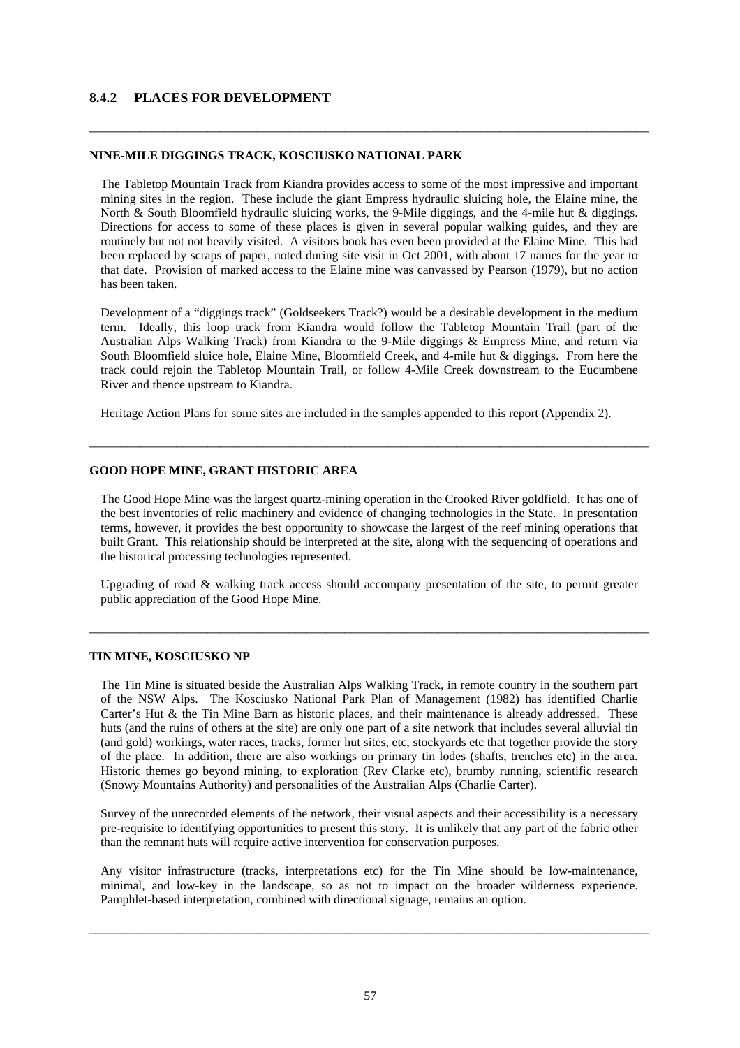### 8.4.2 PLACES FOR DEVELOPMENT

---

**NINE-MILE DIGGINGS TRACK, KOSCIUSKO NATIONAL PARK**

The Tabletop Mountain Track from Kiandra provides access to some of the most impressive and important mining sites in the region. These include the giant Empress hydraulic sluicing hole, the Elaine mine, the North & South Bloomfield hydraulic sluicing works, the 9-Mile diggings, and the 4-mile hut & diggings. Directions for access to some of these places is given in several popular walking guides, and they are routinely but not not heavily visited. A visitors book has even been provided at the Elaine Mine. This had been replaced by scraps of paper, noted during site visit in Oct 2001, with about 17 names for the year to that date. Provision of marked access to the Elaine mine was canvassed by Pearson (1979), but no action has been taken.

Development of a "diggings track" (Goldseekers Track?) would be a desirable development in the medium term. Ideally, this loop track from Kiandra would follow the Tabletop Mountain Trail (part of the Australian Alps Walking Track) from Kiandra to the 9-Mile diggings & Empress Mine, and return via South Bloomfield sluice hole, Elaine Mine, Bloomfield Creek, and 4-mile hut & diggings. From here the track could rejoin the Tabletop Mountain Trail, or follow 4-Mile Creek downstream to the Eucumbene River and thence upstream to Kiandra.

Heritage Action Plans for some sites are included in the samples appended to this report (Appendix 2).

---

**GOOD HOPE MINE, GRANT HISTORIC AREA**

The Good Hope Mine was the largest quartz-mining operation in the Crooked River goldfield. It has one of the best inventories of relic machinery and evidence of changing technologies in the State. In presentation terms, however, it provides the best opportunity to showcase the largest of the reef mining operations that built Grant. This relationship should be interpreted at the site, along with the sequencing of operations and the historical processing technologies represented.

Upgrading of road & walking track access should accompany presentation of the site, to permit greater public appreciation of the Good Hope Mine.

---

**TIN MINE, KOSCIUSKO NP**

The Tin Mine is situated beside the Australian Alps Walking Track, in remote country in the southern part of the NSW Alps. The Kosciusko National Park Plan of Management (1982) has identified Charlie Carter's Hut & the Tin Mine Barn as historic places, and their maintenance is already addressed. These huts (and the ruins of others at the site) are only one part of a site network that includes several alluvial tin (and gold) workings, water races, tracks, former hut sites, etc, stockyards etc that together provide the story of the place. In addition, there are also workings on primary tin lodes (shafts, trenches etc) in the area. Historic themes go beyond mining, to exploration (Rev Clarke etc), brumby running, scientific research (Snowy Mountains Authority) and personalities of the Australian Alps (Charlie Carter).

Survey of the unrecorded elements of the network, their visual aspects and their accessibility is a necessary pre-requisite to identifying opportunities to present this story. It is unlikely that any part of the fabric other than the remnant huts will require active intervention for conservation purposes.

Any visitor infrastructure (tracks, interpretations etc) for the Tin Mine should be low-maintenance, minimal, and low-key in the landscape, so as not to impact on the broader wilderness experience. Pamphlet-based interpretation, combined with directional signage, remains an option.

---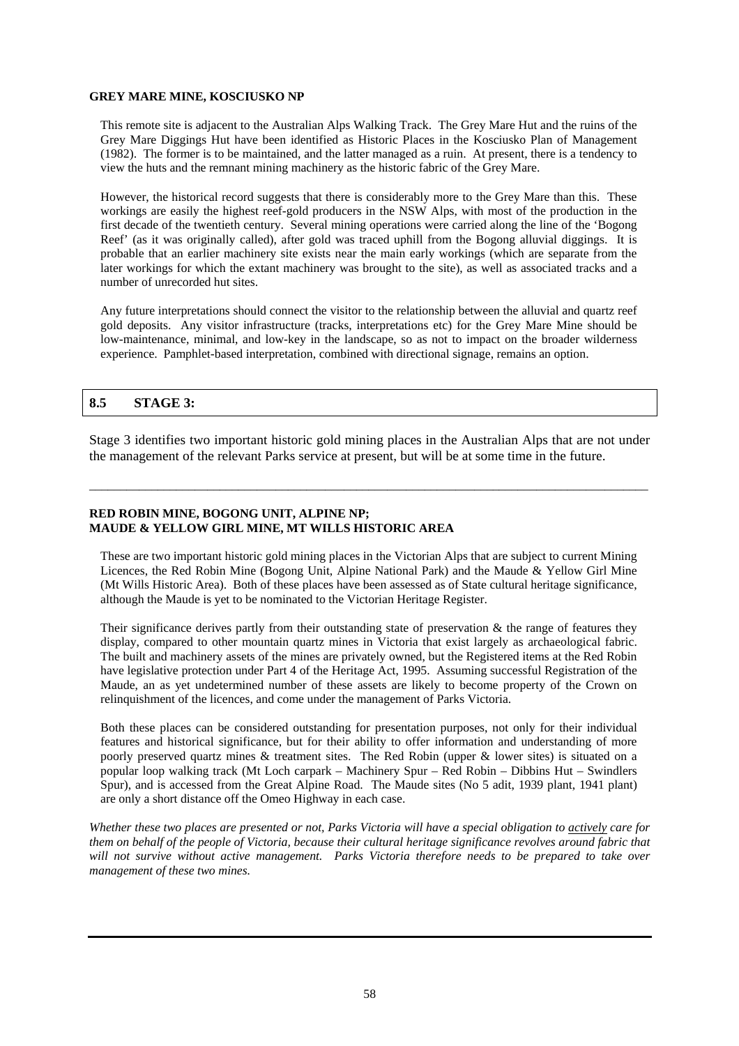**GREY MARE MINE, KOSCIUSKO NP**

This remote site is adjacent to the Australian Alps Walking Track. The Grey Mare Hut and the ruins of the Grey Mare Diggings Hut have been identified as Historic Places in the Kosciusko Plan of Management (1982). The former is to be maintained, and the latter managed as a ruin. At present, there is a tendency to view the huts and the remnant mining machinery as the historic fabric of the Grey Mare.

However, the historical record suggests that there is considerably more to the Grey Mare than this. These workings are easily the highest reef-gold producers in the NSW Alps, with most of the production in the first decade of the twentieth century. Several mining operations were carried along the line of the 'Bogong Reef' (as it was originally called), after gold was traced uphill from the Bogong alluvial diggings. It is probable that an earlier machinery site exists near the main early workings (which are separate from the later workings for which the extant machinery was brought to the site), as well as associated tracks and a number of unrecorded hut sites.

Any future interpretations should connect the visitor to the relationship between the alluvial and quartz reef gold deposits. Any visitor infrastructure (tracks, interpretations etc) for the Grey Mare Mine should be low-maintenance, minimal, and low-key in the landscape, so as not to impact on the broader wilderness experience. Pamphlet-based interpretation, combined with directional signage, remains an option.

## 8.5 STAGE 3:

Stage 3 identifies two important historic gold mining places in the Australian Alps that are not under the management of the relevant Parks service at present, but will be at some time in the future.

---

**RED ROBIN MINE, BOGONG UNIT, ALPINE NP;**
**MAUDE & YELLOW GIRL MINE, MT WILLS HISTORIC AREA**

These are two important historic gold mining places in the Victorian Alps that are subject to current Mining Licences, the Red Robin Mine (Bogong Unit, Alpine National Park) and the Maude & Yellow Girl Mine (Mt Wills Historic Area). Both of these places have been assessed as of State cultural heritage significance, although the Maude is yet to be nominated to the Victorian Heritage Register.

Their significance derives partly from their outstanding state of preservation & the range of features they display, compared to other mountain quartz mines in Victoria that exist largely as archaeological fabric. The built and machinery assets of the mines are privately owned, but the Registered items at the Red Robin have legislative protection under Part 4 of the Heritage Act, 1995. Assuming successful Registration of the Maude, an as yet undetermined number of these assets are likely to become property of the Crown on relinquishment of the licences, and come under the management of Parks Victoria.

Both these places can be considered outstanding for presentation purposes, not only for their individual features and historical significance, but for their ability to offer information and understanding of more poorly preserved quartz mines & treatment sites. The Red Robin (upper & lower sites) is situated on a popular loop walking track (Mt Loch carpark – Machinery Spur – Red Robin – Dibbins Hut – Swindlers Spur), and is accessed from the Great Alpine Road. The Maude sites (No 5 adit, 1939 plant, 1941 plant) are only a short distance off the Omeo Highway in each case.

*Whether these two places are presented or not, Parks Victoria will have a special obligation to actively care for them on behalf of the people of Victoria, because their cultural heritage significance revolves around fabric that will not survive without active management. Parks Victoria therefore needs to be prepared to take over management of these two mines.*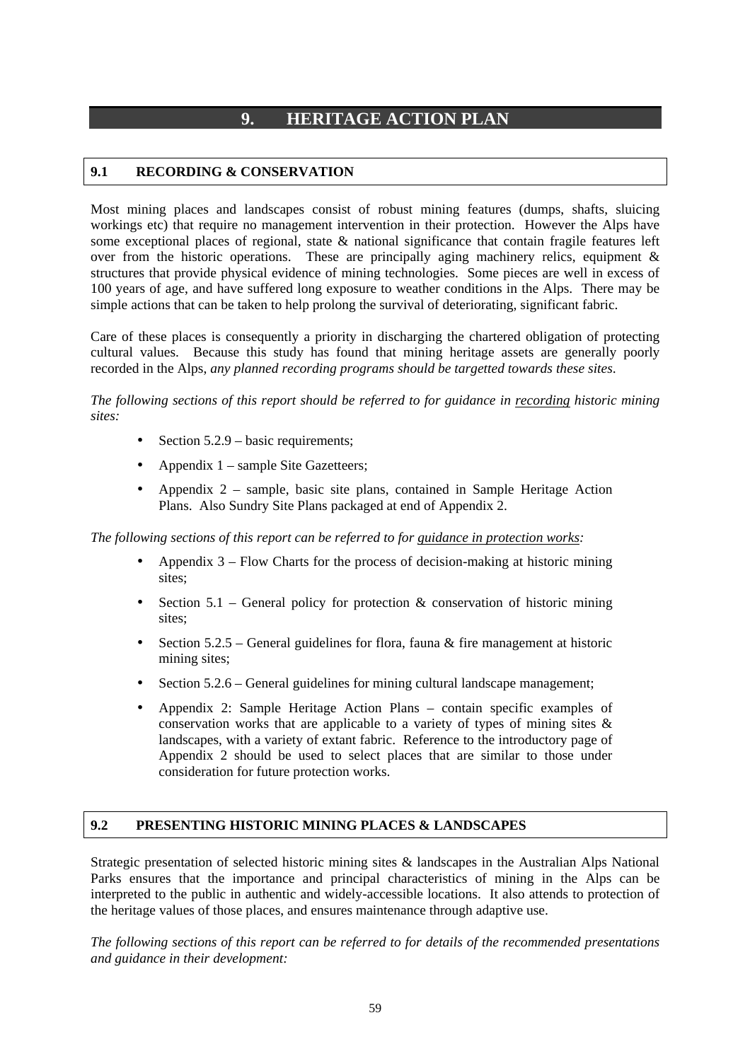# 9. HERITAGE ACTION PLAN

## 9.1 RECORDING & CONSERVATION

Most mining places and landscapes consist of robust mining features (dumps, shafts, sluicing workings etc) that require no management intervention in their protection. However the Alps have some exceptional places of regional, state & national significance that contain fragile features left over from the historic operations. These are principally aging machinery relics, equipment & structures that provide physical evidence of mining technologies. Some pieces are well in excess of 100 years of age, and have suffered long exposure to weather conditions in the Alps. There may be simple actions that can be taken to help prolong the survival of deteriorating, significant fabric.

Care of these places is consequently a priority in discharging the chartered obligation of protecting cultural values. Because this study has found that mining heritage assets are generally poorly recorded in the Alps, *any planned recording programs should be targetted towards these sites*.

*The following sections of this report should be referred to for guidance in <u>recording</u> historic mining sites:*

- Section 5.2.9 – basic requirements;
- Appendix 1 – sample Site Gazetteers;
- Appendix 2 – sample, basic site plans, contained in Sample Heritage Action Plans. Also Sundry Site Plans packaged at end of Appendix 2.

*The following sections of this report can be referred to for <u>guidance in protection works</u>:*

- Appendix 3 – Flow Charts for the process of decision-making at historic mining sites;
- Section 5.1 – General policy for protection & conservation of historic mining sites;
- Section 5.2.5 – General guidelines for flora, fauna & fire management at historic mining sites;
- Section 5.2.6 – General guidelines for mining cultural landscape management;
- Appendix 2: Sample Heritage Action Plans – contain specific examples of conservation works that are applicable to a variety of types of mining sites & landscapes, with a variety of extant fabric. Reference to the introductory page of Appendix 2 should be used to select places that are similar to those under consideration for future protection works.

## 9.2 PRESENTING HISTORIC MINING PLACES & LANDSCAPES

Strategic presentation of selected historic mining sites & landscapes in the Australian Alps National Parks ensures that the importance and principal characteristics of mining in the Alps can be interpreted to the public in authentic and widely-accessible locations. It also attends to protection of the heritage values of those places, and ensures maintenance through adaptive use.

*The following sections of this report can be referred to for details of the recommended presentations and guidance in their development:*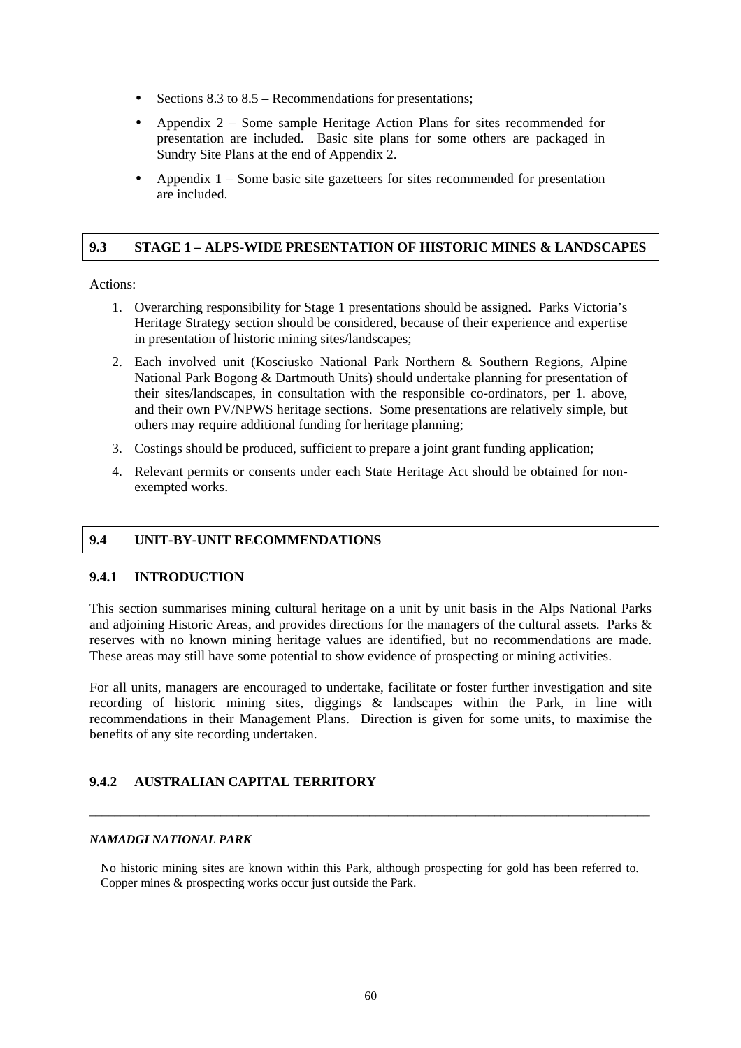- Sections 8.3 to 8.5 – Recommendations for presentations;
- Appendix 2 – Some sample Heritage Action Plans for sites recommended for presentation are included. Basic site plans for some others are packaged in Sundry Site Plans at the end of Appendix 2.
- Appendix 1 – Some basic site gazetteers for sites recommended for presentation are included.

## 9.3 STAGE 1 – ALPS-WIDE PRESENTATION OF HISTORIC MINES & LANDSCAPES

Actions:

1. Overarching responsibility for Stage 1 presentations should be assigned. Parks Victoria's Heritage Strategy section should be considered, because of their experience and expertise in presentation of historic mining sites/landscapes;
2. Each involved unit (Kosciusko National Park Northern & Southern Regions, Alpine National Park Bogong & Dartmouth Units) should undertake planning for presentation of their sites/landscapes, in consultation with the responsible co-ordinators, per 1. above, and their own PV/NPWS heritage sections. Some presentations are relatively simple, but others may require additional funding for heritage planning;
3. Costings should be produced, sufficient to prepare a joint grant funding application;
4. Relevant permits or consents under each State Heritage Act should be obtained for non-exempted works.

## 9.4 UNIT-BY-UNIT RECOMMENDATIONS

### 9.4.1 INTRODUCTION

This section summarises mining cultural heritage on a unit by unit basis in the Alps National Parks and adjoining Historic Areas, and provides directions for the managers of the cultural assets. Parks & reserves with no known mining heritage values are identified, but no recommendations are made. These areas may still have some potential to show evidence of prospecting or mining activities.

For all units, managers are encouraged to undertake, facilitate or foster further investigation and site recording of historic mining sites, diggings & landscapes within the Park, in line with recommendations in their Management Plans. Direction is given for some units, to maximise the benefits of any site recording undertaken.

### 9.4.2 AUSTRALIAN CAPITAL TERRITORY

---

***NAMADGI NATIONAL PARK***

No historic mining sites are known within this Park, although prospecting for gold has been referred to. Copper mines & prospecting works occur just outside the Park.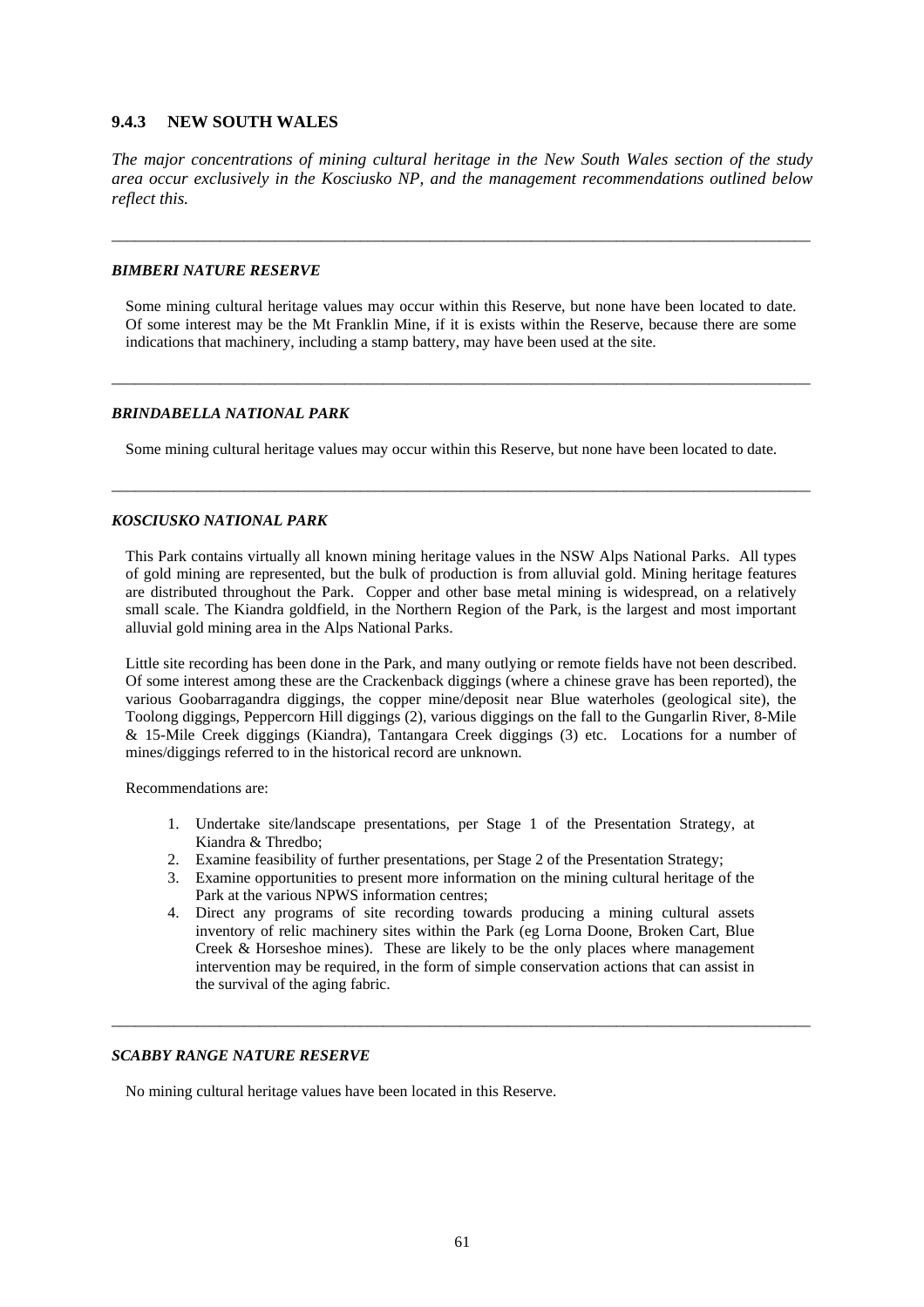### 9.4.3 NEW SOUTH WALES

*The major concentrations of mining cultural heritage in the New South Wales section of the study area occur exclusively in the Kosciusko NP, and the management recommendations outlined below reflect this.*

---

#### *BIMBERI NATURE RESERVE*

Some mining cultural heritage values may occur within this Reserve, but none have been located to date. Of some interest may be the Mt Franklin Mine, if it is exists within the Reserve, because there are some indications that machinery, including a stamp battery, may have been used at the site.

---

#### *BRINDABELLA NATIONAL PARK*

Some mining cultural heritage values may occur within this Reserve, but none have been located to date.

---

#### *KOSCIUSKO NATIONAL PARK*

This Park contains virtually all known mining heritage values in the NSW Alps National Parks. All types of gold mining are represented, but the bulk of production is from alluvial gold. Mining heritage features are distributed throughout the Park. Copper and other base metal mining is widespread, on a relatively small scale. The Kiandra goldfield, in the Northern Region of the Park, is the largest and most important alluvial gold mining area in the Alps National Parks.

Little site recording has been done in the Park, and many outlying or remote fields have not been described. Of some interest among these are the Crackenback diggings (where a chinese grave has been reported), the various Goobarragandra diggings, the copper mine/deposit near Blue waterholes (geological site), the Toolong diggings, Peppercorn Hill diggings (2), various diggings on the fall to the Gungarlin River, 8-Mile & 15-Mile Creek diggings (Kiandra), Tantangara Creek diggings (3) etc. Locations for a number of mines/diggings referred to in the historical record are unknown.

Recommendations are:

1. Undertake site/landscape presentations, per Stage 1 of the Presentation Strategy, at Kiandra & Thredbo;
2. Examine feasibility of further presentations, per Stage 2 of the Presentation Strategy;
3. Examine opportunities to present more information on the mining cultural heritage of the Park at the various NPWS information centres;
4. Direct any programs of site recording towards producing a mining cultural assets inventory of relic machinery sites within the Park (eg Lorna Doone, Broken Cart, Blue Creek & Horseshoe mines). These are likely to be the only places where management intervention may be required, in the form of simple conservation actions that can assist in the survival of the aging fabric.

---

#### *SCABBY RANGE NATURE RESERVE*

No mining cultural heritage values have been located in this Reserve.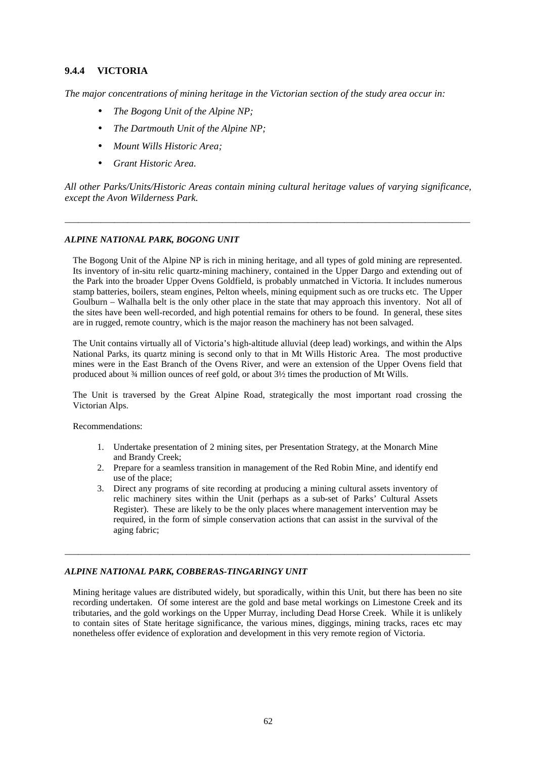### 9.4.4 VICTORIA

*The major concentrations of mining heritage in the Victorian section of the study area occur in:*

- *The Bogong Unit of the Alpine NP;*
- *The Dartmouth Unit of the Alpine NP;*
- *Mount Wills Historic Area;*
- *Grant Historic Area.*

*All other Parks/Units/Historic Areas contain mining cultural heritage values of varying significance, except the Avon Wilderness Park.*

---

#### *ALPINE NATIONAL PARK, BOGONG UNIT*

The Bogong Unit of the Alpine NP is rich in mining heritage, and all types of gold mining are represented. Its inventory of in-situ relic quartz-mining machinery, contained in the Upper Dargo and extending out of the Park into the broader Upper Ovens Goldfield, is probably unmatched in Victoria. It includes numerous stamp batteries, boilers, steam engines, Pelton wheels, mining equipment such as ore trucks etc. The Upper Goulburn – Walhalla belt is the only other place in the state that may approach this inventory. Not all of the sites have been well-recorded, and high potential remains for others to be found. In general, these sites are in rugged, remote country, which is the major reason the machinery has not been salvaged.

The Unit contains virtually all of Victoria's high-altitude alluvial (deep lead) workings, and within the Alps National Parks, its quartz mining is second only to that in Mt Wills Historic Area. The most productive mines were in the East Branch of the Ovens River, and were an extension of the Upper Ovens field that produced about ¾ million ounces of reef gold, or about 3½ times the production of Mt Wills.

The Unit is traversed by the Great Alpine Road, strategically the most important road crossing the Victorian Alps.

Recommendations:

1. Undertake presentation of 2 mining sites, per Presentation Strategy, at the Monarch Mine and Brandy Creek;
2. Prepare for a seamless transition in management of the Red Robin Mine, and identify end use of the place;
3. Direct any programs of site recording at producing a mining cultural assets inventory of relic machinery sites within the Unit (perhaps as a sub-set of Parks' Cultural Assets Register). These are likely to be the only places where management intervention may be required, in the form of simple conservation actions that can assist in the survival of the aging fabric;

---

#### *ALPINE NATIONAL PARK, COBBERAS-TINGARINGY UNIT*

Mining heritage values are distributed widely, but sporadically, within this Unit, but there has been no site recording undertaken. Of some interest are the gold and base metal workings on Limestone Creek and its tributaries, and the gold workings on the Upper Murray, including Dead Horse Creek. While it is unlikely to contain sites of State heritage significance, the various mines, diggings, mining tracks, races etc may nonetheless offer evidence of exploration and development in this very remote region of Victoria.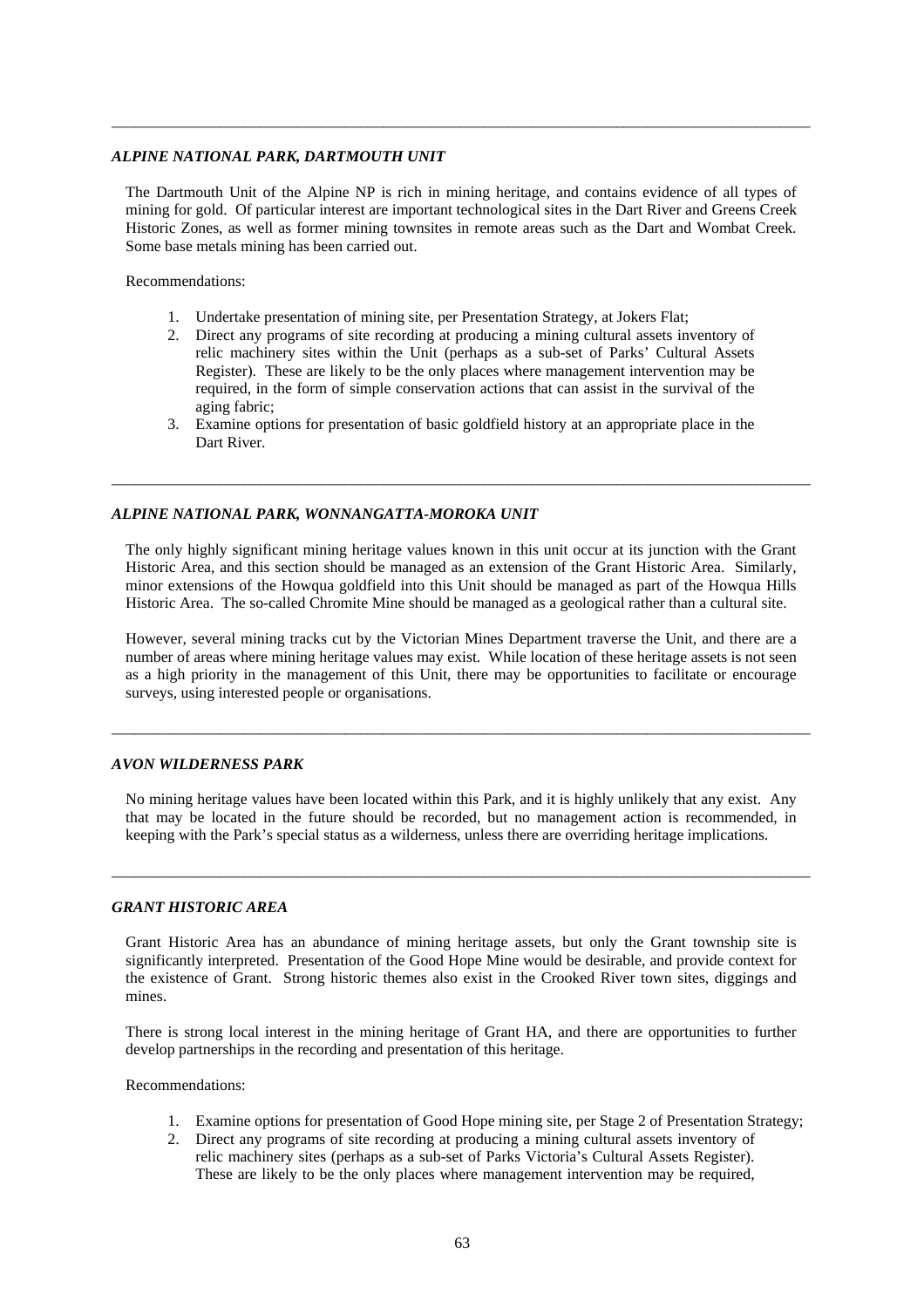---

### *ALPINE NATIONAL PARK, DARTMOUTH UNIT*

The Dartmouth Unit of the Alpine NP is rich in mining heritage, and contains evidence of all types of mining for gold. Of particular interest are important technological sites in the Dart River and Greens Creek Historic Zones, as well as former mining townsites in remote areas such as the Dart and Wombat Creek. Some base metals mining has been carried out.

Recommendations:

1. Undertake presentation of mining site, per Presentation Strategy, at Jokers Flat;
2. Direct any programs of site recording at producing a mining cultural assets inventory of relic machinery sites within the Unit (perhaps as a sub-set of Parks' Cultural Assets Register). These are likely to be the only places where management intervention may be required, in the form of simple conservation actions that can assist in the survival of the aging fabric;
3. Examine options for presentation of basic goldfield history at an appropriate place in the Dart River.

---

### *ALPINE NATIONAL PARK, WONNANGATTA-MOROKA UNIT*

The only highly significant mining heritage values known in this unit occur at its junction with the Grant Historic Area, and this section should be managed as an extension of the Grant Historic Area. Similarly, minor extensions of the Howqua goldfield into this Unit should be managed as part of the Howqua Hills Historic Area. The so-called Chromite Mine should be managed as a geological rather than a cultural site.

However, several mining tracks cut by the Victorian Mines Department traverse the Unit, and there are a number of areas where mining heritage values may exist. While location of these heritage assets is not seen as a high priority in the management of this Unit, there may be opportunities to facilitate or encourage surveys, using interested people or organisations.

---

### *AVON WILDERNESS PARK*

No mining heritage values have been located within this Park, and it is highly unlikely that any exist. Any that may be located in the future should be recorded, but no management action is recommended, in keeping with the Park's special status as a wilderness, unless there are overriding heritage implications.

---

### *GRANT HISTORIC AREA*

Grant Historic Area has an abundance of mining heritage assets, but only the Grant township site is significantly interpreted. Presentation of the Good Hope Mine would be desirable, and provide context for the existence of Grant. Strong historic themes also exist in the Crooked River town sites, diggings and mines.

There is strong local interest in the mining heritage of Grant HA, and there are opportunities to further develop partnerships in the recording and presentation of this heritage.

Recommendations:

1. Examine options for presentation of Good Hope mining site, per Stage 2 of Presentation Strategy;
2. Direct any programs of site recording at producing a mining cultural assets inventory of relic machinery sites (perhaps as a sub-set of Parks Victoria's Cultural Assets Register). These are likely to be the only places where management intervention may be required,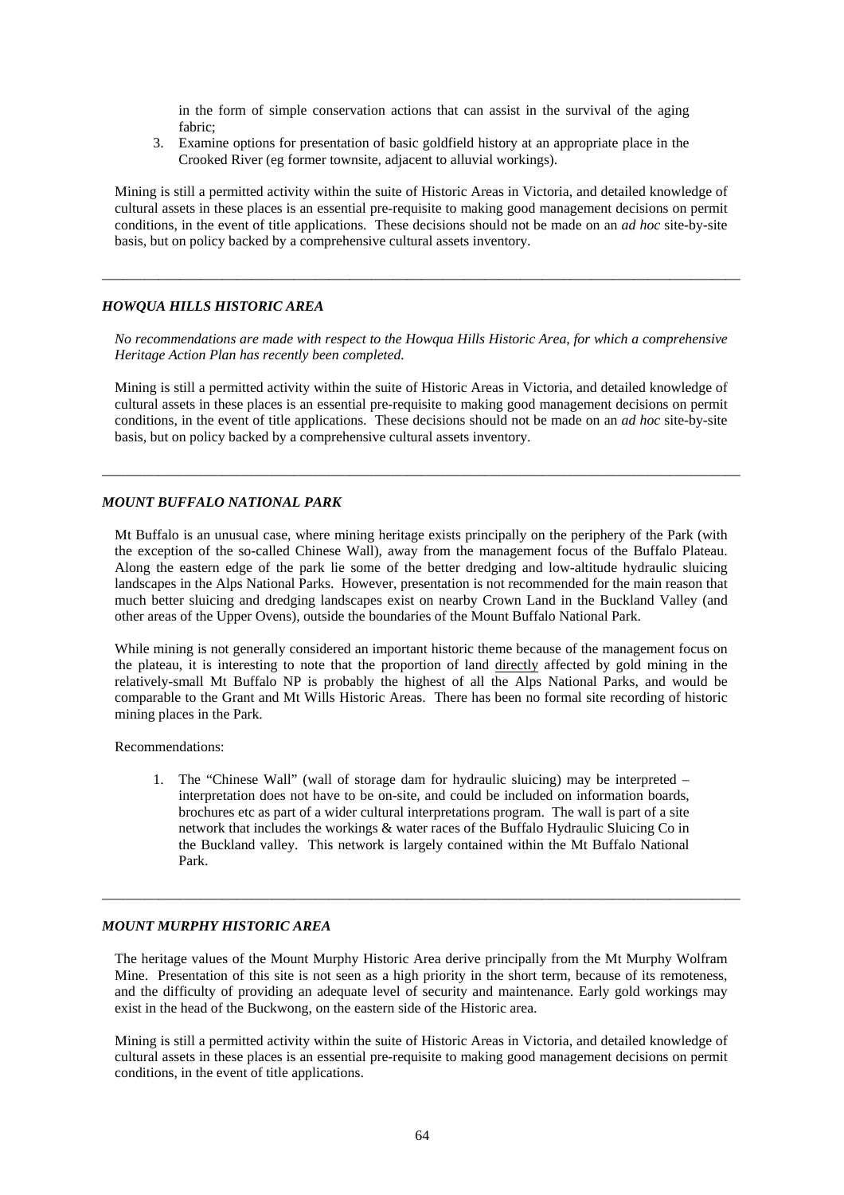in the form of simple conservation actions that can assist in the survival of the aging fabric;

3. Examine options for presentation of basic goldfield history at an appropriate place in the Crooked River (eg former townsite, adjacent to alluvial workings).

Mining is still a permitted activity within the suite of Historic Areas in Victoria, and detailed knowledge of cultural assets in these places is an essential pre-requisite to making good management decisions on permit conditions, in the event of title applications. These decisions should not be made on an *ad hoc* site-by-site basis, but on policy backed by a comprehensive cultural assets inventory.

---

### *HOWQUA HILLS HISTORIC AREA*

*No recommendations are made with respect to the Howqua Hills Historic Area, for which a comprehensive Heritage Action Plan has recently been completed.*

Mining is still a permitted activity within the suite of Historic Areas in Victoria, and detailed knowledge of cultural assets in these places is an essential pre-requisite to making good management decisions on permit conditions, in the event of title applications. These decisions should not be made on an *ad hoc* site-by-site basis, but on policy backed by a comprehensive cultural assets inventory.

---

### *MOUNT BUFFALO NATIONAL PARK*

Mt Buffalo is an unusual case, where mining heritage exists principally on the periphery of the Park (with the exception of the so-called Chinese Wall), away from the management focus of the Buffalo Plateau. Along the eastern edge of the park lie some of the better dredging and low-altitude hydraulic sluicing landscapes in the Alps National Parks. However, presentation is not recommended for the main reason that much better sluicing and dredging landscapes exist on nearby Crown Land in the Buckland Valley (and other areas of the Upper Ovens), outside the boundaries of the Mount Buffalo National Park.

While mining is not generally considered an important historic theme because of the management focus on the plateau, it is interesting to note that the proportion of land <u>directly</u> affected by gold mining in the relatively-small Mt Buffalo NP is probably the highest of all the Alps National Parks, and would be comparable to the Grant and Mt Wills Historic Areas. There has been no formal site recording of historic mining places in the Park.

Recommendations:

1. The "Chinese Wall" (wall of storage dam for hydraulic sluicing) may be interpreted – interpretation does not have to be on-site, and could be included on information boards, brochures etc as part of a wider cultural interpretations program. The wall is part of a site network that includes the workings & water races of the Buffalo Hydraulic Sluicing Co in the Buckland valley. This network is largely contained within the Mt Buffalo National Park.

---

### *MOUNT MURPHY HISTORIC AREA*

The heritage values of the Mount Murphy Historic Area derive principally from the Mt Murphy Wolfram Mine. Presentation of this site is not seen as a high priority in the short term, because of its remoteness, and the difficulty of providing an adequate level of security and maintenance. Early gold workings may exist in the head of the Buckwong, on the eastern side of the Historic area.

Mining is still a permitted activity within the suite of Historic Areas in Victoria, and detailed knowledge of cultural assets in these places is an essential pre-requisite to making good management decisions on permit conditions, in the event of title applications.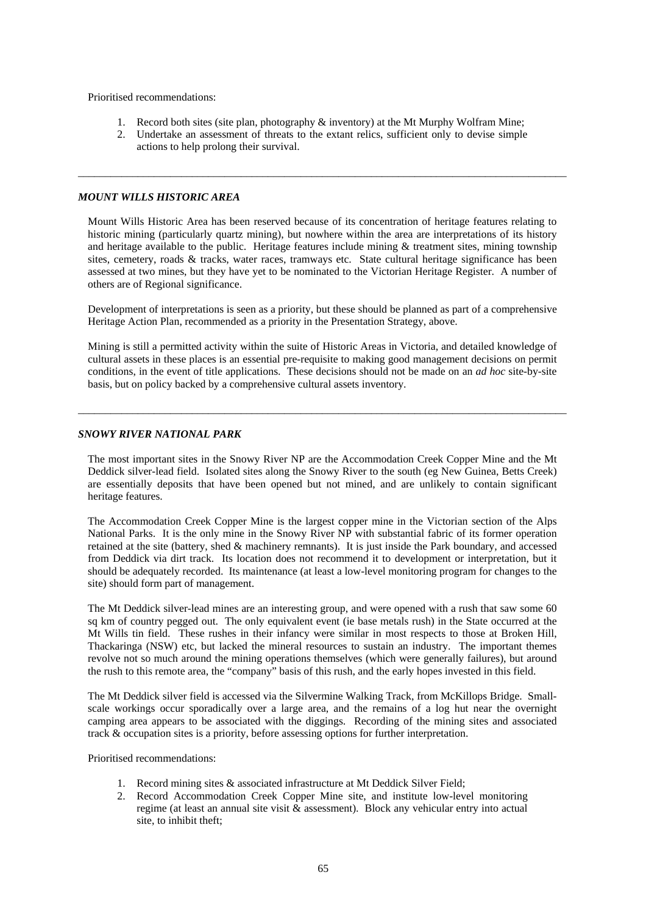Prioritised recommendations:

1. Record both sites (site plan, photography & inventory) at the Mt Murphy Wolfram Mine;
2. Undertake an assessment of threats to the extant relics, sufficient only to devise simple actions to help prolong their survival.

---

### *MOUNT WILLS HISTORIC AREA*

Mount Wills Historic Area has been reserved because of its concentration of heritage features relating to historic mining (particularly quartz mining), but nowhere within the area are interpretations of its history and heritage available to the public. Heritage features include mining & treatment sites, mining township sites, cemetery, roads & tracks, water races, tramways etc. State cultural heritage significance has been assessed at two mines, but they have yet to be nominated to the Victorian Heritage Register. A number of others are of Regional significance.

Development of interpretations is seen as a priority, but these should be planned as part of a comprehensive Heritage Action Plan, recommended as a priority in the Presentation Strategy, above.

Mining is still a permitted activity within the suite of Historic Areas in Victoria, and detailed knowledge of cultural assets in these places is an essential pre-requisite to making good management decisions on permit conditions, in the event of title applications. These decisions should not be made on an *ad hoc* site-by-site basis, but on policy backed by a comprehensive cultural assets inventory.

---

### *SNOWY RIVER NATIONAL PARK*

The most important sites in the Snowy River NP are the Accommodation Creek Copper Mine and the Mt Deddick silver-lead field. Isolated sites along the Snowy River to the south (eg New Guinea, Betts Creek) are essentially deposits that have been opened but not mined, and are unlikely to contain significant heritage features.

The Accommodation Creek Copper Mine is the largest copper mine in the Victorian section of the Alps National Parks. It is the only mine in the Snowy River NP with substantial fabric of its former operation retained at the site (battery, shed & machinery remnants). It is just inside the Park boundary, and accessed from Deddick via dirt track. Its location does not recommend it to development or interpretation, but it should be adequately recorded. Its maintenance (at least a low-level monitoring program for changes to the site) should form part of management.

The Mt Deddick silver-lead mines are an interesting group, and were opened with a rush that saw some 60 sq km of country pegged out. The only equivalent event (ie base metals rush) in the State occurred at the Mt Wills tin field. These rushes in their infancy were similar in most respects to those at Broken Hill, Thackaringa (NSW) etc, but lacked the mineral resources to sustain an industry. The important themes revolve not so much around the mining operations themselves (which were generally failures), but around the rush to this remote area, the "company" basis of this rush, and the early hopes invested in this field.

The Mt Deddick silver field is accessed via the Silvermine Walking Track, from McKillops Bridge. Small-scale workings occur sporadically over a large area, and the remains of a log hut near the overnight camping area appears to be associated with the diggings. Recording of the mining sites and associated track & occupation sites is a priority, before assessing options for further interpretation.

Prioritised recommendations:

1. Record mining sites & associated infrastructure at Mt Deddick Silver Field;
2. Record Accommodation Creek Copper Mine site, and institute low-level monitoring regime (at least an annual site visit & assessment). Block any vehicular entry into actual site, to inhibit theft;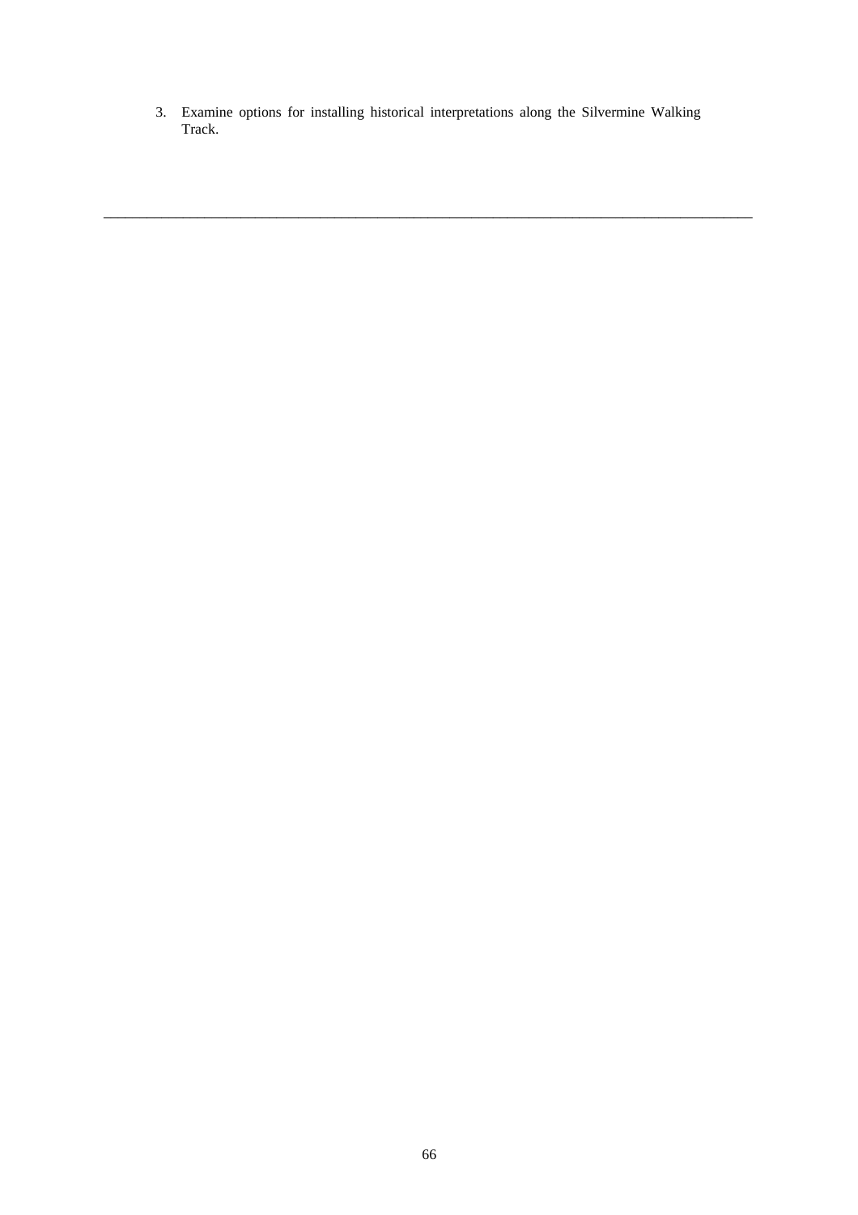3. Examine options for installing historical interpretations along the Silvermine Walking Track.

---